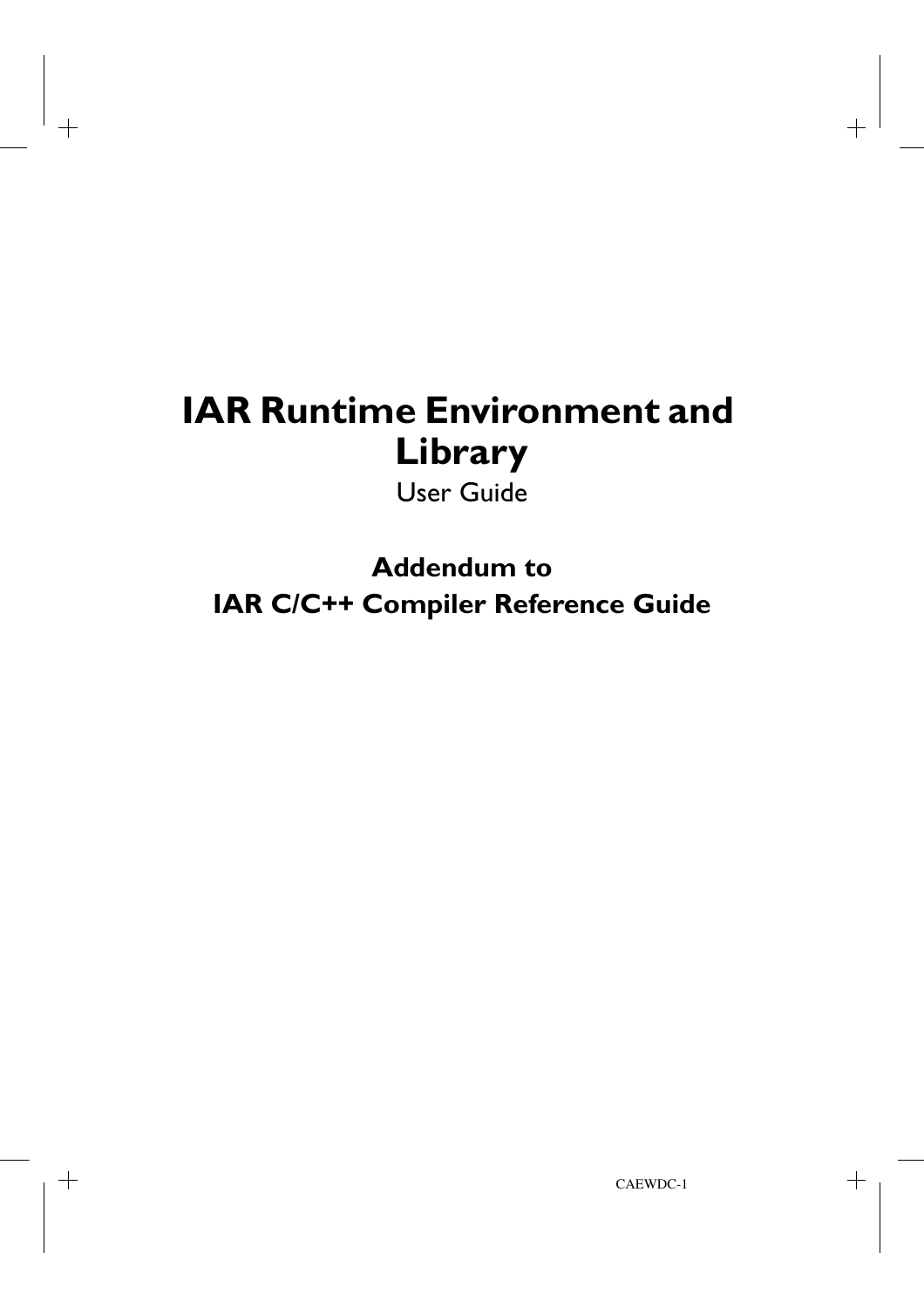# IAR Runtime Environment and Library

User Guide

**Addendum to**
**IAR C/C++ Compiler Reference Guide**

CAEWDC-1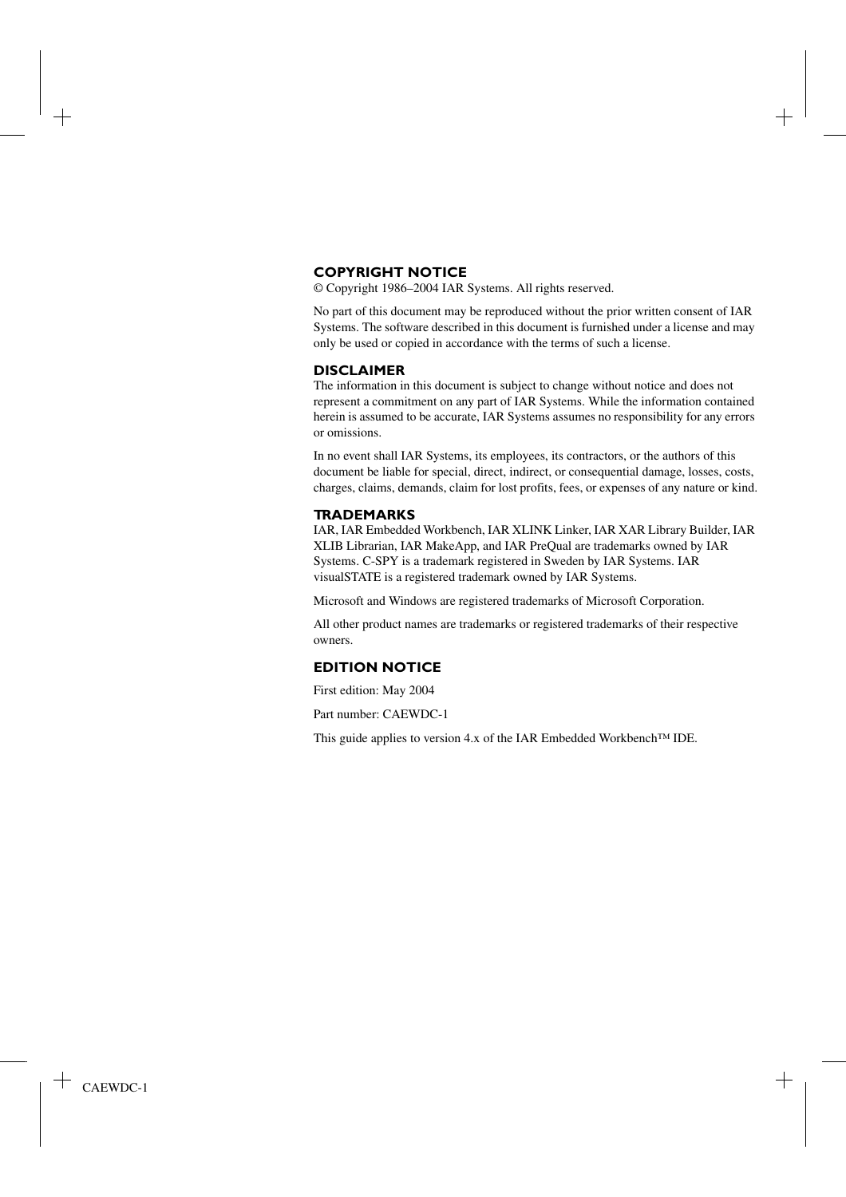## COPYRIGHT NOTICE

© Copyright 1986–2004 IAR Systems. All rights reserved.

No part of this document may be reproduced without the prior written consent of IAR Systems. The software described in this document is furnished under a license and may only be used or copied in accordance with the terms of such a license.

## DISCLAIMER

The information in this document is subject to change without notice and does not represent a commitment on any part of IAR Systems. While the information contained herein is assumed to be accurate, IAR Systems assumes no responsibility for any errors or omissions.

In no event shall IAR Systems, its employees, its contractors, or the authors of this document be liable for special, direct, indirect, or consequential damage, losses, costs, charges, claims, demands, claim for lost profits, fees, or expenses of any nature or kind.

## TRADEMARKS

IAR, IAR Embedded Workbench, IAR XLINK Linker, IAR XAR Library Builder, IAR XLIB Librarian, IAR MakeApp, and IAR PreQual are trademarks owned by IAR Systems. C-SPY is a trademark registered in Sweden by IAR Systems. IAR visualSTATE is a registered trademark owned by IAR Systems.

Microsoft and Windows are registered trademarks of Microsoft Corporation.

All other product names are trademarks or registered trademarks of their respective owners.

## EDITION NOTICE

First edition: May 2004

Part number: CAEWDC-1

This guide applies to version 4.x of the IAR Embedded Workbench™ IDE.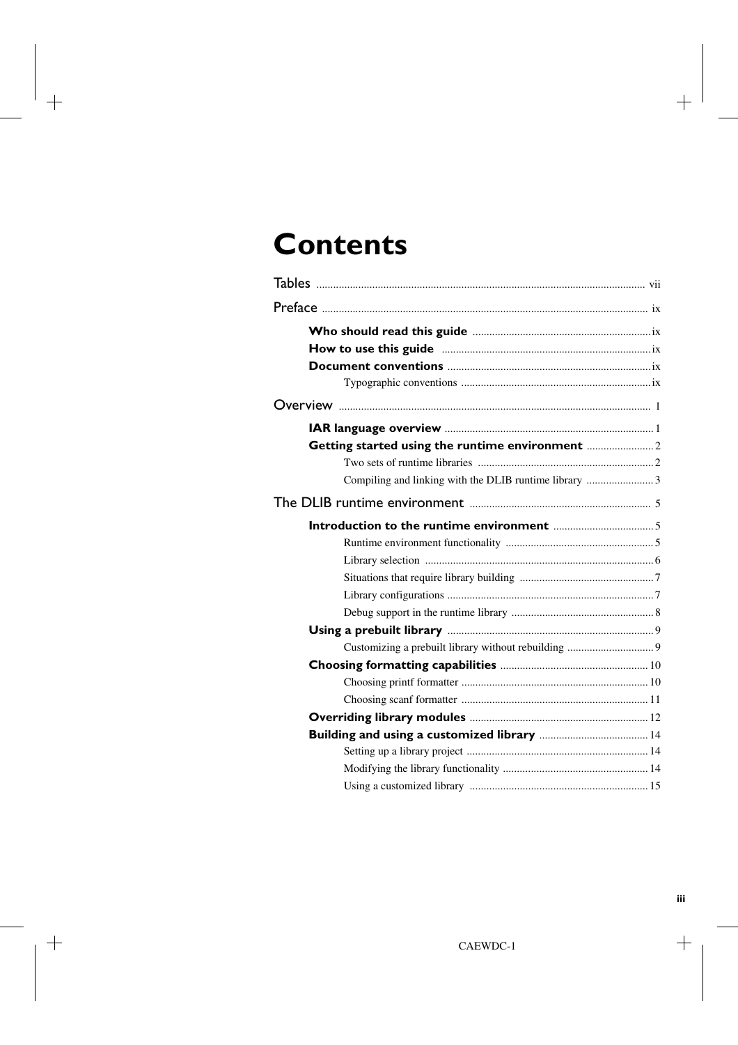# Contents

Tables ..... vii

Preface ..... ix

- **Who should read this guide** ..... ix
- **How to use this guide** ..... ix
- **Document conventions** ..... ix
  - Typographic conventions ..... ix

Overview ..... 1

- **IAR language overview** ..... 1
- **Getting started using the runtime environment** ..... 2
  - Two sets of runtime libraries ..... 2
  - Compiling and linking with the DLIB runtime library ..... 3

The DLIB runtime environment ..... 5

- **Introduction to the runtime environment** ..... 5
  - Runtime environment functionality ..... 5
  - Library selection ..... 6
  - Situations that require library building ..... 7
  - Library configurations ..... 7
  - Debug support in the runtime library ..... 8
- **Using a prebuilt library** ..... 9
  - Customizing a prebuilt library without rebuilding ..... 9
- **Choosing formatting capabilities** ..... 10
  - Choosing printf formatter ..... 10
  - Choosing scanf formatter ..... 11
- **Overriding library modules** ..... 12
- **Building and using a customized library** ..... 14
  - Setting up a library project ..... 14
  - Modifying the library functionality ..... 14
  - Using a customized library ..... 15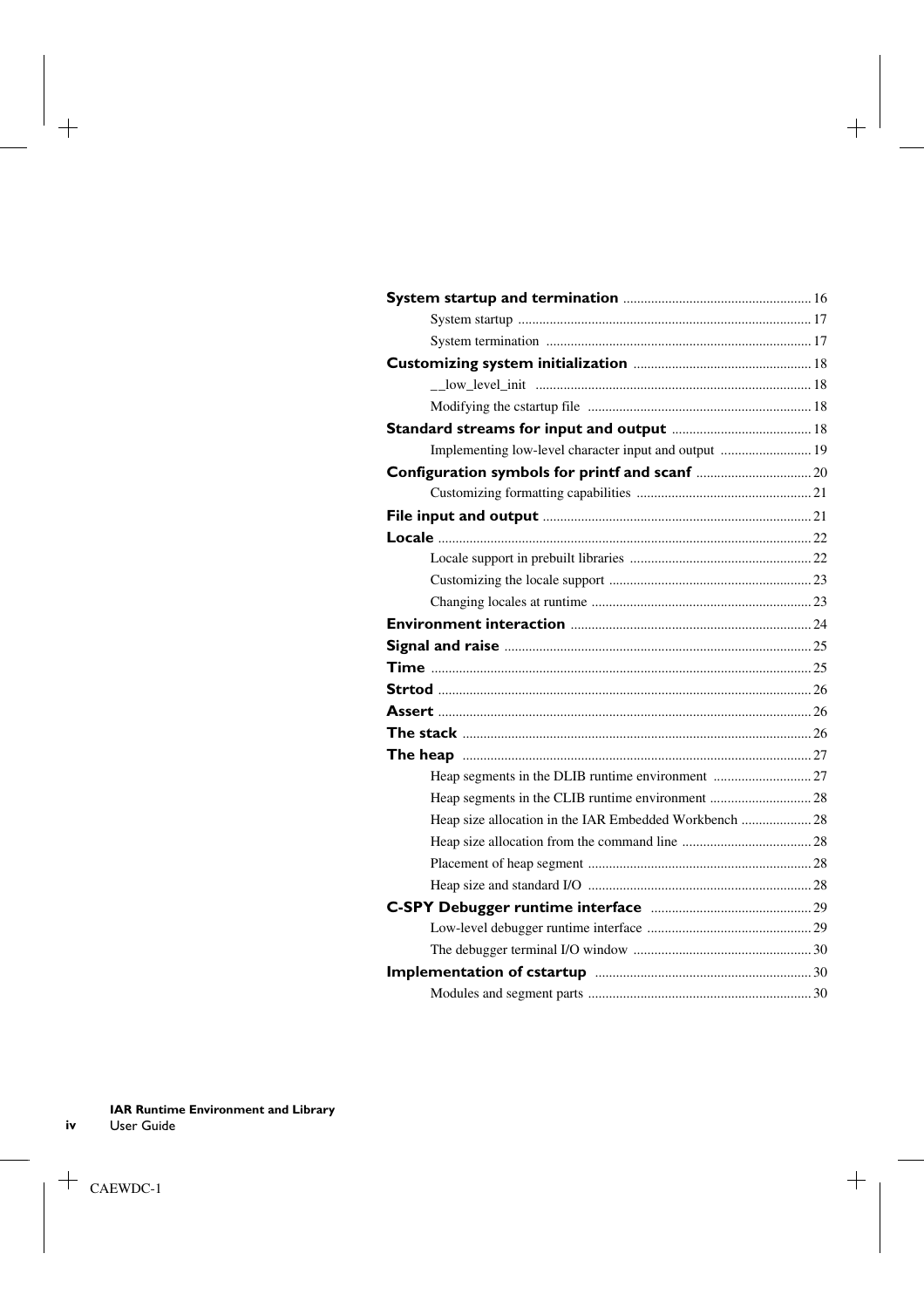**System startup and termination** ..................................................... 16

System startup .................................................................................... 17

System termination ............................................................................ 17

**Customizing system initialization** .................................................. 18

__low_level_init .............................................................................. 18

Modifying the cstartup file ................................................................ 18

**Standard streams for input and output** ........................................ 18

Implementing low-level character input and output .......................... 19

**Configuration symbols for printf and scanf** ................................. 20

Customizing formatting capabilities .................................................. 21

**File input and output** ............................................................................ 21

**Locale** .......................................................................................................... 22

Locale support in prebuilt libraries .................................................... 22

Customizing the locale support .......................................................... 23

Changing locales at runtime ............................................................... 23

**Environment interaction** ..................................................................... 24

**Signal and raise** ....................................................................................... 25

**Time** ............................................................................................................ 25

**Strtod** .......................................................................................................... 26

**Assert** .......................................................................................................... 26

**The stack** ................................................................................................... 26

**The heap** ................................................................................................... 27

Heap segments in the DLIB runtime environment ............................ 27

Heap segments in the CLIB runtime environment ............................. 28

Heap size allocation in the IAR Embedded Workbench .................... 28

Heap size allocation from the command line ..................................... 28

Placement of heap segment ................................................................ 28

Heap size and standard I/O ................................................................ 28

**C-SPY Debugger runtime interface** .............................................. 29

Low-level debugger runtime interface ............................................... 29

The debugger terminal I/O window ................................................... 30

**Implementation of cstartup** ............................................................. 30

Modules and segment parts ................................................................ 30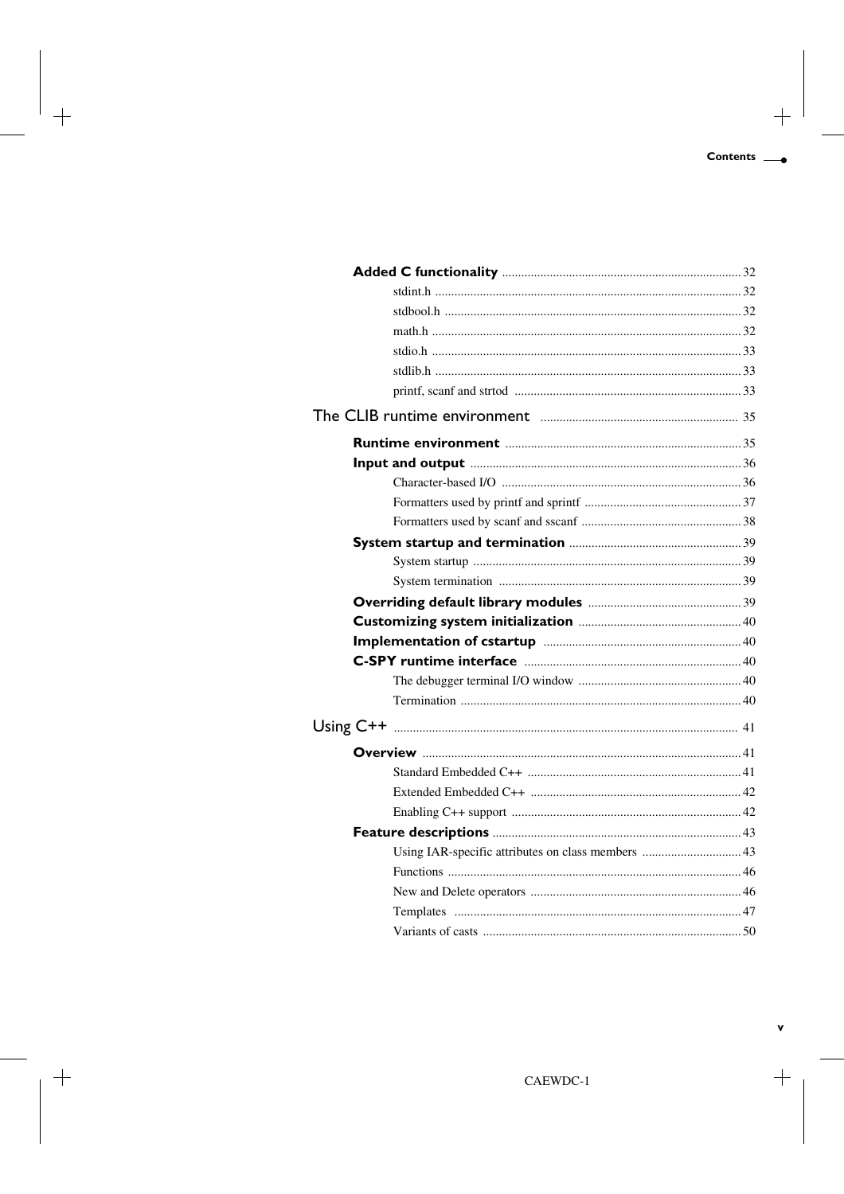**Added C functionality** .......... 32

stdint.h .......... 32

stdbool.h .......... 32

math.h .......... 32

stdio.h .......... 33

stdlib.h .......... 33

printf, scanf and strtod .......... 33

## The CLIB runtime environment .......... 35

**Runtime environment** .......... 35

**Input and output** .......... 36

Character-based I/O .......... 36

Formatters used by printf and sprintf .......... 37

Formatters used by scanf and sscanf .......... 38

**System startup and termination** .......... 39

System startup .......... 39

System termination .......... 39

**Overriding default library modules** .......... 39

**Customizing system initialization** .......... 40

**Implementation of cstartup** .......... 40

**C-SPY runtime interface** .......... 40

The debugger terminal I/O window .......... 40

Termination .......... 40

## Using C++ .......... 41

**Overview** .......... 41

Standard Embedded C++ .......... 41

Extended Embedded C++ .......... 42

Enabling C++ support .......... 42

**Feature descriptions** .......... 43

Using IAR-specific attributes on class members .......... 43

Functions .......... 46

New and Delete operators .......... 46

Templates .......... 47

Variants of casts .......... 50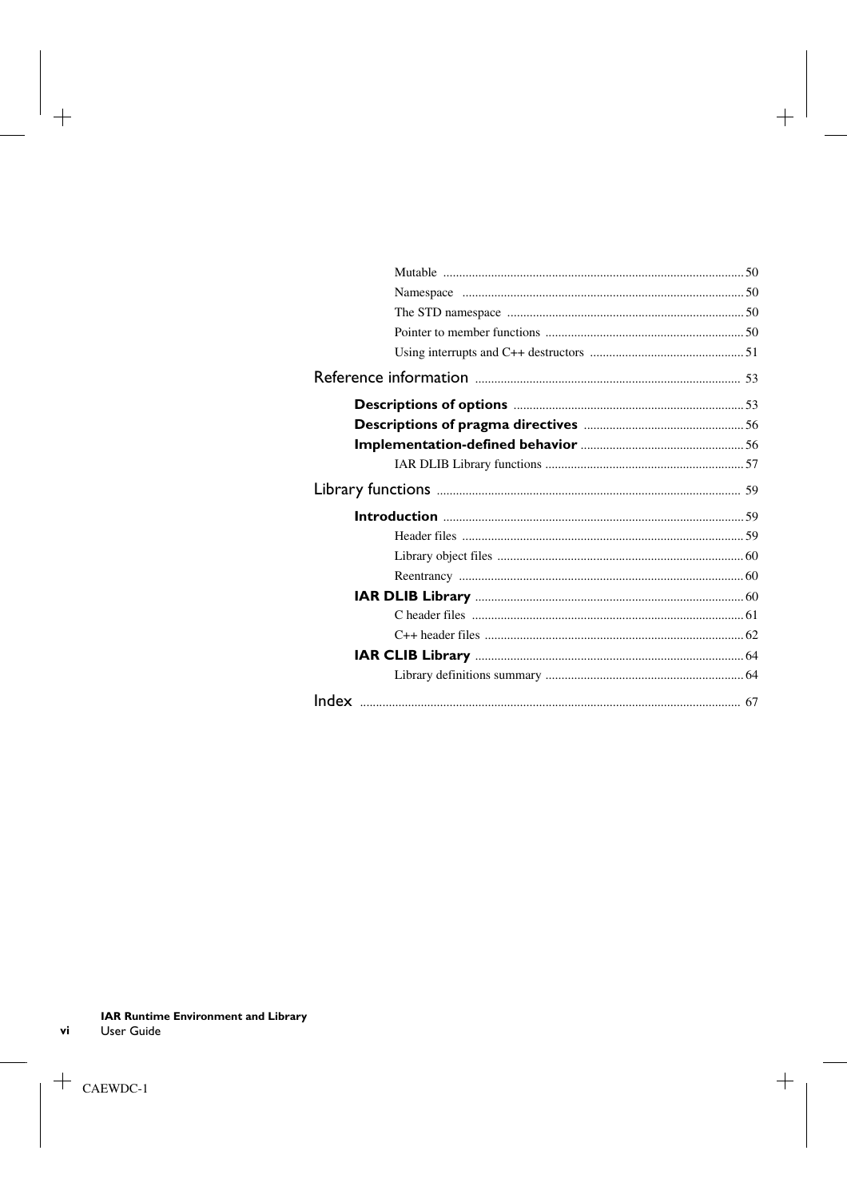Mutable .......... 50

Namespace .......... 50

The STD namespace .......... 50

Pointer to member functions .......... 50

Using interrupts and C++ destructors .......... 51

Reference information .......... 53

**Descriptions of options** .......... 53

**Descriptions of pragma directives** .......... 56

**Implementation-defined behavior** .......... 56

IAR DLIB Library functions .......... 57

Library functions .......... 59

**Introduction** .......... 59

Header files .......... 59

Library object files .......... 60

Reentrancy .......... 60

**IAR DLIB Library** .......... 60

C header files .......... 61

C++ header files .......... 62

**IAR CLIB Library** .......... 64

Library definitions summary .......... 64

Index .......... 67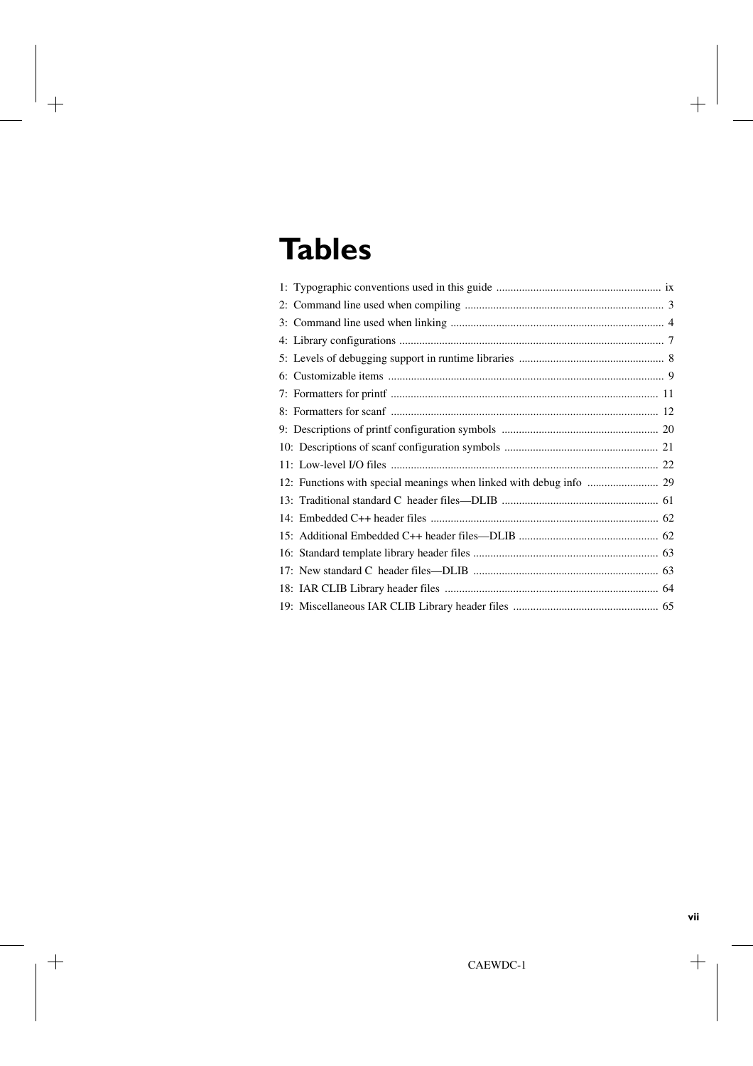# Tables

1: Typographic conventions used in this guide ......................................................... ix
2: Command line used when compiling ..................................................................... 3
3: Command line used when linking .......................................................................... 4
4: Library configurations ............................................................................................ 7
5: Levels of debugging support in runtime libraries .................................................. 8
6: Customizable items ................................................................................................ 9
7: Formatters for printf ............................................................................................ 11
8: Formatters for scanf ............................................................................................ 12
9: Descriptions of printf configuration symbols ...................................................... 20
10: Descriptions of scanf configuration symbols ..................................................... 21
11: Low-level I/O files ............................................................................................ 22
12: Functions with special meanings when linked with debug info ......................... 29
13: Traditional standard C header files—DLIB ...................................................... 61
14: Embedded C++ header files ............................................................................... 62
15: Additional Embedded C++ header files—DLIB ................................................ 62
16: Standard template library header files ................................................................ 63
17: New standard C header files—DLIB ................................................................ 63
18: IAR CLIB Library header files .......................................................................... 64
19: Miscellaneous IAR CLIB Library header files .................................................. 65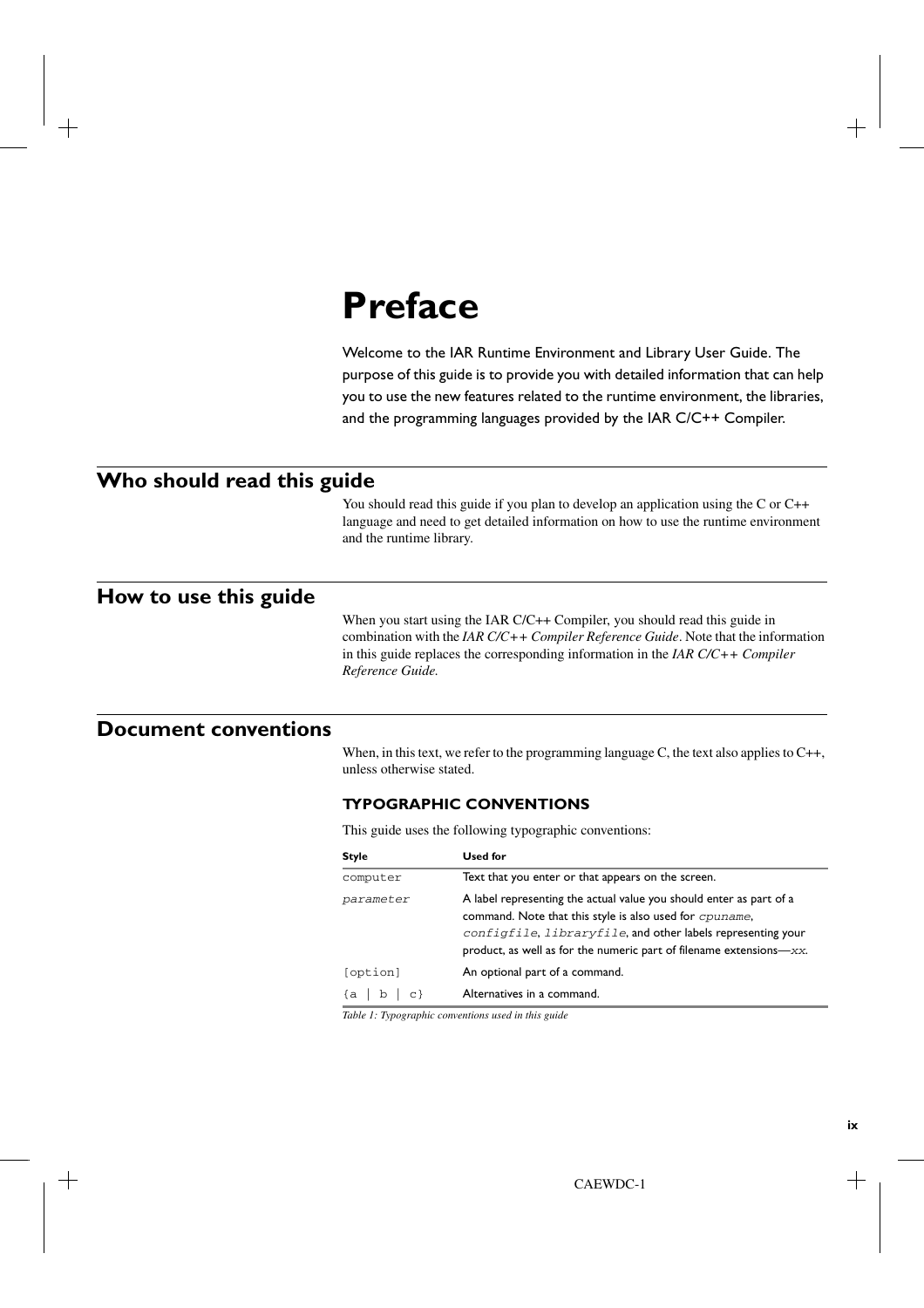# Preface

Welcome to the IAR Runtime Environment and Library User Guide. The purpose of this guide is to provide you with detailed information that can help you to use the new features related to the runtime environment, the libraries, and the programming languages provided by the IAR C/C++ Compiler.

## Who should read this guide

You should read this guide if you plan to develop an application using the C or C++ language and need to get detailed information on how to use the runtime environment and the runtime library.

## How to use this guide

When you start using the IAR C/C++ Compiler, you should read this guide in combination with the *IAR C/C++ Compiler Reference Guide*. Note that the information in this guide replaces the corresponding information in the *IAR C/C++ Compiler Reference Guide*.

## Document conventions

When, in this text, we refer to the programming language C, the text also applies to C++, unless otherwise stated.

### TYPOGRAPHIC CONVENTIONS

This guide uses the following typographic conventions:

| Style | Used for |
|---|---|
| `computer` | Text that you enter or that appears on the screen. |
| *`parameter`* | A label representing the actual value you should enter as part of a command. Note that this style is also used for *`cpuname`*, *`configfile`*, *`libraryfile`*, and other labels representing your product, as well as for the numeric part of filename extensions—*`xx`*. |
| `[option]` | An optional part of a command. |
| `{a \| b \| c}` | Alternatives in a command. |

*Table 1: Typographic conventions used in this guide*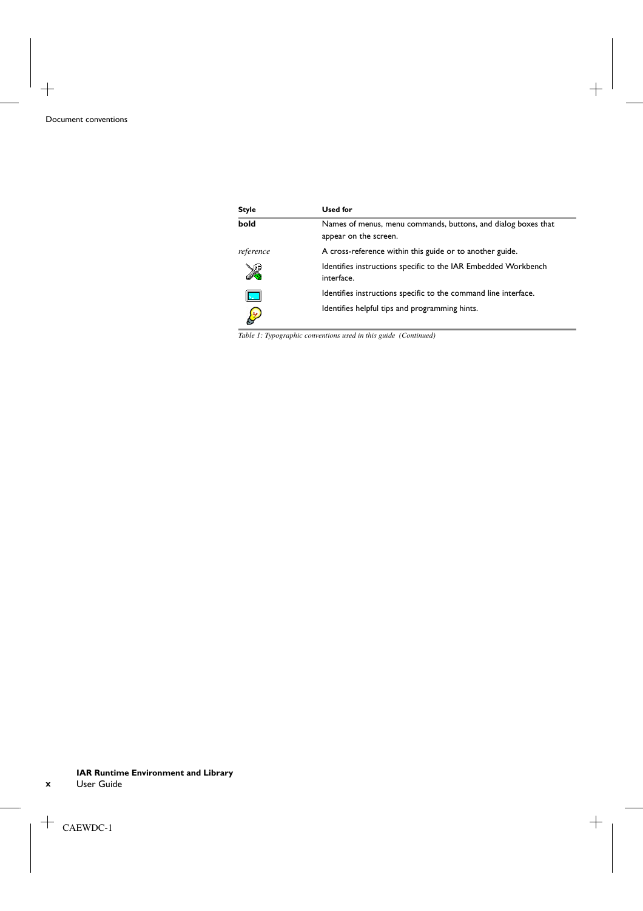| Style | Used for |
| --- | --- |
| **bold** | Names of menus, menu commands, buttons, and dialog boxes that appear on the screen. |
| *reference* | A cross-reference within this guide or to another guide. |
| | Identifies instructions specific to the IAR Embedded Workbench interface. |
| | Identifies instructions specific to the command line interface. |
| | Identifies helpful tips and programming hints. |

*Table 1: Typographic conventions used in this guide (Continued)*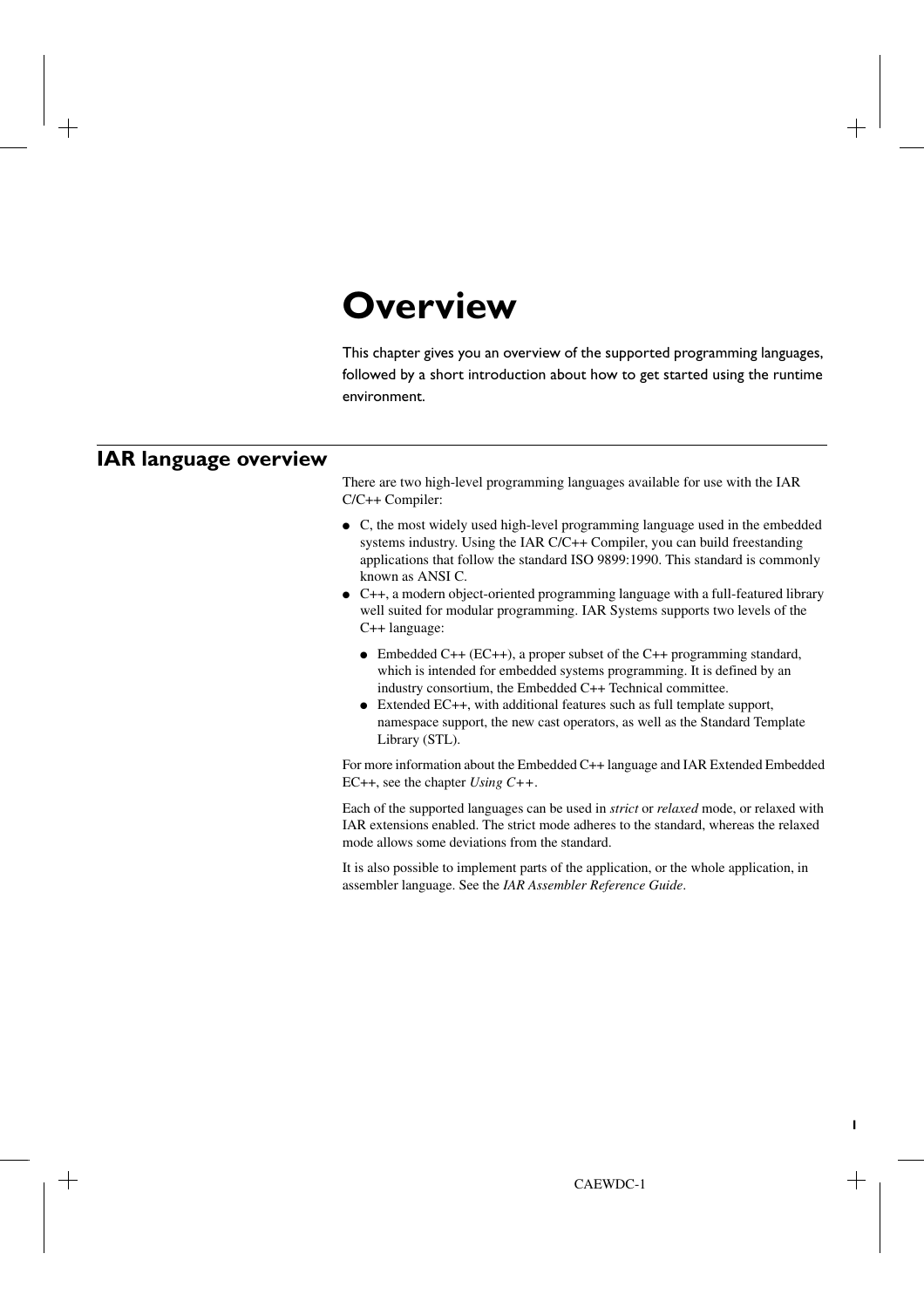# Overview

This chapter gives you an overview of the supported programming languages, followed by a short introduction about how to get started using the runtime environment.

## IAR language overview

There are two high-level programming languages available for use with the IAR C/C++ Compiler:

- C, the most widely used high-level programming language used in the embedded systems industry. Using the IAR C/C++ Compiler, you can build freestanding applications that follow the standard ISO 9899:1990. This standard is commonly known as ANSI C.
- C++, a modern object-oriented programming language with a full-featured library well suited for modular programming. IAR Systems supports two levels of the C++ language:
  - Embedded C++ (EC++), a proper subset of the C++ programming standard, which is intended for embedded systems programming. It is defined by an industry consortium, the Embedded C++ Technical committee.
  - Extended EC++, with additional features such as full template support, namespace support, the new cast operators, as well as the Standard Template Library (STL).

For more information about the Embedded C++ language and IAR Extended Embedded EC++, see the chapter *Using C++*.

Each of the supported languages can be used in *strict* or *relaxed* mode, or relaxed with IAR extensions enabled. The strict mode adheres to the standard, whereas the relaxed mode allows some deviations from the standard.

It is also possible to implement parts of the application, or the whole application, in assembler language. See the *IAR Assembler Reference Guide*.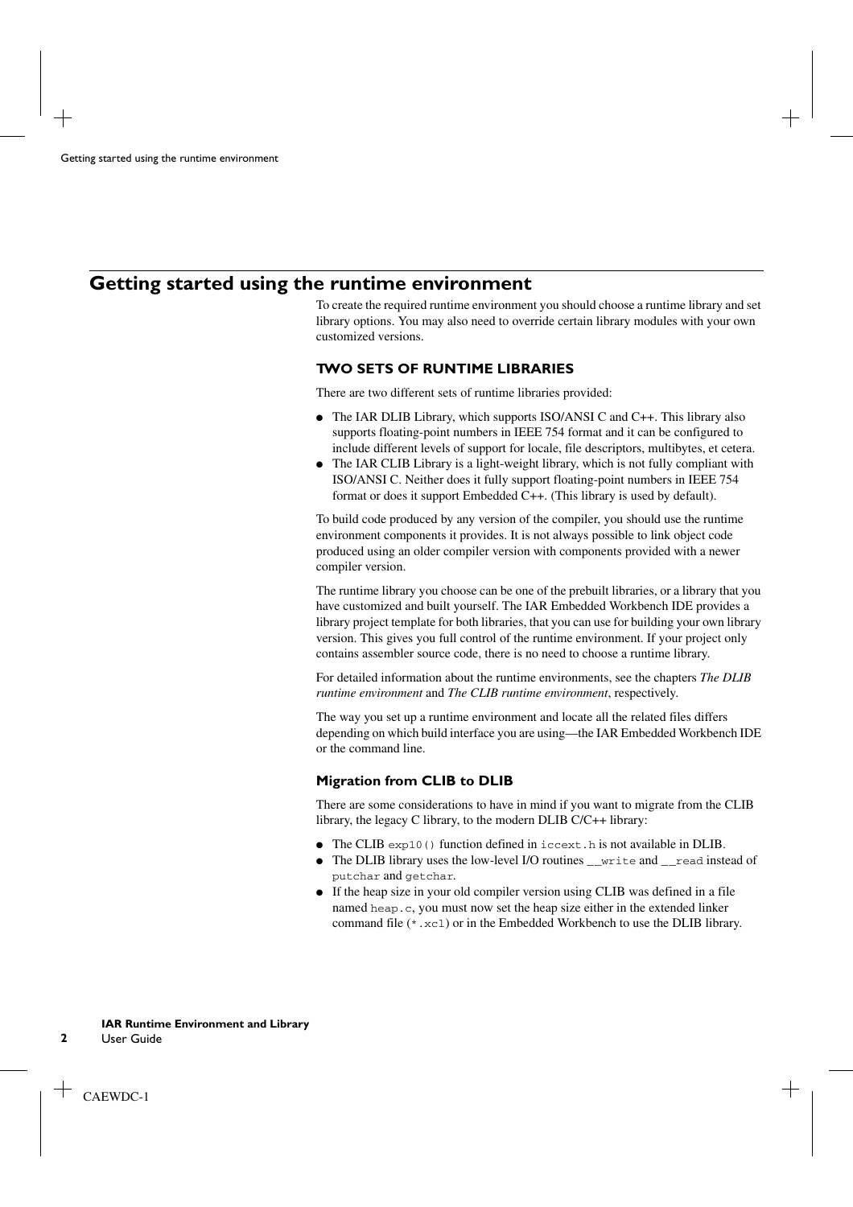# Getting started using the runtime environment

To create the required runtime environment you should choose a runtime library and set library options. You may also need to override certain library modules with your own customized versions.

## TWO SETS OF RUNTIME LIBRARIES

There are two different sets of runtime libraries provided:

- The IAR DLIB Library, which supports ISO/ANSI C and C++. This library also supports floating-point numbers in IEEE 754 format and it can be configured to include different levels of support for locale, file descriptors, multibytes, et cetera.
- The IAR CLIB Library is a light-weight library, which is not fully compliant with ISO/ANSI C. Neither does it fully support floating-point numbers in IEEE 754 format or does it support Embedded C++. (This library is used by default).

To build code produced by any version of the compiler, you should use the runtime environment components it provides. It is not always possible to link object code produced using an older compiler version with components provided with a newer compiler version.

The runtime library you choose can be one of the prebuilt libraries, or a library that you have customized and built yourself. The IAR Embedded Workbench IDE provides a library project template for both libraries, that you can use for building your own library version. This gives you full control of the runtime environment. If your project only contains assembler source code, there is no need to choose a runtime library.

For detailed information about the runtime environments, see the chapters *The DLIB runtime environment* and *The CLIB runtime environment*, respectively.

The way you set up a runtime environment and locate all the related files differs depending on which build interface you are using—the IAR Embedded Workbench IDE or the command line.

### Migration from CLIB to DLIB

There are some considerations to have in mind if you want to migrate from the CLIB library, the legacy C library, to the modern DLIB C/C++ library:

- The CLIB `exp10()` function defined in `iccext.h` is not available in DLIB.
- The DLIB library uses the low-level I/O routines `__write` and `__read` instead of `putchar` and `getchar`.
- If the heap size in your old compiler version using CLIB was defined in a file named `heap.c`, you must now set the heap size either in the extended linker command file (`*.xcl`) or in the Embedded Workbench to use the DLIB library.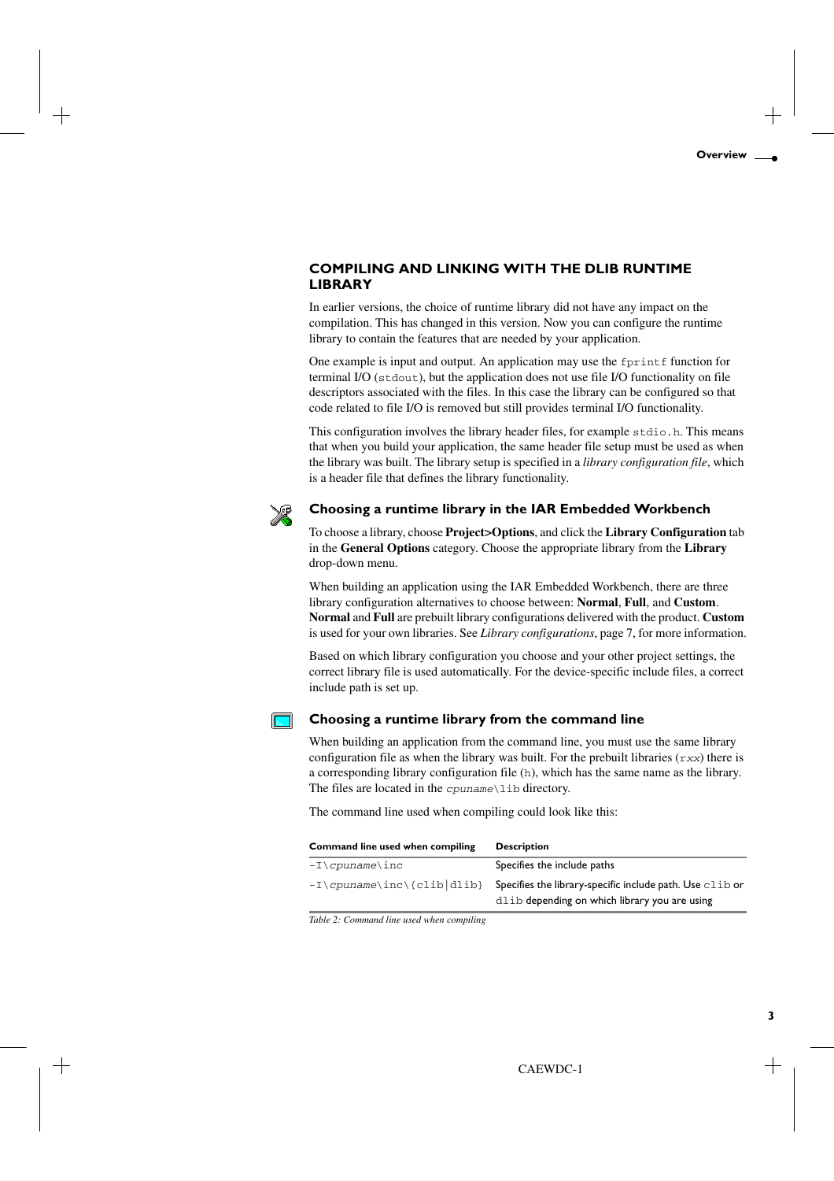## COMPILING AND LINKING WITH THE DLIB RUNTIME LIBRARY

In earlier versions, the choice of runtime library did not have any impact on the compilation. This has changed in this version. Now you can configure the runtime library to contain the features that are needed by your application.

One example is input and output. An application may use the `fprintf` function for terminal I/O (`stdout`), but the application does not use file I/O functionality on file descriptors associated with the files. In this case the library can be configured so that code related to file I/O is removed but still provides terminal I/O functionality.

This configuration involves the library header files, for example `stdio.h`. This means that when you build your application, the same header file setup must be used as when the library was built. The library setup is specified in a *library configuration file*, which is a header file that defines the library functionality.

### Choosing a runtime library in the IAR Embedded Workbench

To choose a library, choose **Project>Options**, and click the **Library Configuration** tab in the **General Options** category. Choose the appropriate library from the **Library** drop-down menu.

When building an application using the IAR Embedded Workbench, there are three library configuration alternatives to choose between: **Normal**, **Full**, and **Custom**. **Normal** and **Full** are prebuilt library configurations delivered with the product. **Custom** is used for your own libraries. See *Library configurations*, page 7, for more information.

Based on which library configuration you choose and your other project settings, the correct library file is used automatically. For the device-specific include files, a correct include path is set up.

### Choosing a runtime library from the command line

When building an application from the command line, you must use the same library configuration file as when the library was built. For the prebuilt libraries (`r`*xx*) there is a corresponding library configuration file (`h`), which has the same name as the library. The files are located in the *cpuname*`\lib` directory.

The command line used when compiling could look like this:

| Command line used when compiling | Description |
| --- | --- |
| `-I\`*cpuname*`\inc` | Specifies the include paths |
| `-I\`*cpuname*`\inc\{clib|dlib}` | Specifies the library-specific include path. Use `clib` or `dlib` depending on which library you are using |

*Table 2: Command line used when compiling*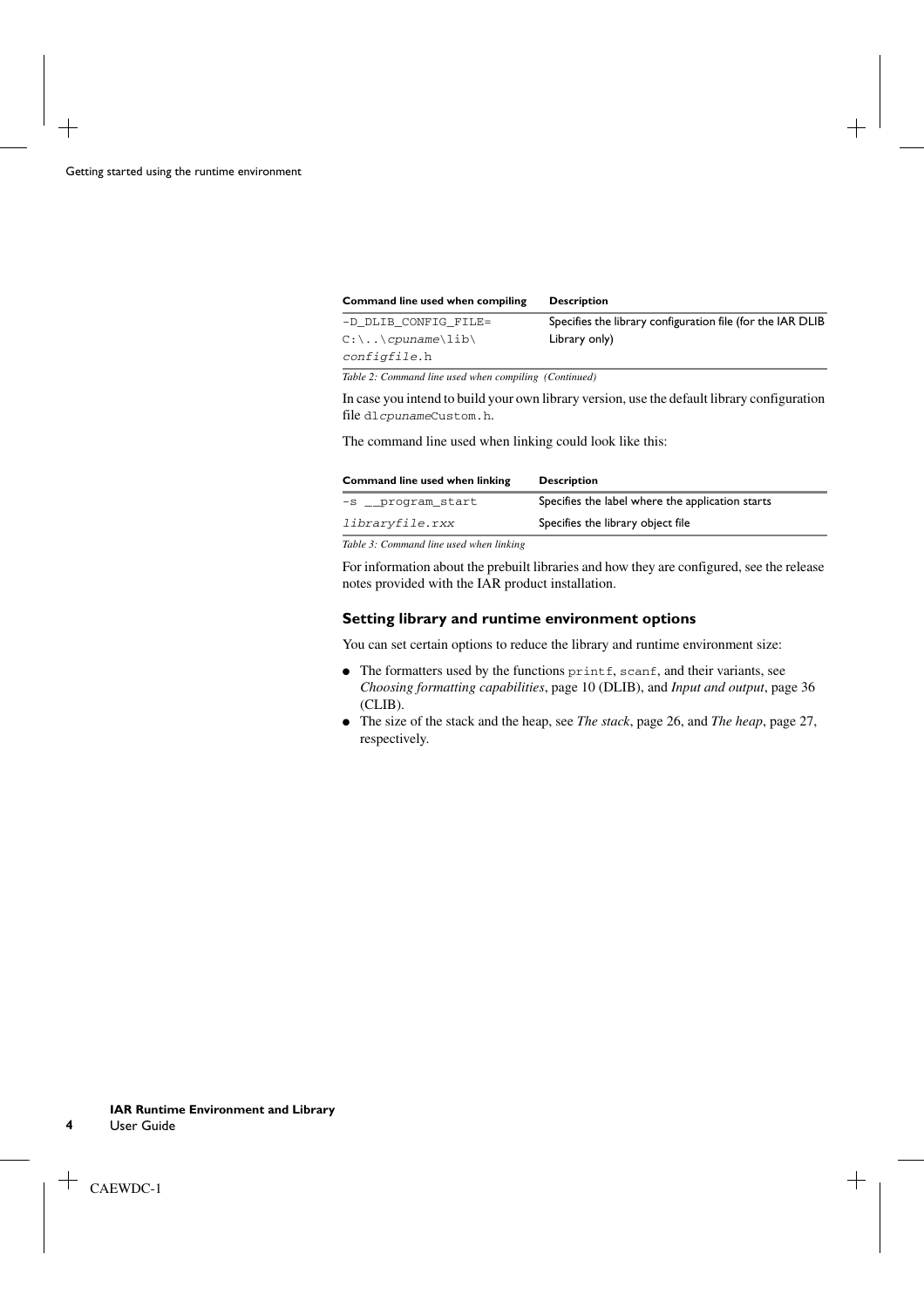| Command line used when compiling | Description |
| --- | --- |
| `-D_DLIB_CONFIG_FILE= C:\..\cpuname\lib\ configfile.h` | Specifies the library configuration file (for the IAR DLIB Library only) |

*Table 2: Command line used when compiling (Continued)*

In case you intend to build your own library version, use the default library configuration file `dlcpunameCustom.h`.

The command line used when linking could look like this:

| Command line used when linking | Description |
| --- | --- |
| `-s __program_start` | Specifies the label where the application starts |
| `libraryfile.rxx` | Specifies the library object file |

*Table 3: Command line used when linking*

For information about the prebuilt libraries and how they are configured, see the release notes provided with the IAR product installation.

### Setting library and runtime environment options

You can set certain options to reduce the library and runtime environment size:

- The formatters used by the functions `printf`, `scanf`, and their variants, see *Choosing formatting capabilities*, page 10 (DLIB), and *Input and output*, page 36 (CLIB).
- The size of the stack and the heap, see *The stack*, page 26, and *The heap*, page 27, respectively.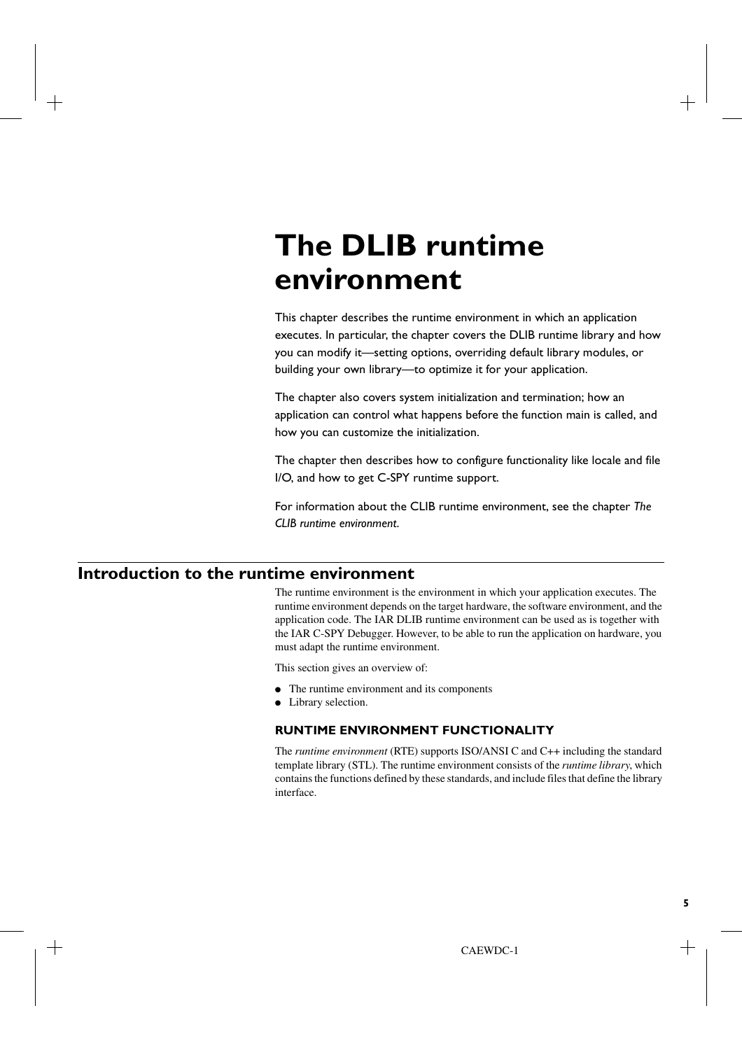# The DLIB runtime environment

This chapter describes the runtime environment in which an application executes. In particular, the chapter covers the DLIB runtime library and how you can modify it—setting options, overriding default library modules, or building your own library—to optimize it for your application.

The chapter also covers system initialization and termination; how an application can control what happens before the function main is called, and how you can customize the initialization.

The chapter then describes how to configure functionality like locale and file I/O, and how to get C-SPY runtime support.

For information about the CLIB runtime environment, see the chapter *The CLIB runtime environment*.

## Introduction to the runtime environment

The runtime environment is the environment in which your application executes. The runtime environment depends on the target hardware, the software environment, and the application code. The IAR DLIB runtime environment can be used as is together with the IAR C-SPY Debugger. However, to be able to run the application on hardware, you must adapt the runtime environment.

This section gives an overview of:

- The runtime environment and its components
- Library selection.

### RUNTIME ENVIRONMENT FUNCTIONALITY

The *runtime environment* (RTE) supports ISO/ANSI C and C++ including the standard template library (STL). The runtime environment consists of the *runtime library*, which contains the functions defined by these standards, and include files that define the library interface.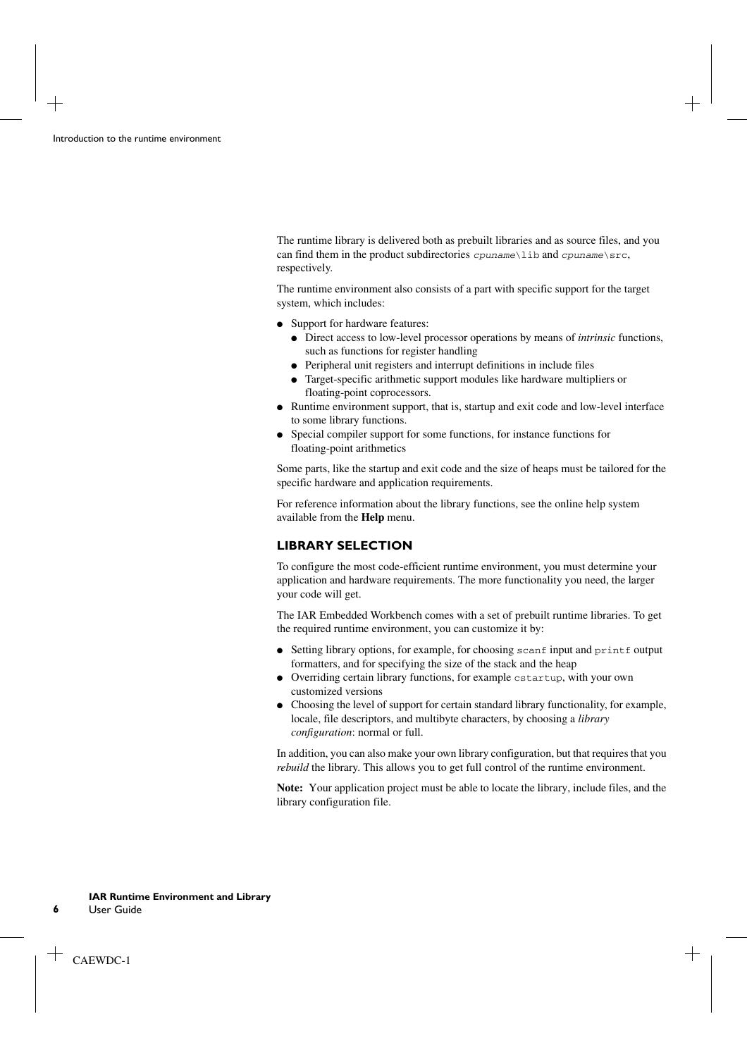The runtime library is delivered both as prebuilt libraries and as source files, and you can find them in the product subdirectories `cpuname\lib` and `cpuname\src`, respectively.

The runtime environment also consists of a part with specific support for the target system, which includes:

- Support for hardware features:
  - Direct access to low-level processor operations by means of *intrinsic* functions, such as functions for register handling
  - Peripheral unit registers and interrupt definitions in include files
  - Target-specific arithmetic support modules like hardware multipliers or floating-point coprocessors.
- Runtime environment support, that is, startup and exit code and low-level interface to some library functions.
- Special compiler support for some functions, for instance functions for floating-point arithmetics

Some parts, like the startup and exit code and the size of heaps must be tailored for the specific hardware and application requirements.

For reference information about the library functions, see the online help system available from the **Help** menu.

### LIBRARY SELECTION

To configure the most code-efficient runtime environment, you must determine your application and hardware requirements. The more functionality you need, the larger your code will get.

The IAR Embedded Workbench comes with a set of prebuilt runtime libraries. To get the required runtime environment, you can customize it by:

- Setting library options, for example, for choosing `scanf` input and `printf` output formatters, and for specifying the size of the stack and the heap
- Overriding certain library functions, for example `cstartup`, with your own customized versions
- Choosing the level of support for certain standard library functionality, for example, locale, file descriptors, and multibyte characters, by choosing a *library configuration*: normal or full.

In addition, you can also make your own library configuration, but that requires that you *rebuild* the library. This allows you to get full control of the runtime environment.

**Note:** Your application project must be able to locate the library, include files, and the library configuration file.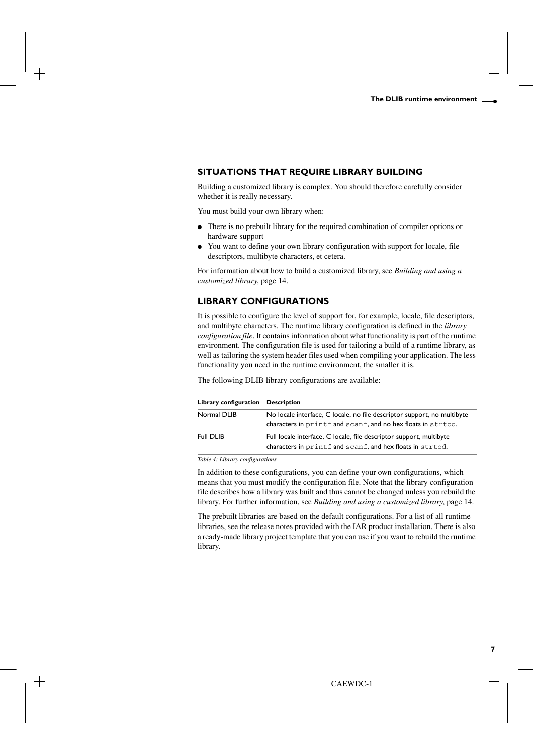### SITUATIONS THAT REQUIRE LIBRARY BUILDING

Building a customized library is complex. You should therefore carefully consider whether it is really necessary.

You must build your own library when:

- There is no prebuilt library for the required combination of compiler options or hardware support
- You want to define your own library configuration with support for locale, file descriptors, multibyte characters, et cetera.

For information about how to build a customized library, see *Building and using a customized library*, page 14.

### LIBRARY CONFIGURATIONS

It is possible to configure the level of support for, for example, locale, file descriptors, and multibyte characters. The runtime library configuration is defined in the *library configuration file*. It contains information about what functionality is part of the runtime environment. The configuration file is used for tailoring a build of a runtime library, as well as tailoring the system header files used when compiling your application. The less functionality you need in the runtime environment, the smaller it is.

The following DLIB library configurations are available:

| Library configuration | Description |
| --- | --- |
| Normal DLIB | No locale interface, C locale, no file descriptor support, no multibyte characters in `printf` and `scanf`, and no hex floats in `strtod`. |
| Full DLIB | Full locale interface, C locale, file descriptor support, multibyte characters in `printf` and `scanf`, and hex floats in `strtod`. |

*Table 4: Library configurations*

In addition to these configurations, you can define your own configurations, which means that you must modify the configuration file. Note that the library configuration file describes how a library was built and thus cannot be changed unless you rebuild the library. For further information, see *Building and using a customized library*, page 14.

The prebuilt libraries are based on the default configurations. For a list of all runtime libraries, see the release notes provided with the IAR product installation. There is also a ready-made library project template that you can use if you want to rebuild the runtime library.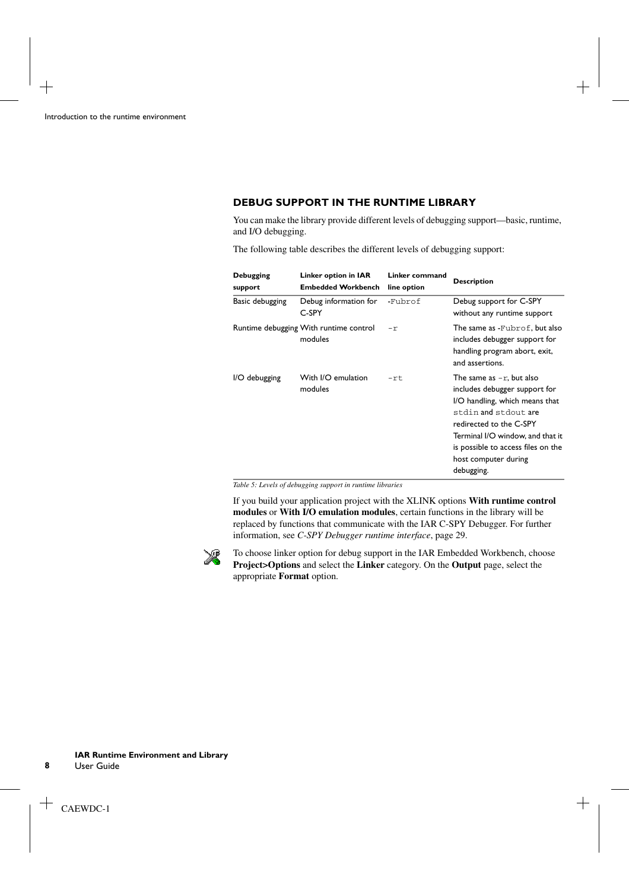### DEBUG SUPPORT IN THE RUNTIME LIBRARY

You can make the library provide different levels of debugging support—basic, runtime, and I/O debugging.

The following table describes the different levels of debugging support:

| Debugging support | Linker option in IAR Embedded Workbench | Linker command line option | Description |
|---|---|---|---|
| Basic debugging | Debug information for C-SPY | `-Fubrof` | Debug support for C-SPY without any runtime support |
| Runtime debugging | With runtime control modules | `-r` | The same as `-Fubrof`, but also includes debugger support for handling program abort, exit, and assertions. |
| I/O debugging | With I/O emulation modules | `-rt` | The same as `-r`, but also includes debugger support for I/O handling, which means that `stdin` and `stdout` are redirected to the C-SPY Terminal I/O window, and that it is possible to access files on the host computer during debugging. |

*Table 5: Levels of debugging support in runtime libraries*

If you build your application project with the XLINK options **With runtime control modules** or **With I/O emulation modules**, certain functions in the library will be replaced by functions that communicate with the IAR C-SPY Debugger. For further information, see *C-SPY Debugger runtime interface*, page 29.

To choose linker option for debug support in the IAR Embedded Workbench, choose **Project>Options** and select the **Linker** category. On the **Output** page, select the appropriate **Format** option.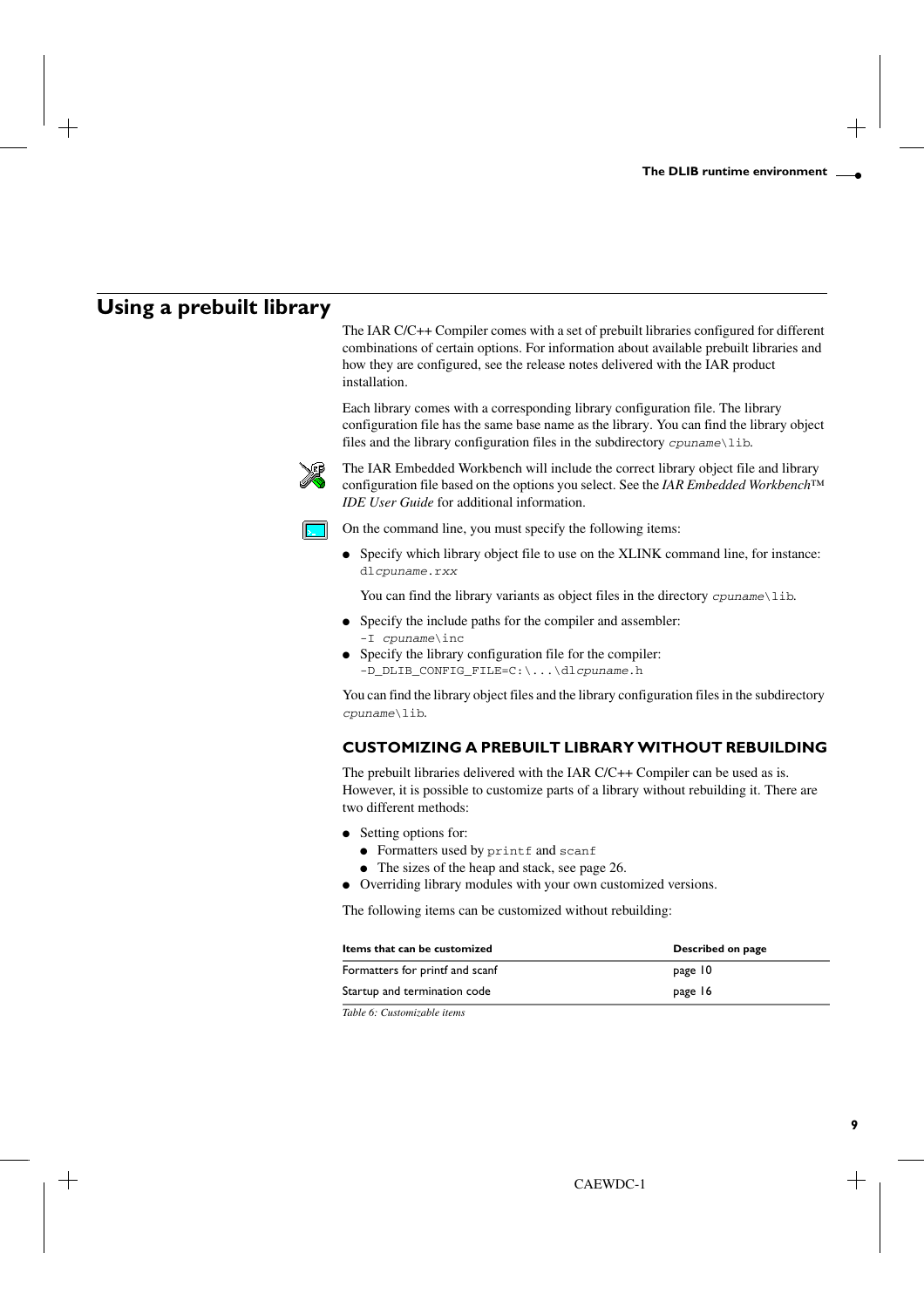## Using a prebuilt library

The IAR C/C++ Compiler comes with a set of prebuilt libraries configured for different combinations of certain options. For information about available prebuilt libraries and how they are configured, see the release notes delivered with the IAR product installation.

Each library comes with a corresponding library configuration file. The library configuration file has the same base name as the library. You can find the library object files and the library configuration files in the subdirectory `cpuname\lib`.

The IAR Embedded Workbench will include the correct library object file and library configuration file based on the options you select. See the *IAR Embedded Workbench™ IDE User Guide* for additional information.

On the command line, you must specify the following items:

- Specify which library object file to use on the XLINK command line, for instance: `dlcpuname.rxx`

  You can find the library variants as object files in the directory `cpuname\lib`.

- Specify the include paths for the compiler and assembler: `-I cpuname\inc`
- Specify the library configuration file for the compiler: `-D_DLIB_CONFIG_FILE=C:\...\dlcpuname.h`

You can find the library object files and the library configuration files in the subdirectory `cpuname\lib`.

### CUSTOMIZING A PREBUILT LIBRARY WITHOUT REBUILDING

The prebuilt libraries delivered with the IAR C/C++ Compiler can be used as is. However, it is possible to customize parts of a library without rebuilding it. There are two different methods:

- Setting options for:
  - Formatters used by `printf` and `scanf`
  - The sizes of the heap and stack, see page 26.
- Overriding library modules with your own customized versions.

The following items can be customized without rebuilding:

| Items that can be customized | Described on page |
|---|---|
| Formatters for printf and scanf | page 10 |
| Startup and termination code | page 16 |

*Table 6: Customizable items*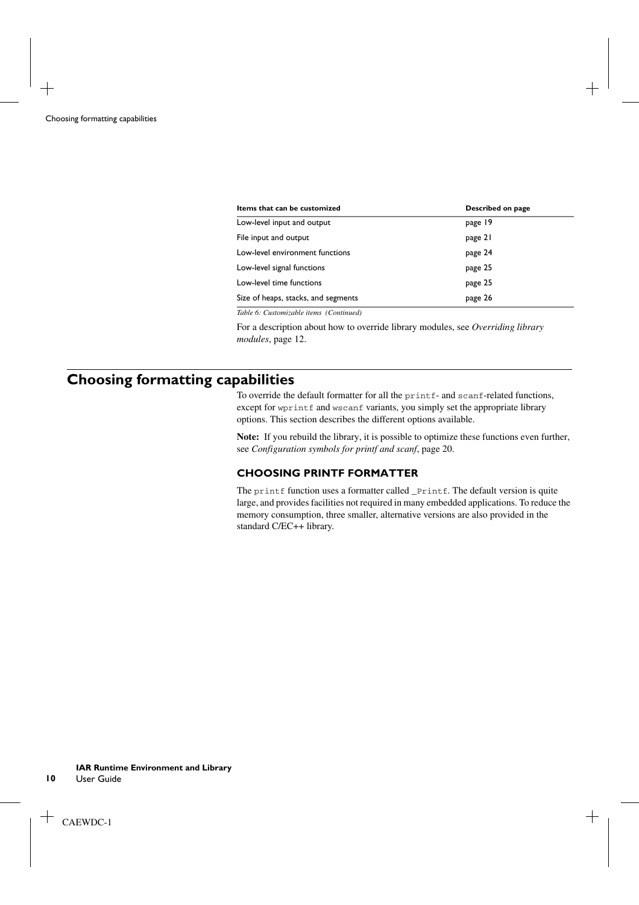| Items that can be customized | Described on page |
| --- | --- |
| Low-level input and output | page 19 |
| File input and output | page 21 |
| Low-level environment functions | page 24 |
| Low-level signal functions | page 25 |
| Low-level time functions | page 25 |
| Size of heaps, stacks, and segments | page 26 |

*Table 6: Customizable items (Continued)*

For a description about how to override library modules, see *Overriding library modules*, page 12.

## Choosing formatting capabilities

To override the default formatter for all the `printf`- and `scanf`-related functions, except for `wprintf` and `wscanf` variants, you simply set the appropriate library options. This section describes the different options available.

**Note:** If you rebuild the library, it is possible to optimize these functions even further, see *Configuration symbols for printf and scanf*, page 20.

### CHOOSING PRINTF FORMATTER

The `printf` function uses a formatter called `_Printf`. The default version is quite large, and provides facilities not required in many embedded applications. To reduce the memory consumption, three smaller, alternative versions are also provided in the standard C/EC++ library.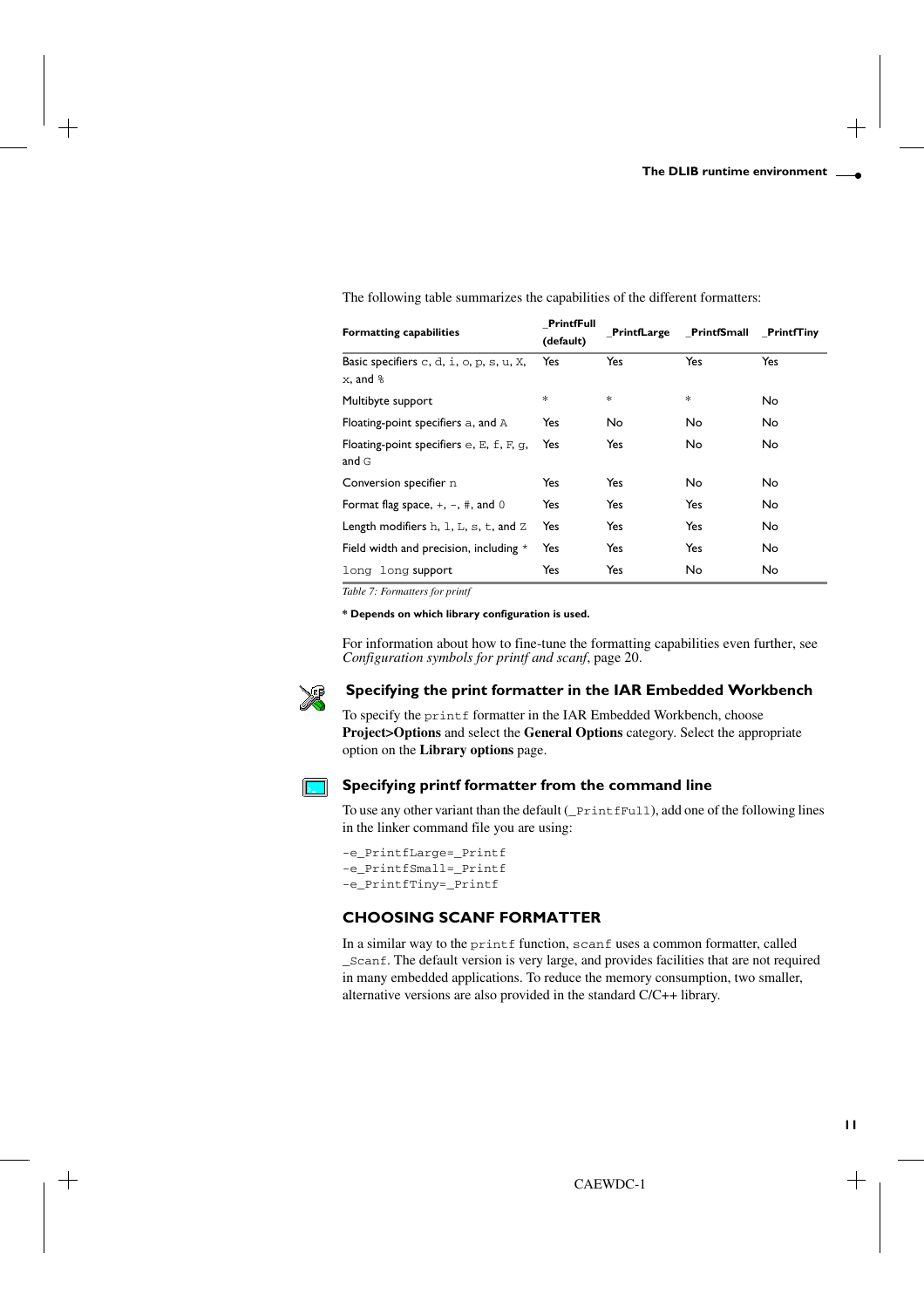The following table summarizes the capabilities of the different formatters:

| Formatting capabilities | _PrintfFull (default) | _PrintfLarge | _PrintfSmall | _PrintfTiny |
| --- | --- | --- | --- | --- |
| Basic specifiers c, d, i, o, p, s, u, X, x, and % | Yes | Yes | Yes | Yes |
| Multibyte support | * | * | * | No |
| Floating-point specifiers a, and A | Yes | No | No | No |
| Floating-point specifiers e, E, f, F, g, and G | Yes | Yes | No | No |
| Conversion specifier n | Yes | Yes | No | No |
| Format flag space, +, -, #, and 0 | Yes | Yes | Yes | No |
| Length modifiers h, l, L, s, t, and Z | Yes | Yes | Yes | No |
| Field width and precision, including * | Yes | Yes | Yes | No |
| long long support | Yes | Yes | No | No |

*Table 7: Formatters for printf*

**\* Depends on which library configuration is used.**

For information about how to fine-tune the formatting capabilities even further, see *Configuration symbols for printf and scanf*, page 20.

### Specifying the print formatter in the IAR Embedded Workbench

To specify the `printf` formatter in the IAR Embedded Workbench, choose **Project>Options** and select the **General Options** category. Select the appropriate option on the **Library options** page.

### Specifying printf formatter from the command line

To use any other variant than the default (`_PrintfFull`), add one of the following lines in the linker command file you are using:

```
-e_PrintfLarge=_Printf
-e_PrintfSmall=_Printf
-e_PrintfTiny=_Printf
```

## CHOOSING SCANF FORMATTER

In a similar way to the `printf` function, `scanf` uses a common formatter, called `_Scanf`. The default version is very large, and provides facilities that are not required in many embedded applications. To reduce the memory consumption, two smaller, alternative versions are also provided in the standard C/C++ library.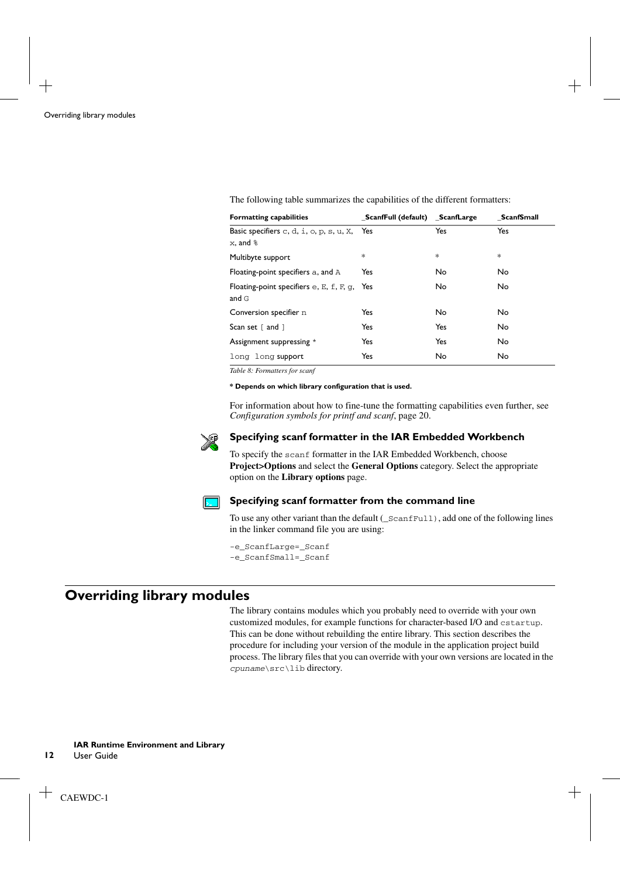The following table summarizes the capabilities of the different formatters:

| Formatting capabilities | _ScanfFull (default) | _ScanfLarge | _ScanfSmall |
|---|---|---|---|
| Basic specifiers c, d, i, o, p, s, u, X, x, and % | Yes | Yes | Yes |
| Multibyte support | * | * | * |
| Floating-point specifiers a, and A | Yes | No | No |
| Floating-point specifiers e, E, f, F, g, and G | Yes | No | No |
| Conversion specifier n | Yes | No | No |
| Scan set [ and ] | Yes | Yes | No |
| Assignment suppressing * | Yes | Yes | No |
| long long support | Yes | No | No |

*Table 8: Formatters for scanf*

**\* Depends on which library configuration that is used.**

For information about how to fine-tune the formatting capabilities even further, see *Configuration symbols for printf and scanf*, page 20.

### Specifying scanf formatter in the IAR Embedded Workbench

To specify the `scanf` formatter in the IAR Embedded Workbench, choose **Project>Options** and select the **General Options** category. Select the appropriate option on the **Library options** page.

### Specifying scanf formatter from the command line

To use any other variant than the default (`_ScanfFull`), add one of the following lines in the linker command file you are using:

```
-e_ScanfLarge=_Scanf
-e_ScanfSmall=_Scanf
```

## Overriding library modules

The library contains modules which you probably need to override with your own customized modules, for example functions for character-based I/O and `cstartup`. This can be done without rebuilding the entire library. This section describes the procedure for including your version of the module in the application project build process. The library files that you can override with your own versions are located in the *cpuname*`\src\lib` directory.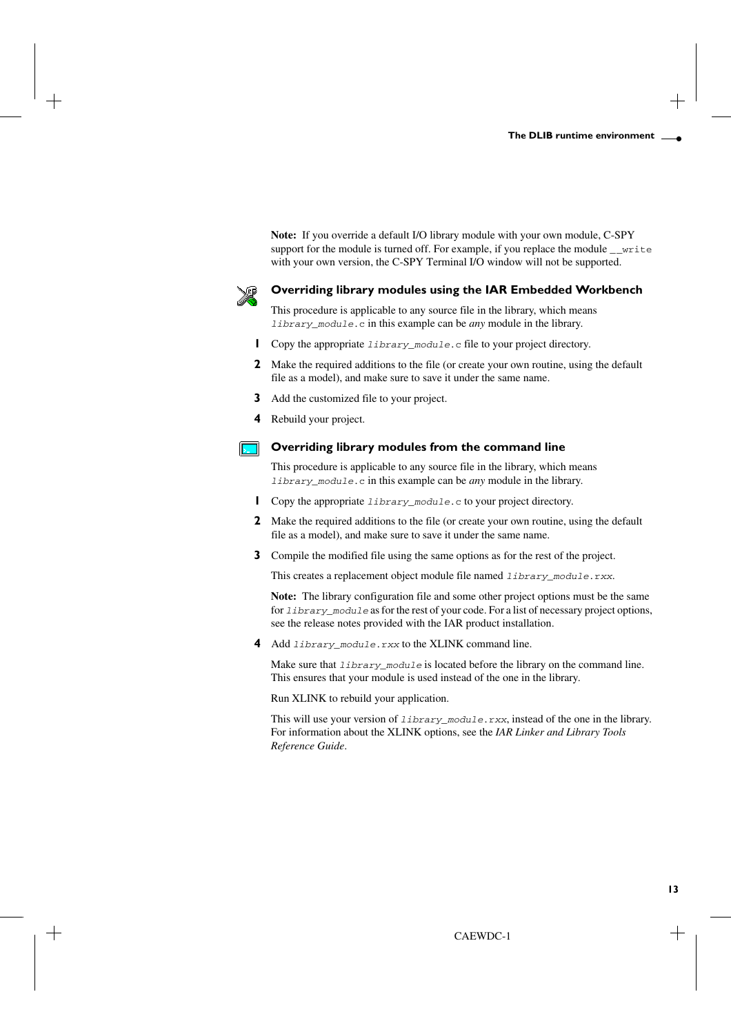**Note:** If you override a default I/O library module with your own module, C-SPY support for the module is turned off. For example, if you replace the module `__write` with your own version, the C-SPY Terminal I/O window will not be supported.

### Overriding library modules using the IAR Embedded Workbench

This procedure is applicable to any source file in the library, which means `library_module.c` in this example can be *any* module in the library.

**1** Copy the appropriate `library_module.c` file to your project directory.

**2** Make the required additions to the file (or create your own routine, using the default file as a model), and make sure to save it under the same name.

**3** Add the customized file to your project.

**4** Rebuild your project.

### Overriding library modules from the command line

This procedure is applicable to any source file in the library, which means `library_module.c` in this example can be *any* module in the library.

**1** Copy the appropriate `library_module.c` to your project directory.

**2** Make the required additions to the file (or create your own routine, using the default file as a model), and make sure to save it under the same name.

**3** Compile the modified file using the same options as for the rest of the project.

This creates a replacement object module file named `library_module.rxx`.

**Note:** The library configuration file and some other project options must be the same for `library_module` as for the rest of your code. For a list of necessary project options, see the release notes provided with the IAR product installation.

**4** Add `library_module.rxx` to the XLINK command line.

Make sure that `library_module` is located before the library on the command line. This ensures that your module is used instead of the one in the library.

Run XLINK to rebuild your application.

This will use your version of `library_module.rxx`, instead of the one in the library. For information about the XLINK options, see the *IAR Linker and Library Tools Reference Guide*.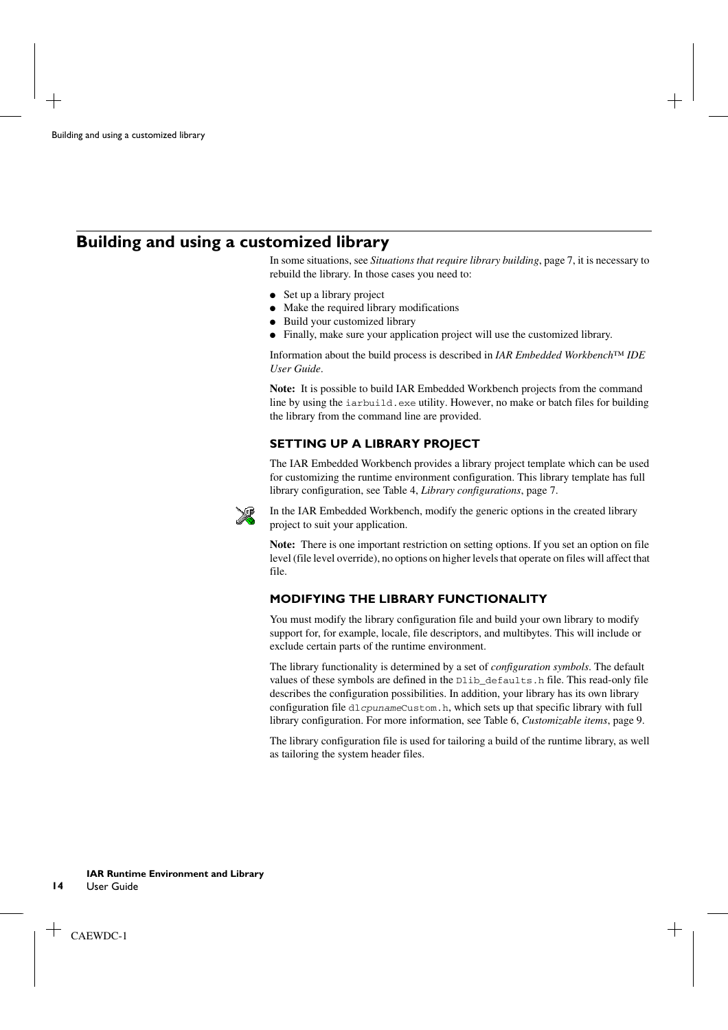## Building and using a customized library

In some situations, see *Situations that require library building*, page 7, it is necessary to rebuild the library. In those cases you need to:

- Set up a library project
- Make the required library modifications
- Build your customized library
- Finally, make sure your application project will use the customized library.

Information about the build process is described in *IAR Embedded Workbench™ IDE User Guide*.

**Note:** It is possible to build IAR Embedded Workbench projects from the command line by using the `iarbuild.exe` utility. However, no make or batch files for building the library from the command line are provided.

### SETTING UP A LIBRARY PROJECT

The IAR Embedded Workbench provides a library project template which can be used for customizing the runtime environment configuration. This library template has full library configuration, see Table 4, *Library configurations*, page 7.

In the IAR Embedded Workbench, modify the generic options in the created library project to suit your application.

**Note:** There is one important restriction on setting options. If you set an option on file level (file level override), no options on higher levels that operate on files will affect that file.

### MODIFYING THE LIBRARY FUNCTIONALITY

You must modify the library configuration file and build your own library to modify support for, for example, locale, file descriptors, and multibytes. This will include or exclude certain parts of the runtime environment.

The library functionality is determined by a set of *configuration symbols*. The default values of these symbols are defined in the `Dlib_defaults.h` file. This read-only file describes the configuration possibilities. In addition, your library has its own library configuration file `dl`*`cpuname`*`Custom.h`, which sets up that specific library with full library configuration. For more information, see Table 6, *Customizable items*, page 9.

The library configuration file is used for tailoring a build of the runtime library, as well as tailoring the system header files.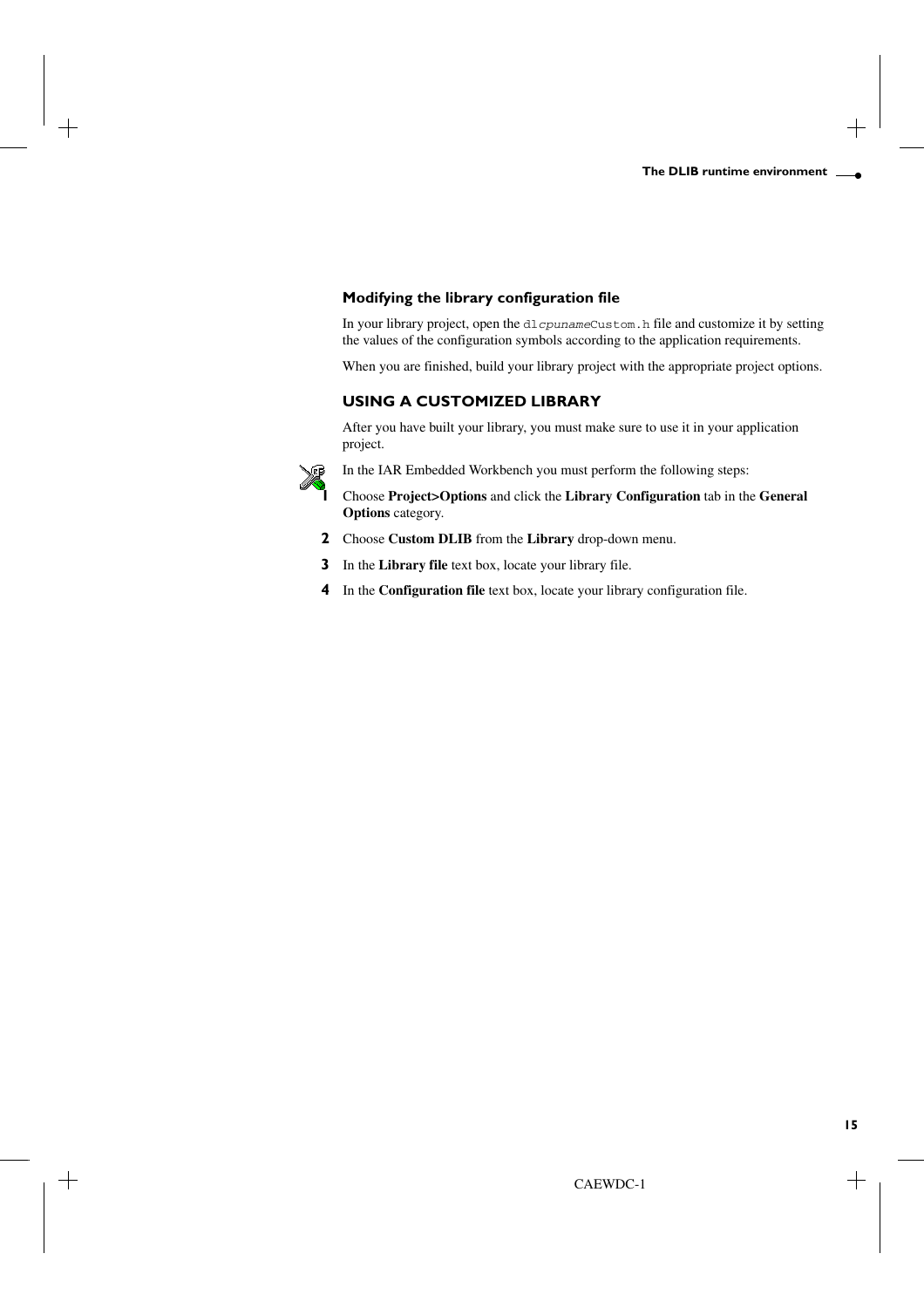### Modifying the library configuration file

In your library project, open the `dlcpunameCustom.h` file and customize it by setting the values of the configuration symbols according to the application requirements.

When you are finished, build your library project with the appropriate project options.

## USING A CUSTOMIZED LIBRARY

After you have built your library, you must make sure to use it in your application project.

In the IAR Embedded Workbench you must perform the following steps:

1. Choose **Project>Options** and click the **Library Configuration** tab in the **General Options** category.
2. Choose **Custom DLIB** from the **Library** drop-down menu.
3. In the **Library file** text box, locate your library file.
4. In the **Configuration file** text box, locate your library configuration file.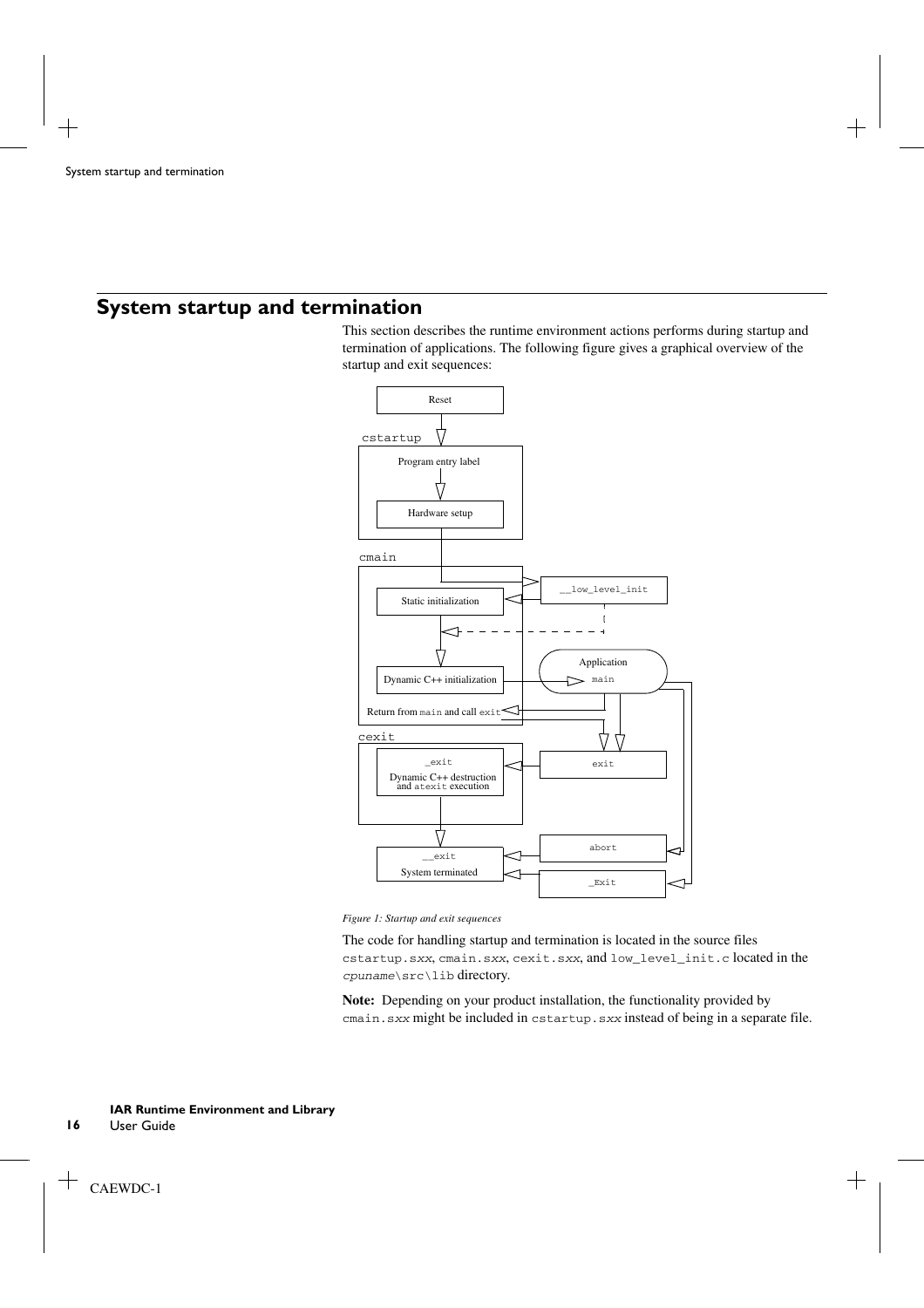# System startup and termination

This section describes the runtime environment actions performs during startup and termination of applications. The following figure gives a graphical overview of the startup and exit sequences:

*Figure 1: Startup and exit sequences*

The code for handling startup and termination is located in the source files `cstartup.sxx`, `cmain.sxx`, `cexit.sxx`, and `low_level_init.c` located in the `cpuname\src\lib` directory.

**Note:** Depending on your product installation, the functionality provided by `cmain.sxx` might be included in `cstartup.sxx` instead of being in a separate file.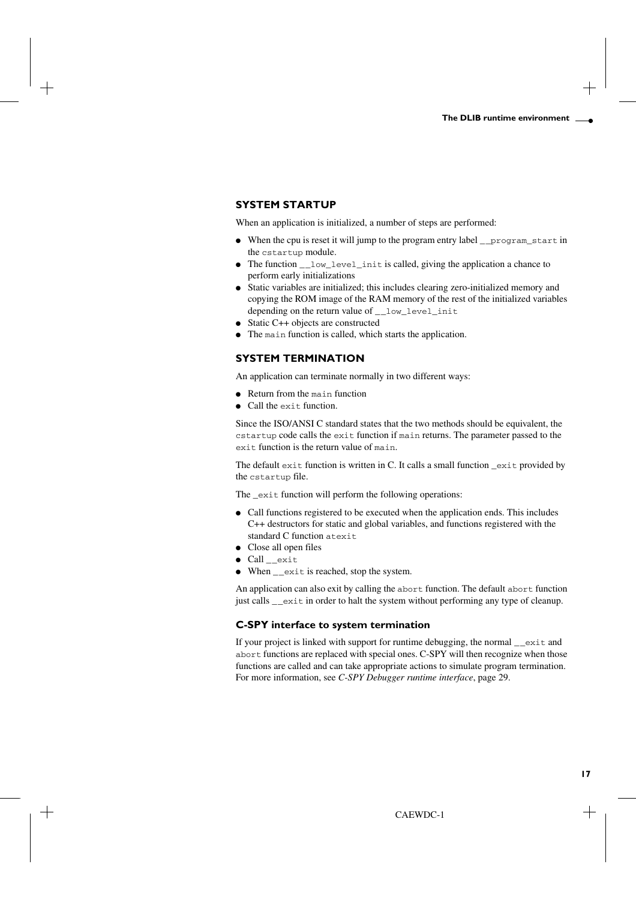## SYSTEM STARTUP

When an application is initialized, a number of steps are performed:

- When the cpu is reset it will jump to the program entry label `__program_start` in the `cstartup` module.
- The function `__low_level_init` is called, giving the application a chance to perform early initializations
- Static variables are initialized; this includes clearing zero-initialized memory and copying the ROM image of the RAM memory of the rest of the initialized variables depending on the return value of `__low_level_init`
- Static C++ objects are constructed
- The `main` function is called, which starts the application.

## SYSTEM TERMINATION

An application can terminate normally in two different ways:

- Return from the `main` function
- Call the `exit` function.

Since the ISO/ANSI C standard states that the two methods should be equivalent, the `cstartup` code calls the `exit` function if `main` returns. The parameter passed to the `exit` function is the return value of `main`.

The default `exit` function is written in C. It calls a small function `_exit` provided by the `cstartup` file.

The `_exit` function will perform the following operations:

- Call functions registered to be executed when the application ends. This includes C++ destructors for static and global variables, and functions registered with the standard C function `atexit`
- Close all open files
- Call `__exit`
- When `__exit` is reached, stop the system.

An application can also exit by calling the `abort` function. The default `abort` function just calls `__exit` in order to halt the system without performing any type of cleanup.

### C-SPY interface to system termination

If your project is linked with support for runtime debugging, the normal `__exit` and `abort` functions are replaced with special ones. C-SPY will then recognize when those functions are called and can take appropriate actions to simulate program termination. For more information, see *C-SPY Debugger runtime interface*, page 29.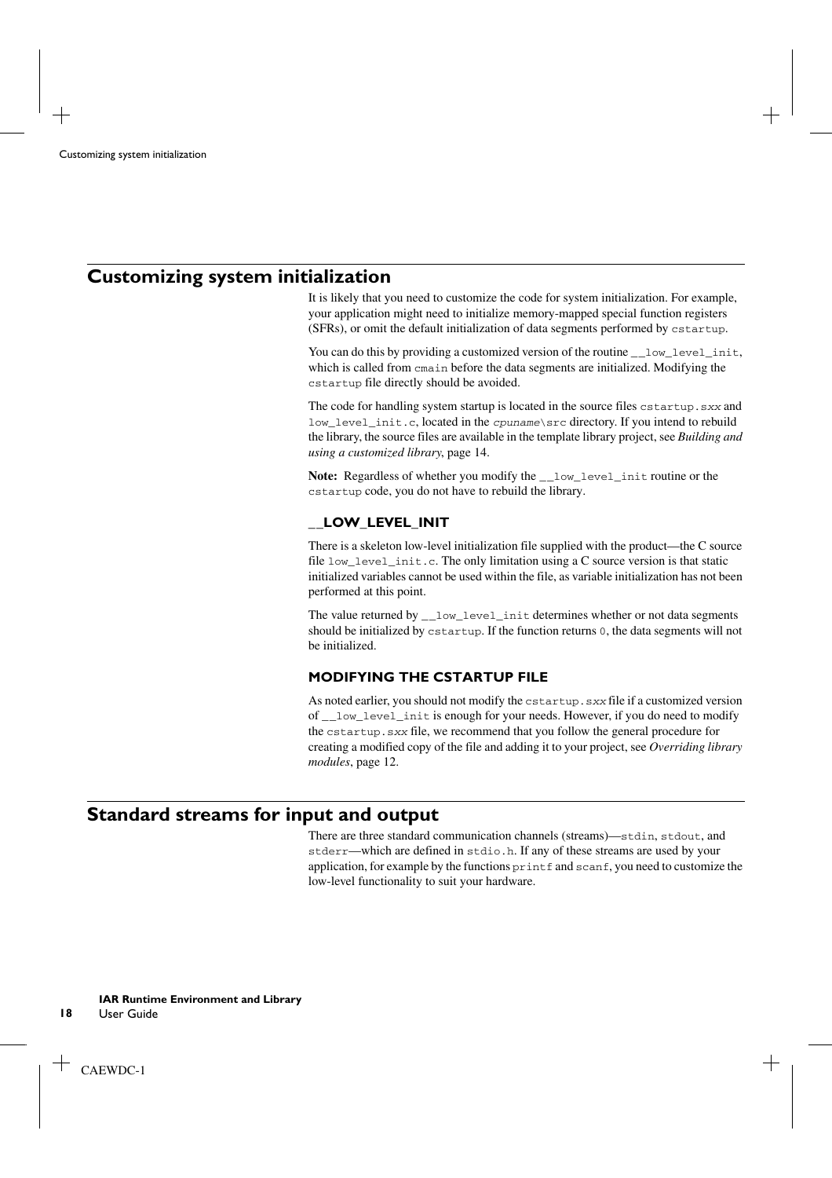## Customizing system initialization

It is likely that you need to customize the code for system initialization. For example, your application might need to initialize memory-mapped special function registers (SFRs), or omit the default initialization of data segments performed by `cstartup`.

You can do this by providing a customized version of the routine `__low_level_init`, which is called from `cmain` before the data segments are initialized. Modifying the `cstartup` file directly should be avoided.

The code for handling system startup is located in the source files `cstartup.s`*`xx`* and `low_level_init.c`, located in the *`cpuname`*`\src` directory. If you intend to rebuild the library, the source files are available in the template library project, see *Building and using a customized library*, page 14.

**Note:** Regardless of whether you modify the `__low_level_init` routine or the `cstartup` code, you do not have to rebuild the library.

### __LOW_LEVEL_INIT

There is a skeleton low-level initialization file supplied with the product—the C source file `low_level_init.c`. The only limitation using a C source version is that static initialized variables cannot be used within the file, as variable initialization has not been performed at this point.

The value returned by `__low_level_init` determines whether or not data segments should be initialized by `cstartup`. If the function returns `0`, the data segments will not be initialized.

### MODIFYING THE CSTARTUP FILE

As noted earlier, you should not modify the `cstartup.s`*`xx`* file if a customized version of `__low_level_init` is enough for your needs. However, if you do need to modify the `cstartup.s`*`xx`* file, we recommend that you follow the general procedure for creating a modified copy of the file and adding it to your project, see *Overriding library modules*, page 12.

## Standard streams for input and output

There are three standard communication channels (streams)—`stdin`, `stdout`, and `stderr`—which are defined in `stdio.h`. If any of these streams are used by your application, for example by the functions `printf` and `scanf`, you need to customize the low-level functionality to suit your hardware.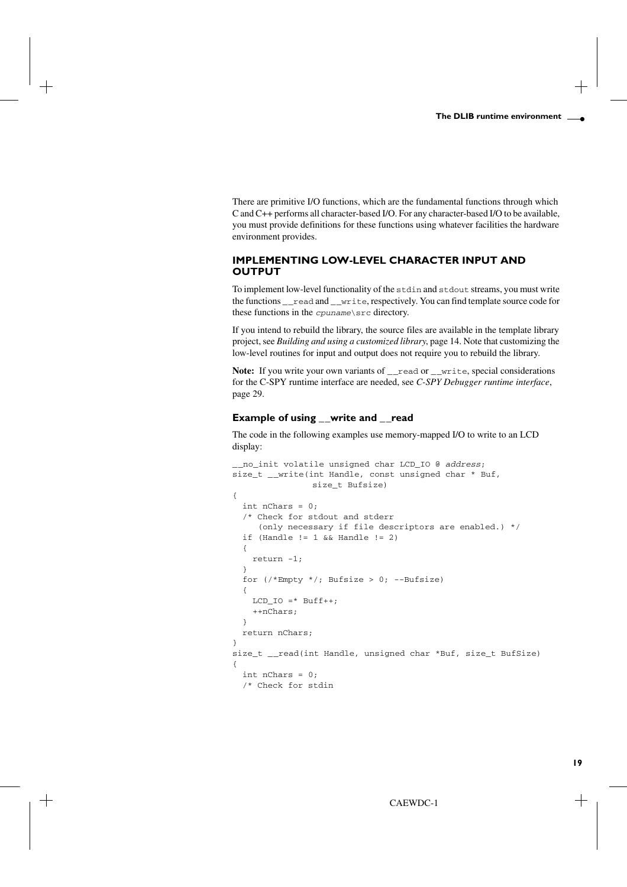There are primitive I/O functions, which are the fundamental functions through which C and C++ performs all character-based I/O. For any character-based I/O to be available, you must provide definitions for these functions using whatever facilities the hardware environment provides.

### IMPLEMENTING LOW-LEVEL CHARACTER INPUT AND OUTPUT

To implement low-level functionality of the `stdin` and `stdout` streams, you must write the functions `__read` and `__write`, respectively. You can find template source code for these functions in the *cpuname*`\src` directory.

If you intend to rebuild the library, the source files are available in the template library project, see *Building and using a customized library*, page 14. Note that customizing the low-level routines for input and output does not require you to rebuild the library.

**Note:** If you write your own variants of `__read` or `__write`, special considerations for the C-SPY runtime interface are needed, see *C-SPY Debugger runtime interface*, page 29.

#### Example of using __write and __read

The code in the following examples use memory-mapped I/O to write to an LCD display:

```
__no_init volatile unsigned char LCD_IO @ address;
size_t __write(int Handle, const unsigned char * Buf,
               size_t Bufsize)
{
  int nChars = 0;
  /* Check for stdout and stderr
     (only necessary if file descriptors are enabled.) */
  if (Handle != 1 && Handle != 2)
  {
    return -1;
  }
  for (/*Empty */; Bufsize > 0; --Bufsize)
  {
    LCD_IO =* Buff++;
    ++nChars;
  }
  return nChars;
}
size_t __read(int Handle, unsigned char *Buf, size_t BufSize)
{
  int nChars = 0;
  /* Check for stdin
```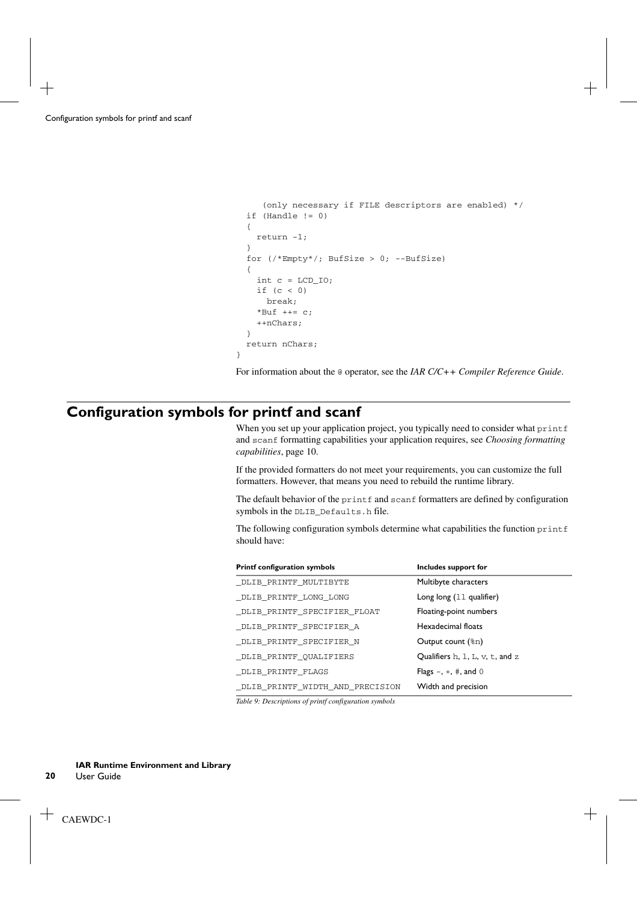```
    (only necessary if FILE descriptors are enabled) */
  if (Handle != 0)
  {
    return -1;
  }
  for (/*Empty*/; BufSize > 0; --BufSize)
  {
    int c = LCD_IO;
    if (c < 0)
      break;
    *Buf ++= c;
    ++nChars;
  }
  return nChars;
}
```

For information about the `@` operator, see the *IAR C/C++ Compiler Reference Guide*.

## Configuration symbols for printf and scanf

When you set up your application project, you typically need to consider what `printf` and `scanf` formatting capabilities your application requires, see *Choosing formatting capabilities*, page 10.

If the provided formatters do not meet your requirements, you can customize the full formatters. However, that means you need to rebuild the runtime library.

The default behavior of the `printf` and `scanf` formatters are defined by configuration symbols in the `DLIB_Defaults.h` file.

The following configuration symbols determine what capabilities the function `printf` should have:

| Printf configuration symbols | Includes support for |
| --- | --- |
| `_DLIB_PRINTF_MULTIBYTE` | Multibyte characters |
| `_DLIB_PRINTF_LONG_LONG` | Long long (`ll` qualifier) |
| `_DLIB_PRINTF_SPECIFIER_FLOAT` | Floating-point numbers |
| `_DLIB_PRINTF_SPECIFIER_A` | Hexadecimal floats |
| `_DLIB_PRINTF_SPECIFIER_N` | Output count (`%n`) |
| `_DLIB_PRINTF_QUALIFIERS` | Qualifiers `h`, `l`, `L`, `v`, `t`, and `z` |
| `_DLIB_PRINTF_FLAGS` | Flags `-`, `+`, `#`, and `0` |
| `_DLIB_PRINTF_WIDTH_AND_PRECISION` | Width and precision |

*Table 9: Descriptions of printf configuration symbols*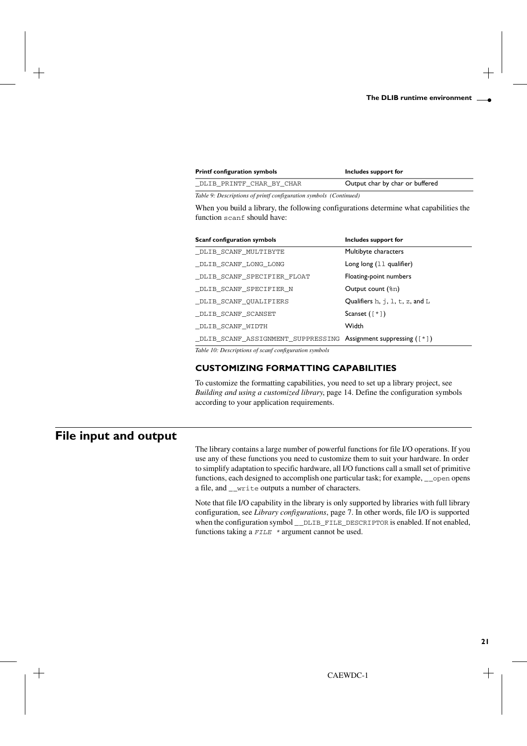| Printf configuration symbols | Includes support for |
| --- | --- |
| _DLIB_PRINTF_CHAR_BY_CHAR | Output char by char or buffered |

*Table 9: Descriptions of printf configuration symbols (Continued)*

When you build a library, the following configurations determine what capabilities the function scanf should have:

| Scanf configuration symbols | Includes support for |
| --- | --- |
| _DLIB_SCANF_MULTIBYTE | Multibyte characters |
| _DLIB_SCANF_LONG_LONG | Long long (ll qualifier) |
| _DLIB_SCANF_SPECIFIER_FLOAT | Floating-point numbers |
| _DLIB_SCANF_SPECIFIER_N | Output count (%n) |
| _DLIB_SCANF_QUALIFIERS | Qualifiers h, j, l, t, z, and L |
| _DLIB_SCANF_SCANSET | Scanset ([*]) |
| _DLIB_SCANF_WIDTH | Width |
| _DLIB_SCANF_ASSIGNMENT_SUPPRESSING | Assignment suppressing ([*]) |

*Table 10: Descriptions of scanf configuration symbols*

### CUSTOMIZING FORMATTING CAPABILITIES

To customize the formatting capabilities, you need to set up a library project, see *Building and using a customized library*, page 14. Define the configuration symbols according to your application requirements.

## File input and output

The library contains a large number of powerful functions for file I/O operations. If you use any of these functions you need to customize them to suit your hardware. In order to simplify adaptation to specific hardware, all I/O functions call a small set of primitive functions, each designed to accomplish one particular task; for example, __open opens a file, and __write outputs a number of characters.

Note that file I/O capability in the library is only supported by libraries with full library configuration, see *Library configurations*, page 7. In other words, file I/O is supported when the configuration symbol __DLIB_FILE_DESCRIPTOR is enabled. If not enabled, functions taking a *FILE ** argument cannot be used.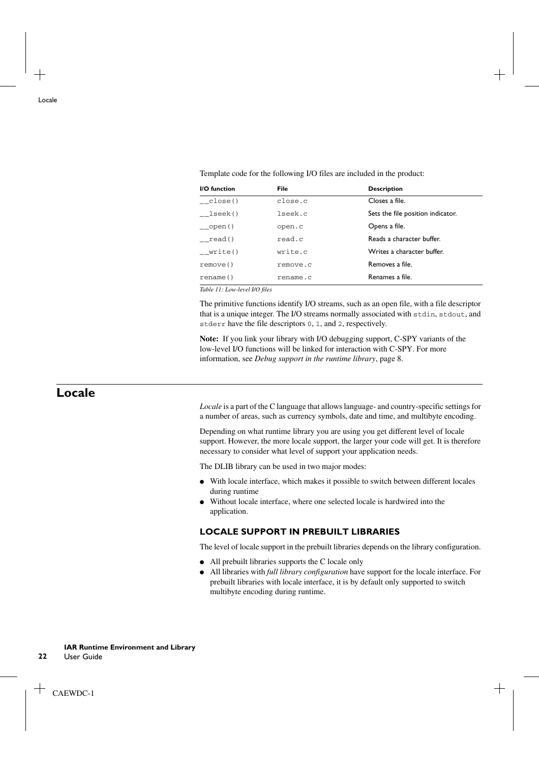Template code for the following I/O files are included in the product:

| I/O function | File | Description |
|---|---|---|
| `__close()` | `close.c` | Closes a file. |
| `__lseek()` | `lseek.c` | Sets the file position indicator. |
| `__open()` | `open.c` | Opens a file. |
| `__read()` | `read.c` | Reads a character buffer. |
| `__write()` | `write.c` | Writes a character buffer. |
| `remove()` | `remove.c` | Removes a file. |
| `rename()` | `rename.c` | Renames a file. |

*Table 11: Low-level I/O files*

The primitive functions identify I/O streams, such as an open file, with a file descriptor that is a unique integer. The I/O streams normally associated with `stdin`, `stdout`, and `stderr` have the file descriptors `0`, `1`, and `2`, respectively.

**Note:** If you link your library with I/O debugging support, C-SPY variants of the low-level I/O functions will be linked for interaction with C-SPY. For more information, see *Debug support in the runtime library*, page 8.

# Locale

*Locale* is a part of the C language that allows language- and country-specific settings for a number of areas, such as currency symbols, date and time, and multibyte encoding.

Depending on what runtime library you are using you get different level of locale support. However, the more locale support, the larger your code will get. It is therefore necessary to consider what level of support your application needs.

The DLIB library can be used in two major modes:

- With locale interface, which makes it possible to switch between different locales during runtime
- Without locale interface, where one selected locale is hardwired into the application.

## LOCALE SUPPORT IN PREBUILT LIBRARIES

The level of locale support in the prebuilt libraries depends on the library configuration.

- All prebuilt libraries supports the C locale only
- All libraries with *full library configuration* have support for the locale interface. For prebuilt libraries with locale interface, it is by default only supported to switch multibyte encoding during runtime.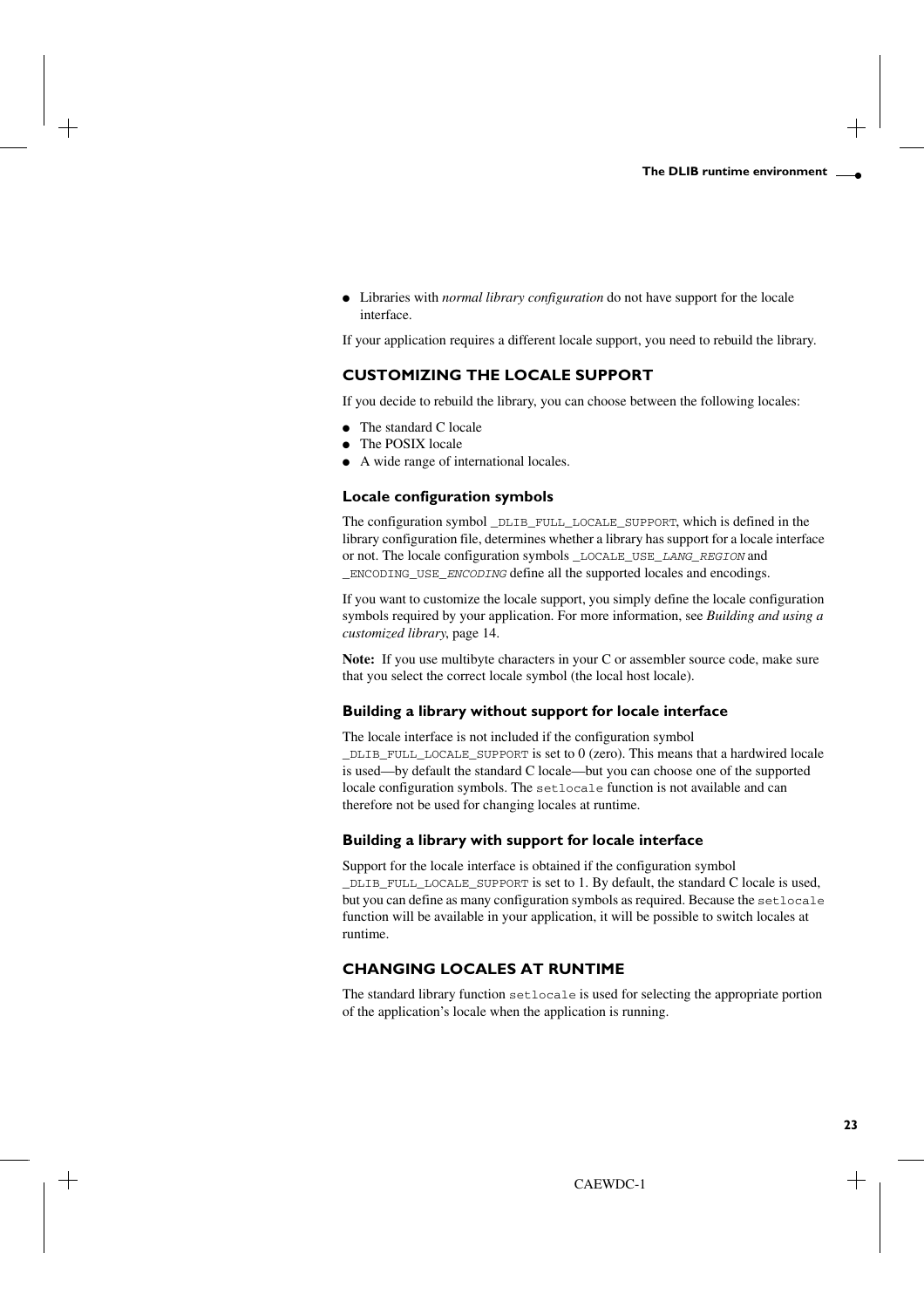- Libraries with *normal library configuration* do not have support for the locale interface.

If your application requires a different locale support, you need to rebuild the library.

## CUSTOMIZING THE LOCALE SUPPORT

If you decide to rebuild the library, you can choose between the following locales:

- The standard C locale
- The POSIX locale
- A wide range of international locales.

### Locale configuration symbols

The configuration symbol `_DLIB_FULL_LOCALE_SUPPORT`, which is defined in the library configuration file, determines whether a library has support for a locale interface or not. The locale configuration symbols `_LOCALE_USE_`*`LANG_REGION`* and `_ENCODING_USE_`*`ENCODING`* define all the supported locales and encodings.

If you want to customize the locale support, you simply define the locale configuration symbols required by your application. For more information, see *Building and using a customized library*, page 14.

**Note:** If you use multibyte characters in your C or assembler source code, make sure that you select the correct locale symbol (the local host locale).

### Building a library without support for locale interface

The locale interface is not included if the configuration symbol `_DLIB_FULL_LOCALE_SUPPORT` is set to 0 (zero). This means that a hardwired locale is used—by default the standard C locale—but you can choose one of the supported locale configuration symbols. The `setlocale` function is not available and can therefore not be used for changing locales at runtime.

### Building a library with support for locale interface

Support for the locale interface is obtained if the configuration symbol `_DLIB_FULL_LOCALE_SUPPORT` is set to 1. By default, the standard C locale is used, but you can define as many configuration symbols as required. Because the `setlocale` function will be available in your application, it will be possible to switch locales at runtime.

## CHANGING LOCALES AT RUNTIME

The standard library function `setlocale` is used for selecting the appropriate portion of the application's locale when the application is running.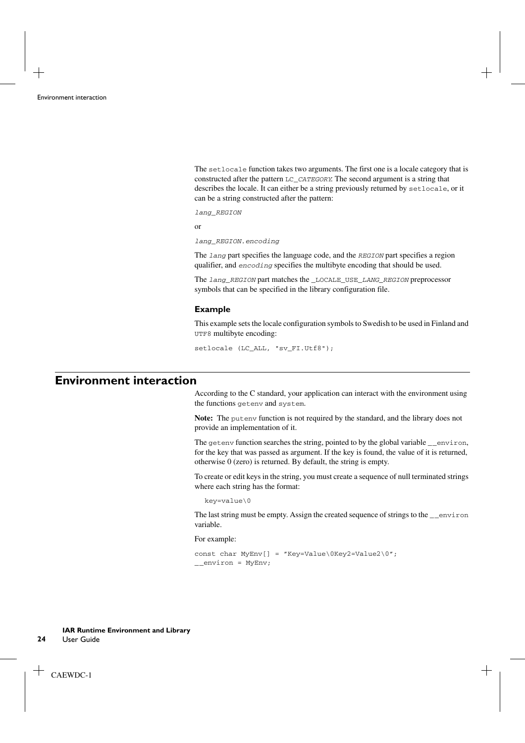The `setlocale` function takes two arguments. The first one is a locale category that is constructed after the pattern `LC_CATEGORY`. The second argument is a string that describes the locale. It can either be a string previously returned by `setlocale`, or it can be a string constructed after the pattern:

*`lang_REGION`*

or

*`lang_REGION.encoding`*

The *`lang`* part specifies the language code, and the *`REGION`* part specifies a region qualifier, and *`encoding`* specifies the multibyte encoding that should be used.

The *`lang_REGION`* part matches the `_LOCALE_USE_LANG_REGION` preprocessor symbols that can be specified in the library configuration file.

### Example

This example sets the locale configuration symbols to Swedish to be used in Finland and `UTF8` multibyte encoding:

```
setlocale (LC_ALL, "sv_FI.Utf8");
```

## Environment interaction

According to the C standard, your application can interact with the environment using the functions `getenv` and `system`.

**Note:** The `putenv` function is not required by the standard, and the library does not provide an implementation of it.

The `getenv` function searches the string, pointed to by the global variable `__environ`, for the key that was passed as argument. If the key is found, the value of it is returned, otherwise 0 (zero) is returned. By default, the string is empty.

To create or edit keys in the string, you must create a sequence of null terminated strings where each string has the format:

```
key=value\0
```

The last string must be empty. Assign the created sequence of strings to the `__environ` variable.

For example:

```
const char MyEnv[] = ”Key=Value\0Key2=Value2\0”;
__environ = MyEnv;
```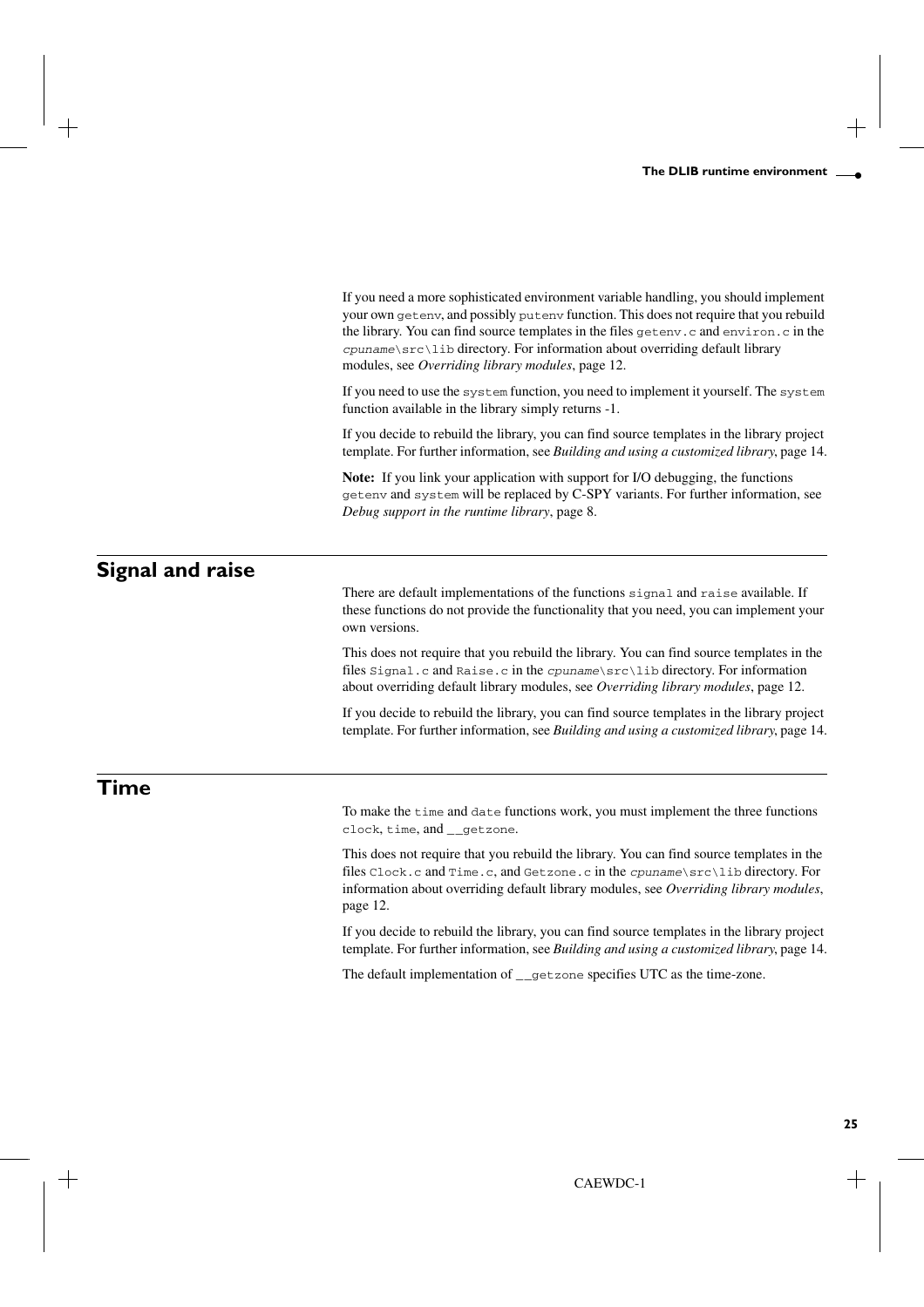If you need a more sophisticated environment variable handling, you should implement your own `getenv`, and possibly `putenv` function. This does not require that you rebuild the library. You can find source templates in the files `getenv.c` and `environ.c` in the *cpuname*`\src\lib` directory. For information about overriding default library modules, see *Overriding library modules*, page 12.

If you need to use the `system` function, you need to implement it yourself. The `system` function available in the library simply returns -1.

If you decide to rebuild the library, you can find source templates in the library project template. For further information, see *Building and using a customized library*, page 14.

**Note:** If you link your application with support for I/O debugging, the functions `getenv` and `system` will be replaced by C-SPY variants. For further information, see *Debug support in the runtime library*, page 8.

## Signal and raise

There are default implementations of the functions `signal` and `raise` available. If these functions do not provide the functionality that you need, you can implement your own versions.

This does not require that you rebuild the library. You can find source templates in the files `Signal.c` and `Raise.c` in the *cpuname*`\src\lib` directory. For information about overriding default library modules, see *Overriding library modules*, page 12.

If you decide to rebuild the library, you can find source templates in the library project template. For further information, see *Building and using a customized library*, page 14.

## Time

To make the `time` and `date` functions work, you must implement the three functions `clock`, `time`, and `__getzone`.

This does not require that you rebuild the library. You can find source templates in the files `Clock.c` and `Time.c`, and `Getzone.c` in the *cpuname*`\src\lib` directory. For information about overriding default library modules, see *Overriding library modules*, page 12.

If you decide to rebuild the library, you can find source templates in the library project template. For further information, see *Building and using a customized library*, page 14.

The default implementation of `__getzone` specifies UTC as the time-zone.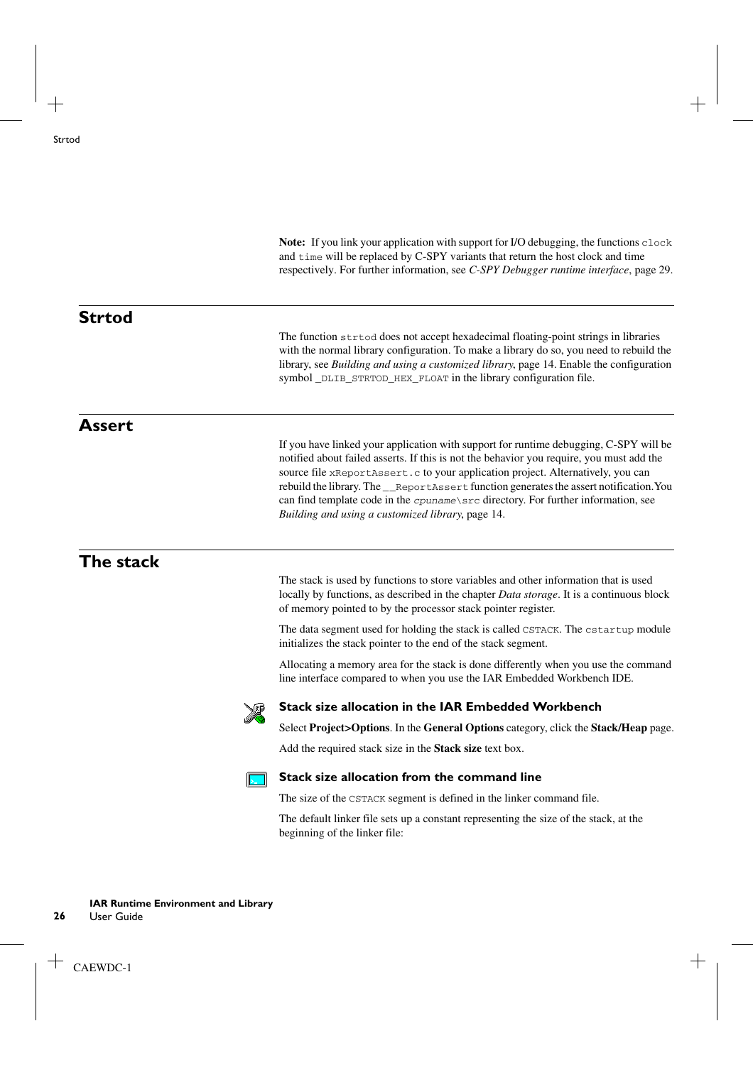**Note:** If you link your application with support for I/O debugging, the functions `clock` and `time` will be replaced by C-SPY variants that return the host clock and time respectively. For further information, see *C-SPY Debugger runtime interface*, page 29.

## Strtod

The function `strtod` does not accept hexadecimal floating-point strings in libraries with the normal library configuration. To make a library do so, you need to rebuild the library, see *Building and using a customized library*, page 14. Enable the configuration symbol `_DLIB_STRTOD_HEX_FLOAT` in the library configuration file.

## Assert

If you have linked your application with support for runtime debugging, C-SPY will be notified about failed asserts. If this is not the behavior you require, you must add the source file `xReportAssert.c` to your application project. Alternatively, you can rebuild the library. The `__ReportAssert` function generates the assert notification. You can find template code in the *`cpuname`*`\src` directory. For further information, see *Building and using a customized library*, page 14.

## The stack

The stack is used by functions to store variables and other information that is used locally by functions, as described in the chapter *Data storage*. It is a continuous block of memory pointed to by the processor stack pointer register.

The data segment used for holding the stack is called `CSTACK`. The `cstartup` module initializes the stack pointer to the end of the stack segment.

Allocating a memory area for the stack is done differently when you use the command line interface compared to when you use the IAR Embedded Workbench IDE.

### Stack size allocation in the IAR Embedded Workbench

Select **Project>Options**. In the **General Options** category, click the **Stack/Heap** page.

Add the required stack size in the **Stack size** text box.

### Stack size allocation from the command line

The size of the `CSTACK` segment is defined in the linker command file.

The default linker file sets up a constant representing the size of the stack, at the beginning of the linker file: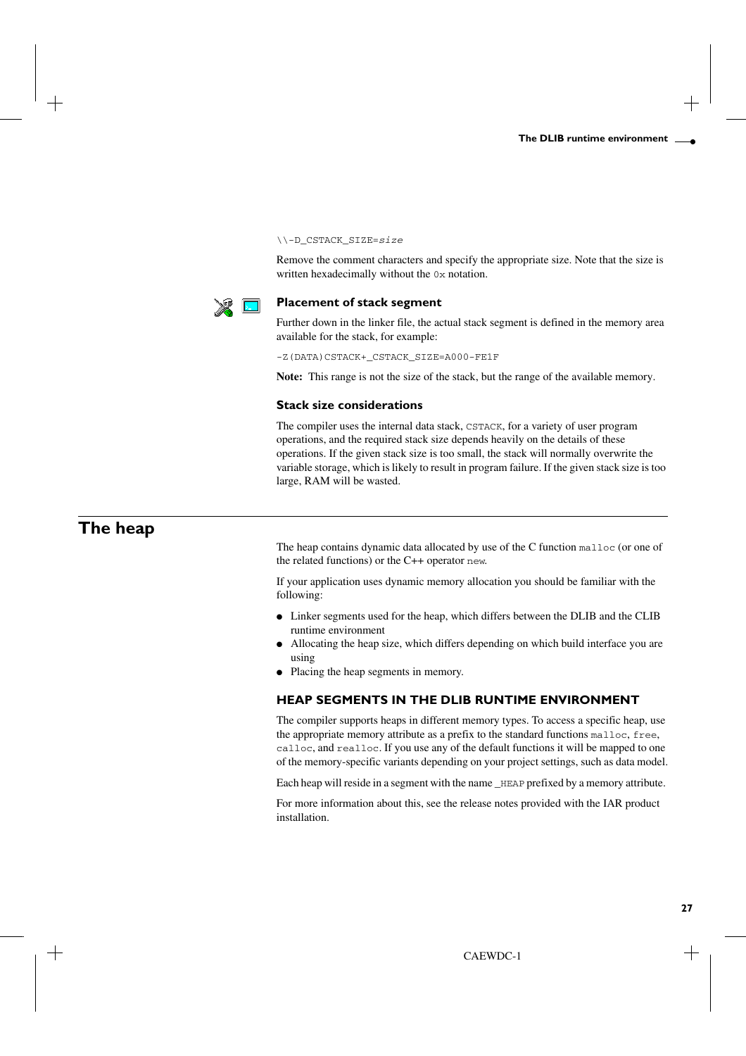```
\\-D_CSTACK_SIZE=size
```

Remove the comment characters and specify the appropriate size. Note that the size is written hexadecimally without the `0x` notation.

### Placement of stack segment

Further down in the linker file, the actual stack segment is defined in the memory area available for the stack, for example:

```
-Z(DATA)CSTACK+_CSTACK_SIZE=A000-FE1F
```

**Note:** This range is not the size of the stack, but the range of the available memory.

### Stack size considerations

The compiler uses the internal data stack, `CSTACK`, for a variety of user program operations, and the required stack size depends heavily on the details of these operations. If the given stack size is too small, the stack will normally overwrite the variable storage, which is likely to result in program failure. If the given stack size is too large, RAM will be wasted.

# The heap

The heap contains dynamic data allocated by use of the C function `malloc` (or one of the related functions) or the C++ operator `new`.

If your application uses dynamic memory allocation you should be familiar with the following:

- Linker segments used for the heap, which differs between the DLIB and the CLIB runtime environment
- Allocating the heap size, which differs depending on which build interface you are using
- Placing the heap segments in memory.

## HEAP SEGMENTS IN THE DLIB RUNTIME ENVIRONMENT

The compiler supports heaps in different memory types. To access a specific heap, use the appropriate memory attribute as a prefix to the standard functions `malloc`, `free`, `calloc`, and `realloc`. If you use any of the default functions it will be mapped to one of the memory-specific variants depending on your project settings, such as data model.

Each heap will reside in a segment with the name `_HEAP` prefixed by a memory attribute.

For more information about this, see the release notes provided with the IAR product installation.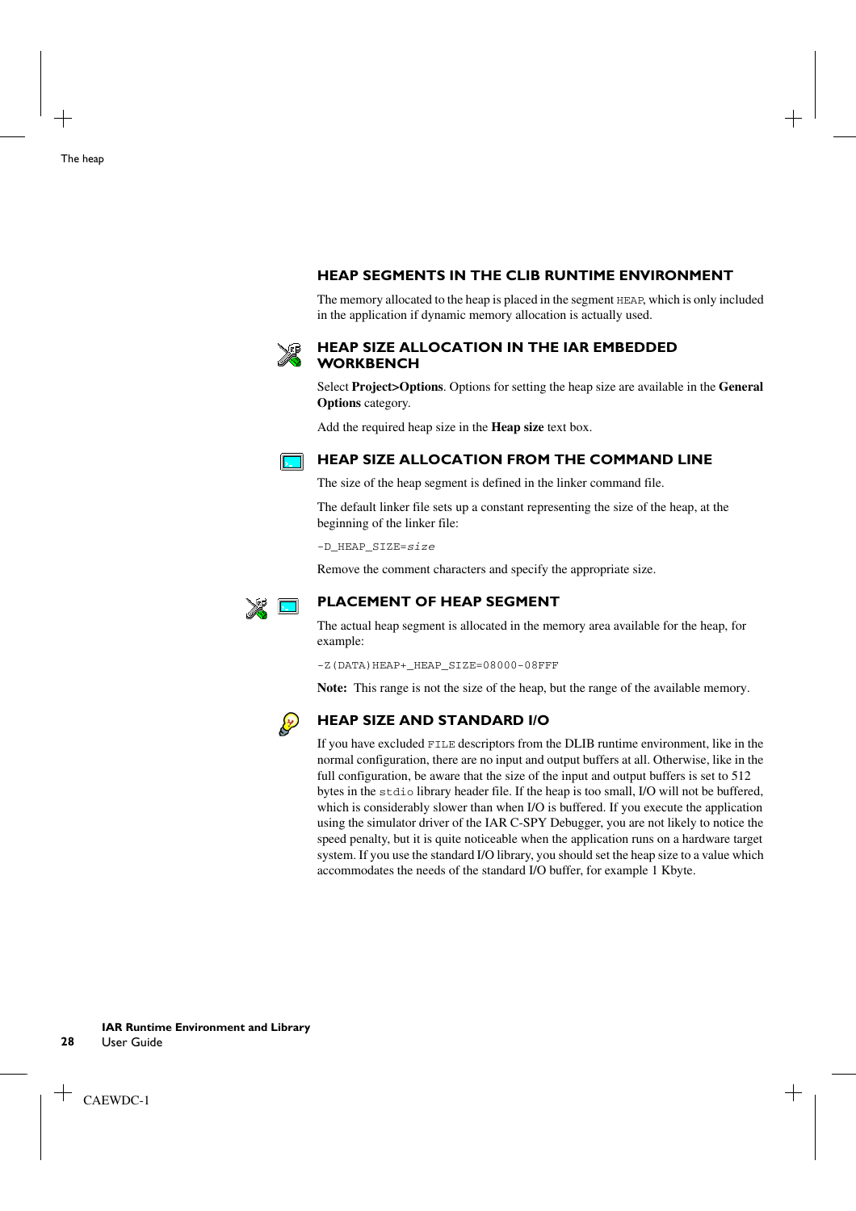### HEAP SEGMENTS IN THE CLIB RUNTIME ENVIRONMENT

The memory allocated to the heap is placed in the segment `HEAP`, which is only included in the application if dynamic memory allocation is actually used.

### HEAP SIZE ALLOCATION IN THE IAR EMBEDDED WORKBENCH

Select **Project>Options**. Options for setting the heap size are available in the **General Options** category.

Add the required heap size in the **Heap size** text box.

### HEAP SIZE ALLOCATION FROM THE COMMAND LINE

The size of the heap segment is defined in the linker command file.

The default linker file sets up a constant representing the size of the heap, at the beginning of the linker file:

```
-D_HEAP_SIZE=size
```

Remove the comment characters and specify the appropriate size.

### PLACEMENT OF HEAP SEGMENT

The actual heap segment is allocated in the memory area available for the heap, for example:

```
-Z(DATA)HEAP+_HEAP_SIZE=08000-08FFF
```

**Note:** This range is not the size of the heap, but the range of the available memory.

### HEAP SIZE AND STANDARD I/O

If you have excluded `FILE` descriptors from the DLIB runtime environment, like in the normal configuration, there are no input and output buffers at all. Otherwise, like in the full configuration, be aware that the size of the input and output buffers is set to 512 bytes in the `stdio` library header file. If the heap is too small, I/O will not be buffered, which is considerably slower than when I/O is buffered. If you execute the application using the simulator driver of the IAR C-SPY Debugger, you are not likely to notice the speed penalty, but it is quite noticeable when the application runs on a hardware target system. If you use the standard I/O library, you should set the heap size to a value which accommodates the needs of the standard I/O buffer, for example 1 Kbyte.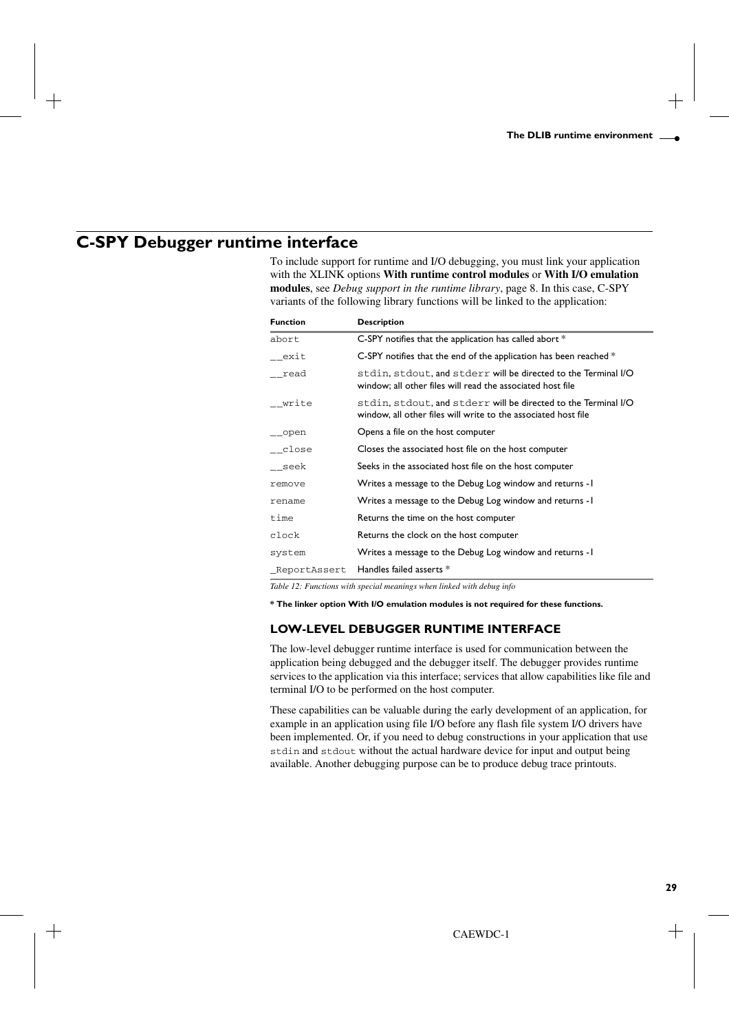## C-SPY Debugger runtime interface

To include support for runtime and I/O debugging, you must link your application with the XLINK options **With runtime control modules** or **With I/O emulation modules**, see *Debug support in the runtime library*, page 8. In this case, C-SPY variants of the following library functions will be linked to the application:

| Function | Description |
|---|---|
| `abort` | C-SPY notifies that the application has called abort * |
| `__exit` | C-SPY notifies that the end of the application has been reached * |
| `__read` | `stdin`, `stdout`, and `stderr` will be directed to the Terminal I/O window; all other files will read the associated host file |
| `__write` | `stdin`, `stdout`, and `stderr` will be directed to the Terminal I/O window, all other files will write to the associated host file |
| `__open` | Opens a file on the host computer |
| `__close` | Closes the associated host file on the host computer |
| `__seek` | Seeks in the associated host file on the host computer |
| `remove` | Writes a message to the Debug Log window and returns -1 |
| `rename` | Writes a message to the Debug Log window and returns -1 |
| `time` | Returns the time on the host computer |
| `clock` | Returns the clock on the host computer |
| `system` | Writes a message to the Debug Log window and returns -1 |
| `_ReportAssert` | Handles failed asserts * |

*Table 12: Functions with special meanings when linked with debug info*

**\* The linker option With I/O emulation modules is not required for these functions.**

### LOW-LEVEL DEBUGGER RUNTIME INTERFACE

The low-level debugger runtime interface is used for communication between the application being debugged and the debugger itself. The debugger provides runtime services to the application via this interface; services that allow capabilities like file and terminal I/O to be performed on the host computer.

These capabilities can be valuable during the early development of an application, for example in an application using file I/O before any flash file system I/O drivers have been implemented. Or, if you need to debug constructions in your application that use `stdin` and `stdout` without the actual hardware device for input and output being available. Another debugging purpose can be to produce debug trace printouts.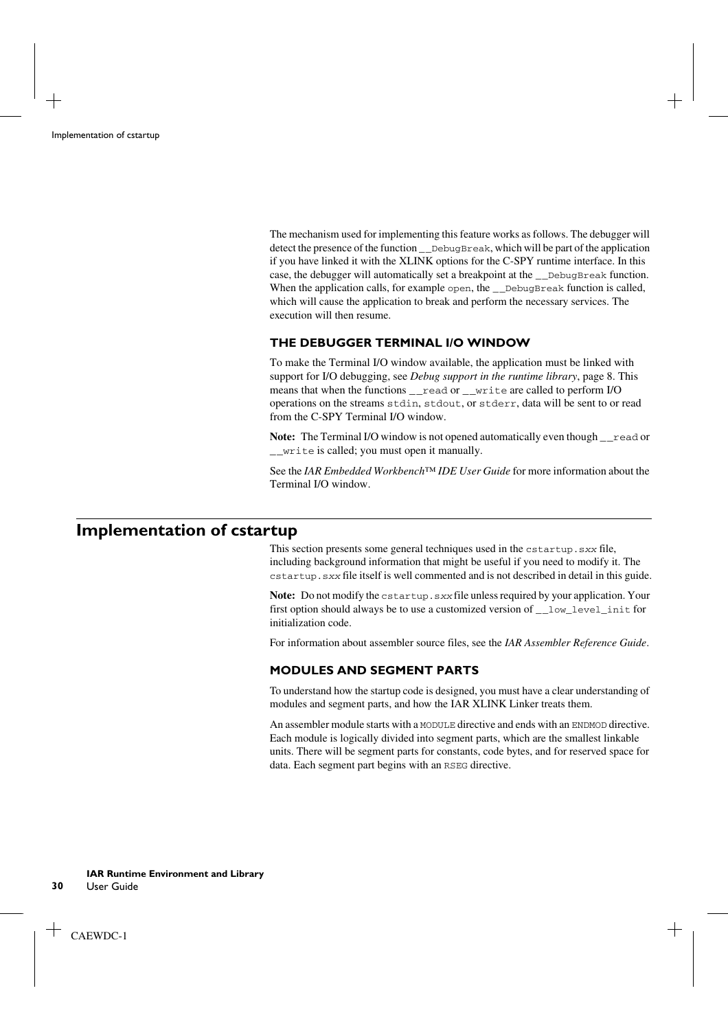The mechanism used for implementing this feature works as follows. The debugger will detect the presence of the function `__DebugBreak`, which will be part of the application if you have linked it with the XLINK options for the C-SPY runtime interface. In this case, the debugger will automatically set a breakpoint at the `__DebugBreak` function. When the application calls, for example `open`, the `__DebugBreak` function is called, which will cause the application to break and perform the necessary services. The execution will then resume.

### THE DEBUGGER TERMINAL I/O WINDOW

To make the Terminal I/O window available, the application must be linked with support for I/O debugging, see *Debug support in the runtime library*, page 8. This means that when the functions `__read` or `__write` are called to perform I/O operations on the streams `stdin`, `stdout`, or `stderr`, data will be sent to or read from the C-SPY Terminal I/O window.

**Note:** The Terminal I/O window is not opened automatically even though `__read` or `__write` is called; you must open it manually.

See the *IAR Embedded Workbench™ IDE User Guide* for more information about the Terminal I/O window.

## Implementation of cstartup

This section presents some general techniques used in the `cstartup.sxx` file, including background information that might be useful if you need to modify it. The `cstartup.sxx` file itself is well commented and is not described in detail in this guide.

**Note:** Do not modify the `cstartup.sxx` file unless required by your application. Your first option should always be to use a customized version of `__low_level_init` for initialization code.

For information about assembler source files, see the *IAR Assembler Reference Guide*.

### MODULES AND SEGMENT PARTS

To understand how the startup code is designed, you must have a clear understanding of modules and segment parts, and how the IAR XLINK Linker treats them.

An assembler module starts with a `MODULE` directive and ends with an `ENDMOD` directive. Each module is logically divided into segment parts, which are the smallest linkable units. There will be segment parts for constants, code bytes, and for reserved space for data. Each segment part begins with an `RSEG` directive.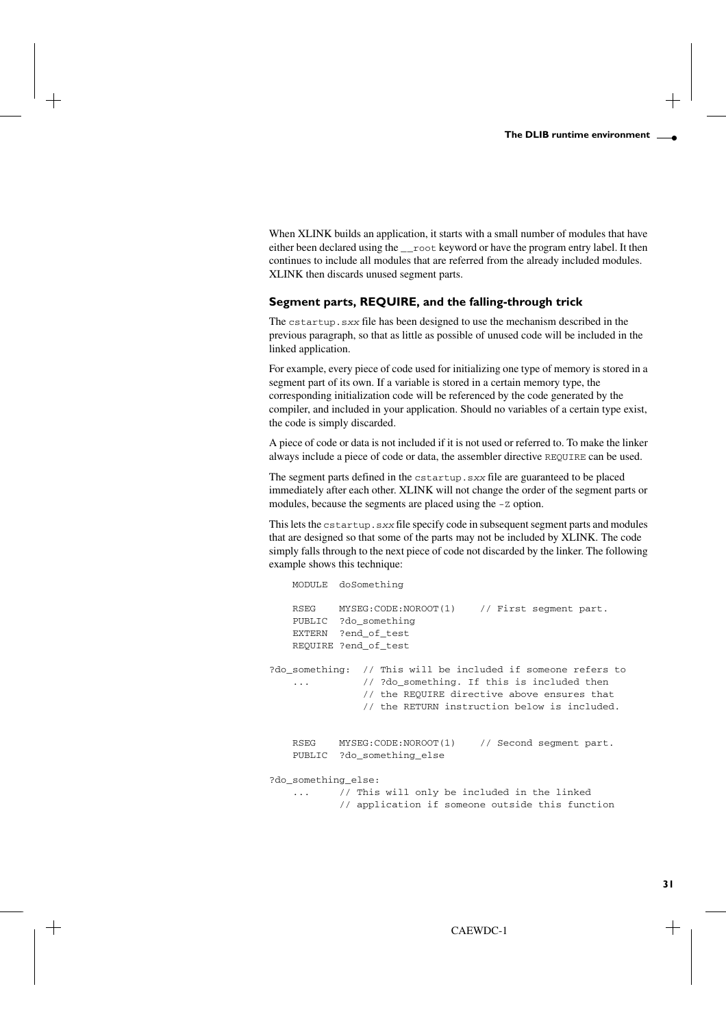When XLINK builds an application, it starts with a small number of modules that have either been declared using the `__root` keyword or have the program entry label. It then continues to include all modules that are referred from the already included modules. XLINK then discards unused segment parts.

### Segment parts, REQUIRE, and the falling-through trick

The `cstartup.sxx` file has been designed to use the mechanism described in the previous paragraph, so that as little as possible of unused code will be included in the linked application.

For example, every piece of code used for initializing one type of memory is stored in a segment part of its own. If a variable is stored in a certain memory type, the corresponding initialization code will be referenced by the code generated by the compiler, and included in your application. Should no variables of a certain type exist, the code is simply discarded.

A piece of code or data is not included if it is not used or referred to. To make the linker always include a piece of code or data, the assembler directive `REQUIRE` can be used.

The segment parts defined in the `cstartup.sxx` file are guaranteed to be placed immediately after each other. XLINK will not change the order of the segment parts or modules, because the segments are placed using the `-Z` option.

This lets the `cstartup.sxx` file specify code in subsequent segment parts and modules that are designed so that some of the parts may not be included by XLINK. The code simply falls through to the next piece of code not discarded by the linker. The following example shows this technique:

```
    MODULE  doSomething

    RSEG    MYSEG:CODE:NOROOT(1)    // First segment part.
    PUBLIC  ?do_something
    EXTERN  ?end_of_test
    REQUIRE ?end_of_test

?do_something:  // This will be included if someone refers to
    ...         // ?do_something. If this is included then
                // the REQUIRE directive above ensures that
                // the RETURN instruction below is included.


    RSEG    MYSEG:CODE:NOROOT(1)    // Second segment part.
    PUBLIC  ?do_something_else

?do_something_else:
    ...     // This will only be included in the linked
            // application if someone outside this function
```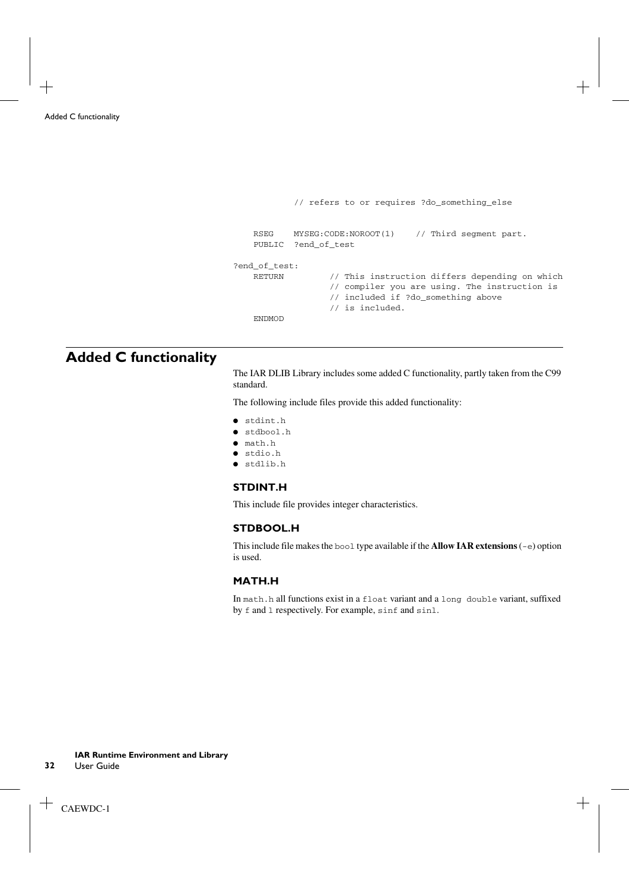```
            // refers to or requires ?do_something_else

    RSEG    MYSEG:CODE:NOROOT(1)    // Third segment part.
    PUBLIC  ?end_of_test

?end_of_test:
    RETURN          // This instruction differs depending on which
                    // compiler you are using. The instruction is
                    // included if ?do_something above
                    // is included.
    ENDMOD
```

## Added C functionality

The IAR DLIB Library includes some added C functionality, partly taken from the C99 standard.

The following include files provide this added functionality:

- `stdint.h`
- `stdbool.h`
- `math.h`
- `stdio.h`
- `stdlib.h`

### STDINT.H

This include file provides integer characteristics.

### STDBOOL.H

This include file makes the `bool` type available if the **Allow IAR extensions** (`-e`) option is used.

### MATH.H

In `math.h` all functions exist in a `float` variant and a `long double` variant, suffixed by `f` and `l` respectively. For example, `sinf` and `sinl`.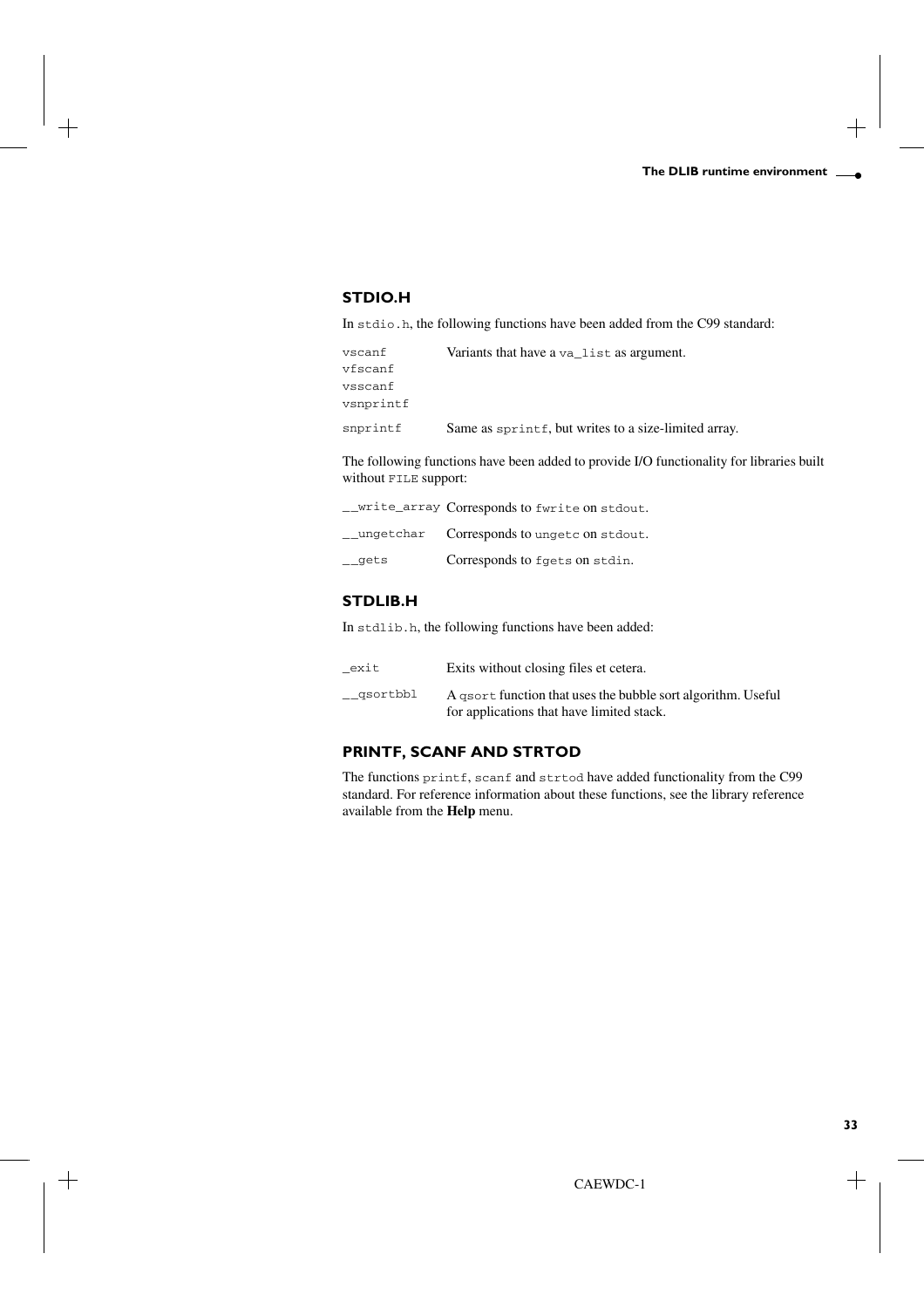### STDIO.H

In `stdio.h`, the following functions have been added from the C99 standard:

| | |
|---|---|
| `vscanf`<br>`vfscanf`<br>`vsscanf`<br>`vsnprintf` | Variants that have a `va_list` as argument. |
| `snprintf` | Same as `sprintf`, but writes to a size-limited array. |

The following functions have been added to provide I/O functionality for libraries built without `FILE` support:

| | |
|---|---|
| `__write_array` | Corresponds to `fwrite` on `stdout`. |
| `__ungetchar` | Corresponds to `ungetc` on `stdout`. |
| `__gets` | Corresponds to `fgets` on `stdin`. |

### STDLIB.H

In `stdlib.h`, the following functions have been added:

| | |
|---|---|
| `_exit` | Exits without closing files et cetera. |
| `__qsortbbl` | A `qsort` function that uses the bubble sort algorithm. Useful for applications that have limited stack. |

### PRINTF, SCANF AND STRTOD

The functions `printf`, `scanf` and `strtod` have added functionality from the C99 standard. For reference information about these functions, see the library reference available from the **Help** menu.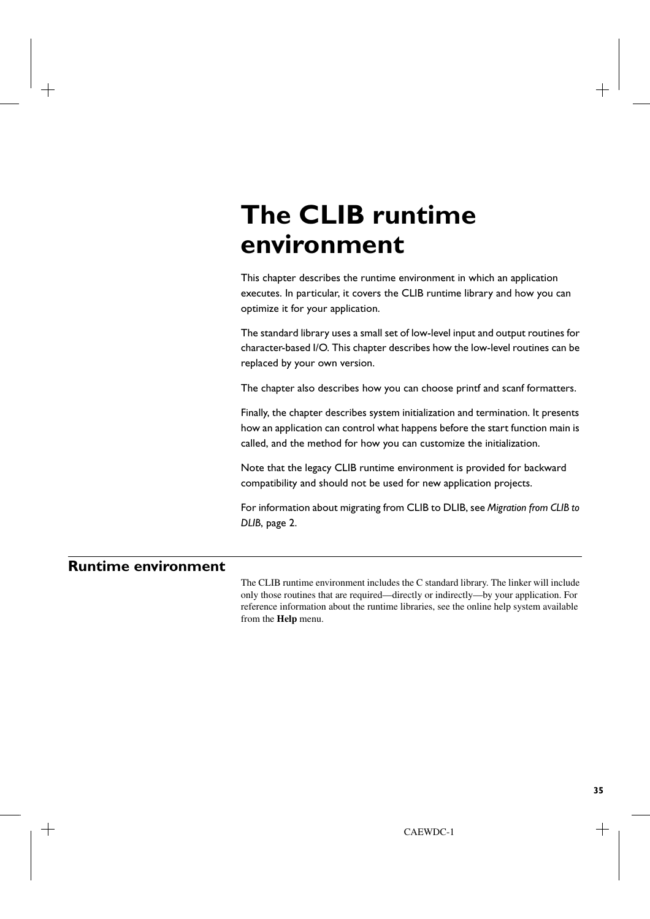# The CLIB runtime environment

This chapter describes the runtime environment in which an application executes. In particular, it covers the CLIB runtime library and how you can optimize it for your application.

The standard library uses a small set of low-level input and output routines for character-based I/O. This chapter describes how the low-level routines can be replaced by your own version.

The chapter also describes how you can choose printf and scanf formatters.

Finally, the chapter describes system initialization and termination. It presents how an application can control what happens before the start function main is called, and the method for how you can customize the initialization.

Note that the legacy CLIB runtime environment is provided for backward compatibility and should not be used for new application projects.

For information about migrating from CLIB to DLIB, see *Migration from CLIB to DLIB*, page 2.

## Runtime environment

The CLIB runtime environment includes the C standard library. The linker will include only those routines that are required—directly or indirectly—by your application. For reference information about the runtime libraries, see the online help system available from the **Help** menu.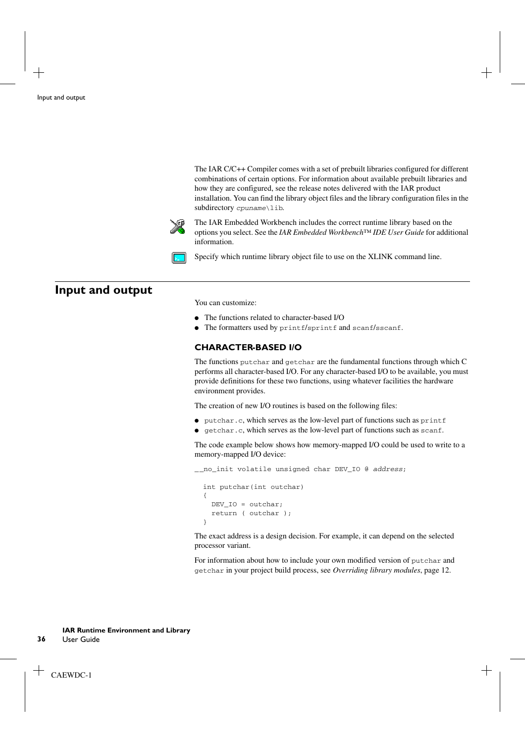The IAR C/C++ Compiler comes with a set of prebuilt libraries configured for different combinations of certain options. For information about available prebuilt libraries and how they are configured, see the release notes delivered with the IAR product installation. You can find the library object files and the library configuration files in the subdirectory `cpuname\lib`.

The IAR Embedded Workbench includes the correct runtime library based on the options you select. See the *IAR Embedded Workbench™ IDE User Guide* for additional information.

Specify which runtime library object file to use on the XLINK command line.

## Input and output

You can customize:

- The functions related to character-based I/O
- The formatters used by `printf`/`sprintf` and `scanf`/`sscanf`.

### CHARACTER-BASED I/O

The functions `putchar` and `getchar` are the fundamental functions through which C performs all character-based I/O. For any character-based I/O to be available, you must provide definitions for these two functions, using whatever facilities the hardware environment provides.

The creation of new I/O routines is based on the following files:

- `putchar.c`, which serves as the low-level part of functions such as `printf`
- `getchar.c`, which serves as the low-level part of functions such as `scanf`.

The code example below shows how memory-mapped I/O could be used to write to a memory-mapped I/O device:

```
__no_init volatile unsigned char DEV_IO @ address;

  int putchar(int outchar)
  {
    DEV_IO = outchar;
    return ( outchar );
  }
```

The exact address is a design decision. For example, it can depend on the selected processor variant.

For information about how to include your own modified version of `putchar` and `getchar` in your project build process, see *Overriding library modules*, page 12.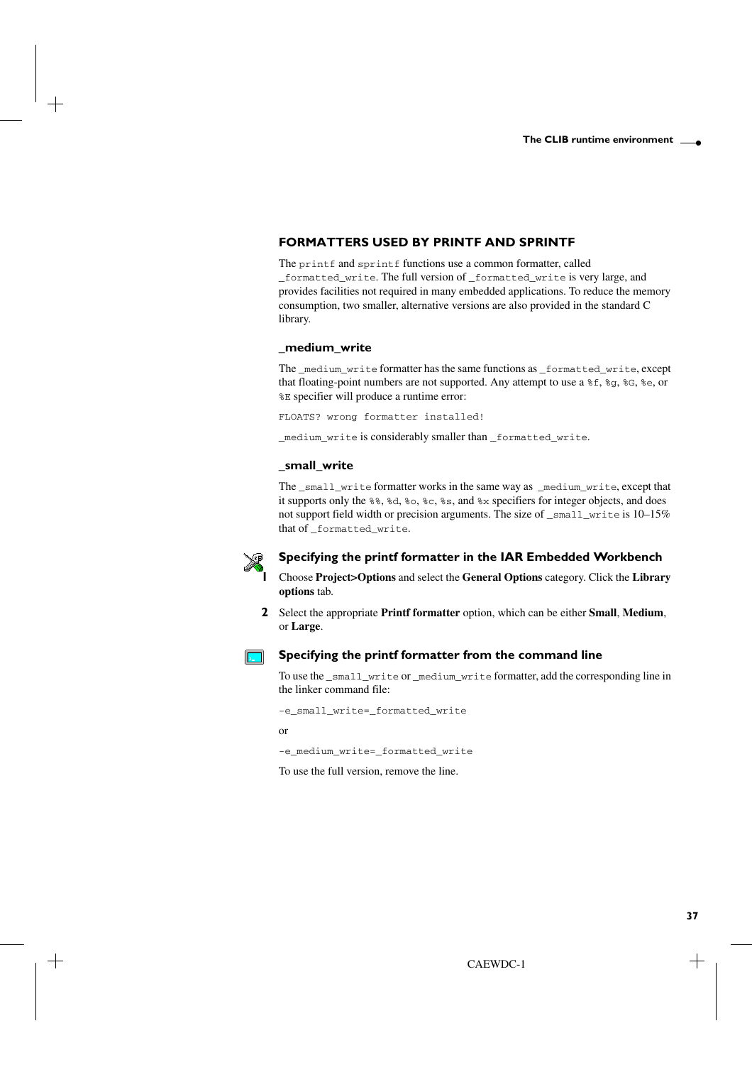### FORMATTERS USED BY PRINTF AND SPRINTF

The `printf` and `sprintf` functions use a common formatter, called `_formatted_write`. The full version of `_formatted_write` is very large, and provides facilities not required in many embedded applications. To reduce the memory consumption, two smaller, alternative versions are also provided in the standard C library.

#### _medium_write

The `_medium_write` formatter has the same functions as `_formatted_write`, except that floating-point numbers are not supported. Any attempt to use a `%f`, `%g`, `%G`, `%e`, or `%E` specifier will produce a runtime error:

```
FLOATS? wrong formatter installed!
```

`_medium_write` is considerably smaller than `_formatted_write`.

#### _small_write

The `_small_write` formatter works in the same way as `_medium_write`, except that it supports only the `%%`, `%d`, `%o`, `%c`, `%s`, and `%x` specifiers for integer objects, and does not support field width or precision arguments. The size of `_small_write` is 10–15% that of `_formatted_write`.

#### Specifying the printf formatter in the IAR Embedded Workbench

1. Choose **Project>Options** and select the **General Options** category. Click the **Library options** tab.
2. Select the appropriate **Printf formatter** option, which can be either **Small**, **Medium**, or **Large**.

#### Specifying the printf formatter from the command line

To use the `_small_write` or `_medium_write` formatter, add the corresponding line in the linker command file:

```
-e_small_write=_formatted_write
```

or

```
-e_medium_write=_formatted_write
```

To use the full version, remove the line.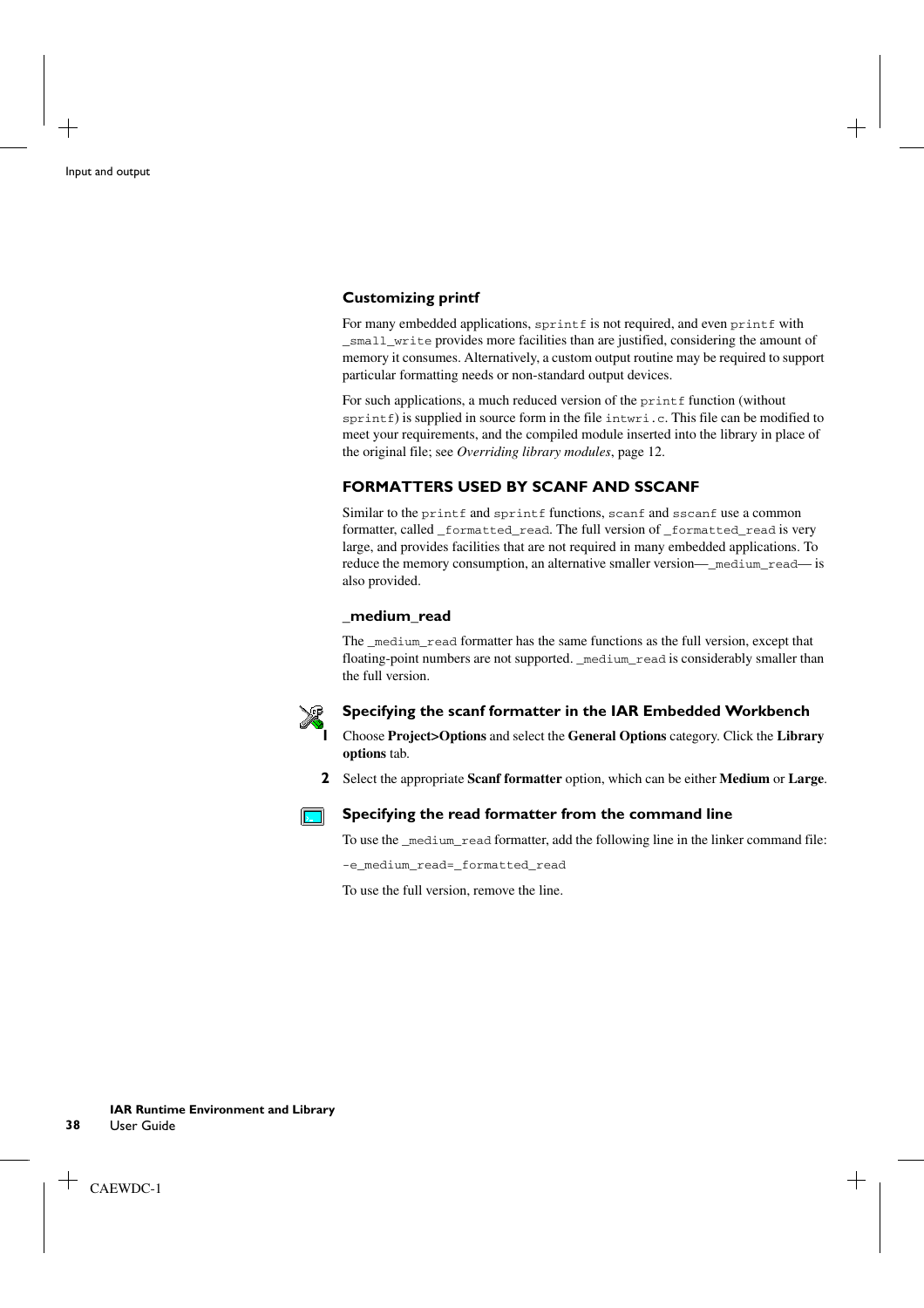### Customizing printf

For many embedded applications, sprintf is not required, and even printf with _small_write provides more facilities than are justified, considering the amount of memory it consumes. Alternatively, a custom output routine may be required to support particular formatting needs or non-standard output devices.

For such applications, a much reduced version of the printf function (without sprintf) is supplied in source form in the file intwri.c. This file can be modified to meet your requirements, and the compiled module inserted into the library in place of the original file; see *Overriding library modules*, page 12.

## FORMATTERS USED BY SCANF AND SSCANF

Similar to the printf and sprintf functions, scanf and sscanf use a common formatter, called _formatted_read. The full version of _formatted_read is very large, and provides facilities that are not required in many embedded applications. To reduce the memory consumption, an alternative smaller version—_medium_read— is also provided.

### _medium_read

The _medium_read formatter has the same functions as the full version, except that floating-point numbers are not supported. _medium_read is considerably smaller than the full version.

### Specifying the scanf formatter in the IAR Embedded Workbench

1. Choose **Project>Options** and select the **General Options** category. Click the **Library options** tab.
2. Select the appropriate **Scanf formatter** option, which can be either **Medium** or **Large**.

### Specifying the read formatter from the command line

To use the _medium_read formatter, add the following line in the linker command file:

```
-e_medium_read=_formatted_read
```

To use the full version, remove the line.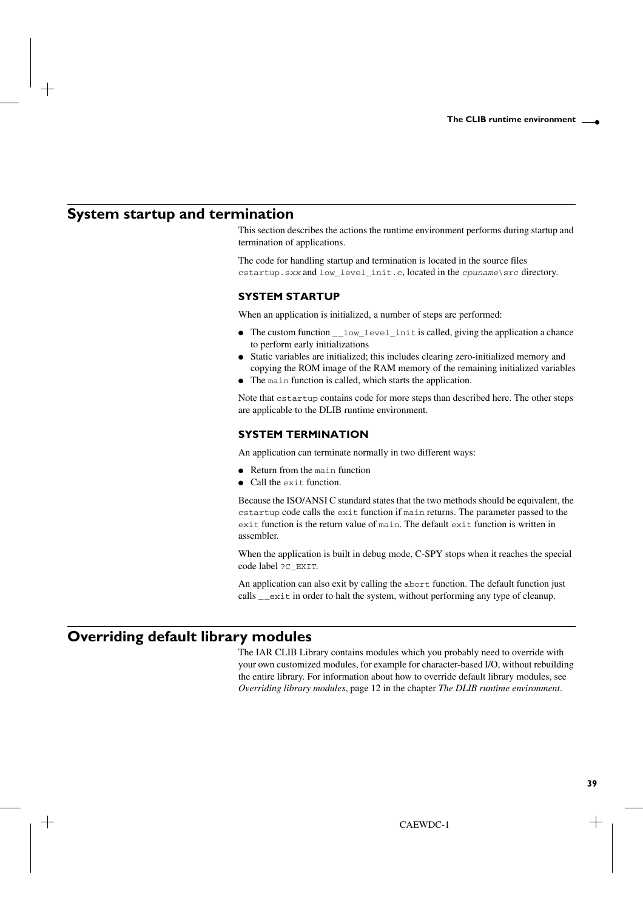## System startup and termination

This section describes the actions the runtime environment performs during startup and termination of applications.

The code for handling startup and termination is located in the source files `cstartup.sxx` and `low_level_init.c`, located in the `cpuname\src` directory.

### SYSTEM STARTUP

When an application is initialized, a number of steps are performed:

- The custom function `__low_level_init` is called, giving the application a chance to perform early initializations
- Static variables are initialized; this includes clearing zero-initialized memory and copying the ROM image of the RAM memory of the remaining initialized variables
- The `main` function is called, which starts the application.

Note that `cstartup` contains code for more steps than described here. The other steps are applicable to the DLIB runtime environment.

### SYSTEM TERMINATION

An application can terminate normally in two different ways:

- Return from the `main` function
- Call the `exit` function.

Because the ISO/ANSI C standard states that the two methods should be equivalent, the `cstartup` code calls the `exit` function if `main` returns. The parameter passed to the `exit` function is the return value of `main`. The default `exit` function is written in assembler.

When the application is built in debug mode, C-SPY stops when it reaches the special code label `?C_EXIT`.

An application can also exit by calling the `abort` function. The default function just calls `__exit` in order to halt the system, without performing any type of cleanup.

## Overriding default library modules

The IAR CLIB Library contains modules which you probably need to override with your own customized modules, for example for character-based I/O, without rebuilding the entire library. For information about how to override default library modules, see *Overriding library modules*, page 12 in the chapter *The DLIB runtime environment*.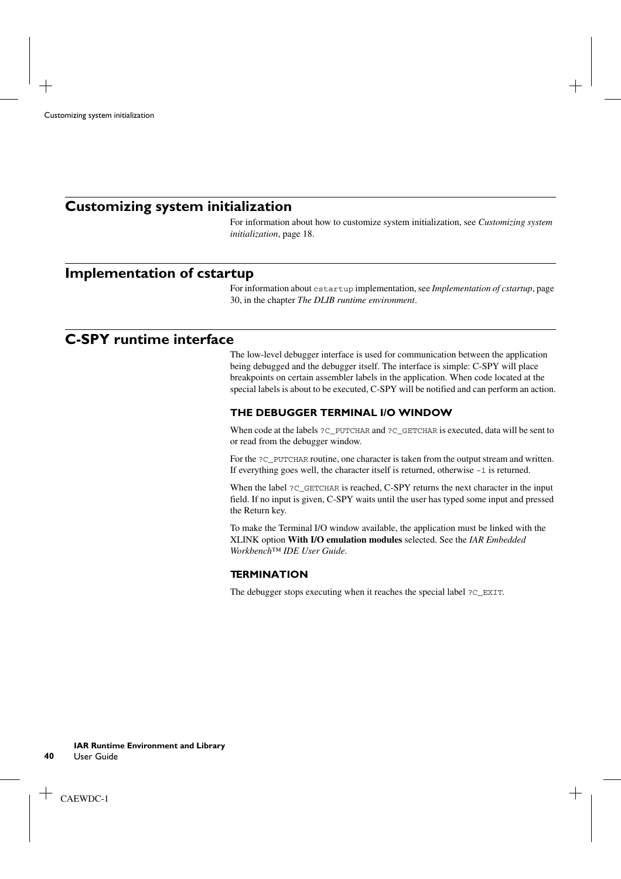## Customizing system initialization

For information about how to customize system initialization, see *Customizing system initialization*, page 18.

## Implementation of cstartup

For information about `cstartup` implementation, see *Implementation of cstartup*, page 30, in the chapter *The DLIB runtime environment*.

## C-SPY runtime interface

The low-level debugger interface is used for communication between the application being debugged and the debugger itself. The interface is simple: C-SPY will place breakpoints on certain assembler labels in the application. When code located at the special labels is about to be executed, C-SPY will be notified and can perform an action.

### THE DEBUGGER TERMINAL I/O WINDOW

When code at the labels `?C_PUTCHAR` and `?C_GETCHAR` is executed, data will be sent to or read from the debugger window.

For the `?C_PUTCHAR` routine, one character is taken from the output stream and written. If everything goes well, the character itself is returned, otherwise `-1` is returned.

When the label `?C_GETCHAR` is reached, C-SPY returns the next character in the input field. If no input is given, C-SPY waits until the user has typed some input and pressed the Return key.

To make the Terminal I/O window available, the application must be linked with the XLINK option **With I/O emulation modules** selected. See the *IAR Embedded Workbench™ IDE User Guide*.

### TERMINATION

The debugger stops executing when it reaches the special label `?C_EXIT`.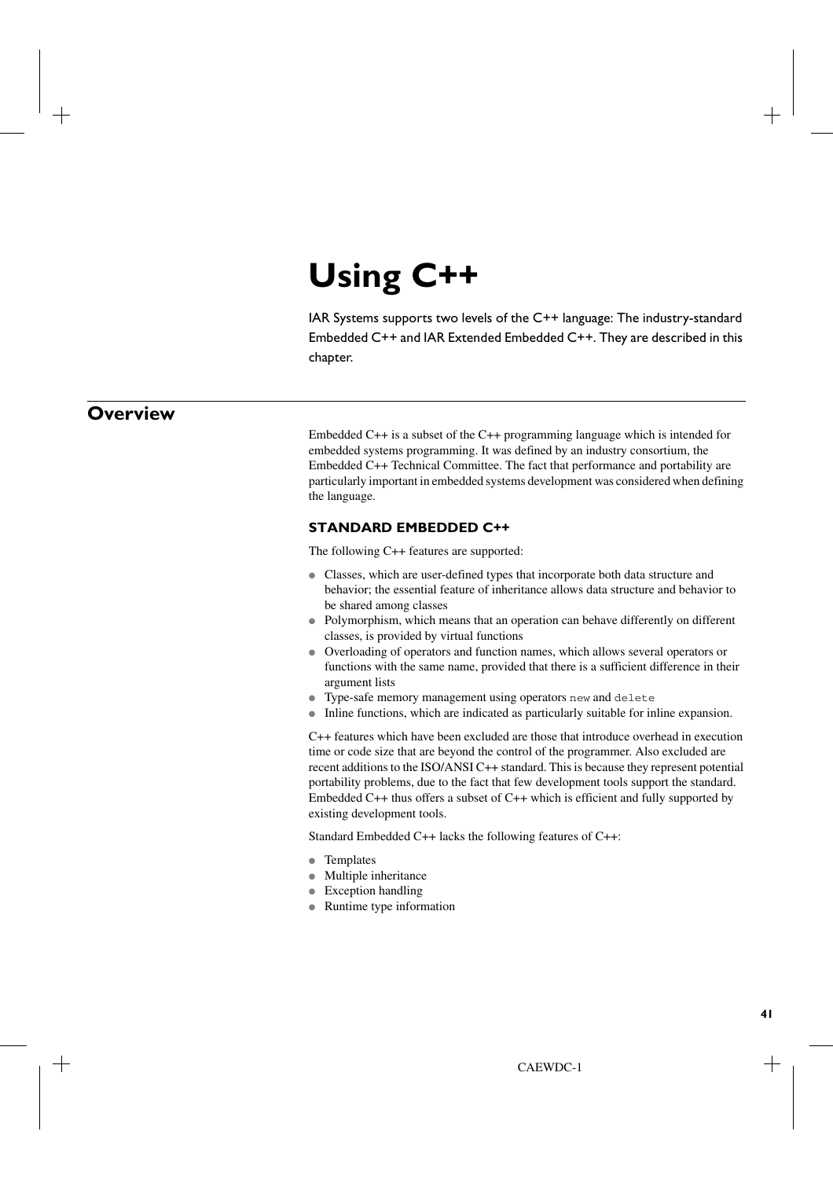# Using C++

IAR Systems supports two levels of the C++ language: The industry-standard Embedded C++ and IAR Extended Embedded C++. They are described in this chapter.

## Overview

Embedded C++ is a subset of the C++ programming language which is intended for embedded systems programming. It was defined by an industry consortium, the Embedded C++ Technical Committee. The fact that performance and portability are particularly important in embedded systems development was considered when defining the language.

### STANDARD EMBEDDED C++

The following C++ features are supported:

- Classes, which are user-defined types that incorporate both data structure and behavior; the essential feature of inheritance allows data structure and behavior to be shared among classes
- Polymorphism, which means that an operation can behave differently on different classes, is provided by virtual functions
- Overloading of operators and function names, which allows several operators or functions with the same name, provided that there is a sufficient difference in their argument lists
- Type-safe memory management using operators `new` and `delete`
- Inline functions, which are indicated as particularly suitable for inline expansion.

C++ features which have been excluded are those that introduce overhead in execution time or code size that are beyond the control of the programmer. Also excluded are recent additions to the ISO/ANSI C++ standard. This is because they represent potential portability problems, due to the fact that few development tools support the standard. Embedded C++ thus offers a subset of C++ which is efficient and fully supported by existing development tools.

Standard Embedded C++ lacks the following features of C++:

- Templates
- Multiple inheritance
- Exception handling
- Runtime type information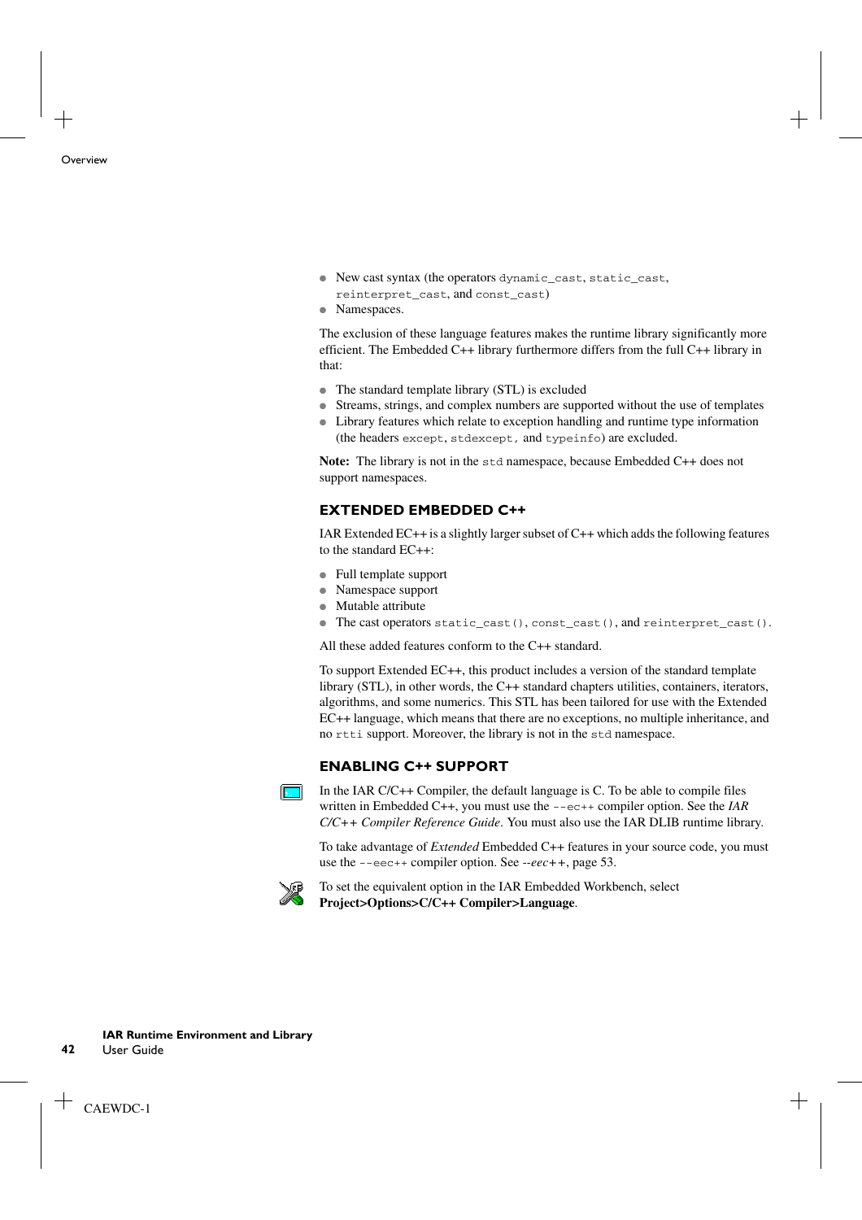- New cast syntax (the operators `dynamic_cast`, `static_cast`, `reinterpret_cast`, and `const_cast`)
- Namespaces.

The exclusion of these language features makes the runtime library significantly more efficient. The Embedded C++ library furthermore differs from the full C++ library in that:

- The standard template library (STL) is excluded
- Streams, strings, and complex numbers are supported without the use of templates
- Library features which relate to exception handling and runtime type information (the headers `except`, `stdexcept,` and `typeinfo`) are excluded.

**Note:** The library is not in the `std` namespace, because Embedded C++ does not support namespaces.

### EXTENDED EMBEDDED C++

IAR Extended EC++ is a slightly larger subset of C++ which adds the following features to the standard EC++:

- Full template support
- Namespace support
- Mutable attribute
- The cast operators `static_cast()`, `const_cast()`, and `reinterpret_cast()`.

All these added features conform to the C++ standard.

To support Extended EC++, this product includes a version of the standard template library (STL), in other words, the C++ standard chapters utilities, containers, iterators, algorithms, and some numerics. This STL has been tailored for use with the Extended EC++ language, which means that there are no exceptions, no multiple inheritance, and no `rtti` support. Moreover, the library is not in the `std` namespace.

### ENABLING C++ SUPPORT

In the IAR C/C++ Compiler, the default language is C. To be able to compile files written in Embedded C++, you must use the `--ec++` compiler option. See the *IAR C/C++ Compiler Reference Guide*. You must also use the IAR DLIB runtime library.

To take advantage of *Extended* Embedded C++ features in your source code, you must use the `--eec++` compiler option. See *--eec++*, page 53.

To set the equivalent option in the IAR Embedded Workbench, select **Project>Options>C/C++ Compiler>Language**.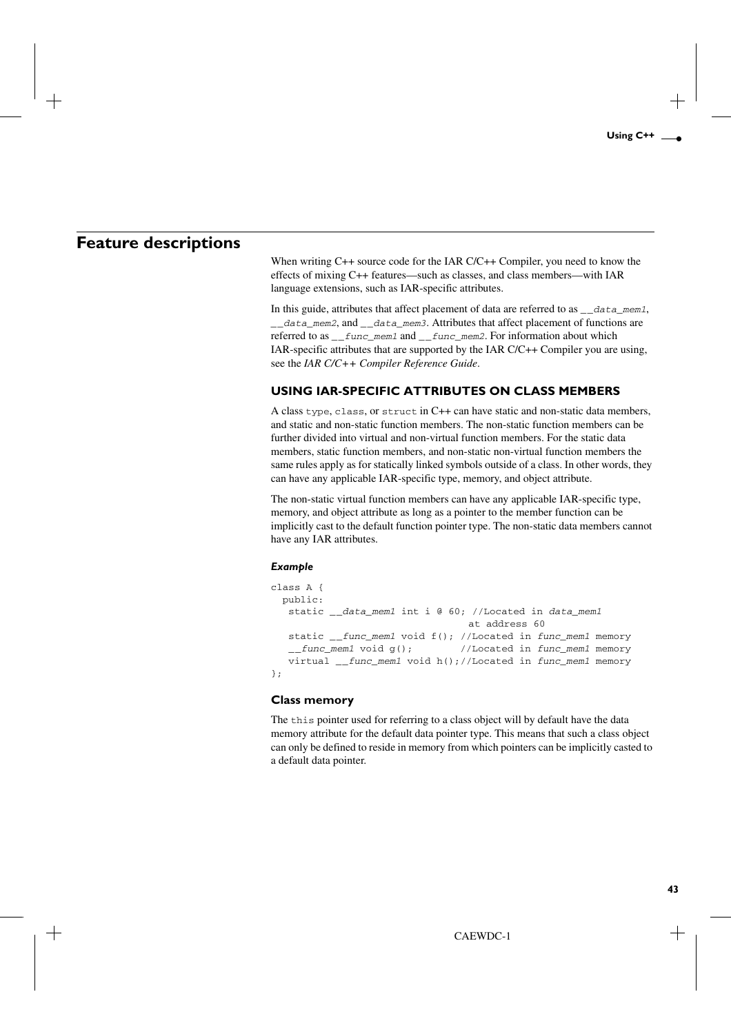# Feature descriptions

When writing C++ source code for the IAR C/C++ Compiler, you need to know the effects of mixing C++ features—such as classes, and class members—with IAR language extensions, such as IAR-specific attributes.

In this guide, attributes that affect placement of data are referred to as `__data_mem1`, `__data_mem2`, and `__data_mem3`. Attributes that affect placement of functions are referred to as `__func_mem1` and `__func_mem2`. For information about which IAR-specific attributes that are supported by the IAR C/C++ Compiler you are using, see the *IAR C/C++ Compiler Reference Guide*.

## USING IAR-SPECIFIC ATTRIBUTES ON CLASS MEMBERS

A class `type`, `class`, or `struct` in C++ can have static and non-static data members, and static and non-static function members. The non-static function members can be further divided into virtual and non-virtual function members. For the static data members, static function members, and non-static non-virtual function members the same rules apply as for statically linked symbols outside of a class. In other words, they can have any applicable IAR-specific type, memory, and object attribute.

The non-static virtual function members can have any applicable IAR-specific type, memory, and object attribute as long as a pointer to the member function can be implicitly cast to the default function pointer type. The non-static data members cannot have any IAR attributes.

#### *Example*

```
class A {
  public:
   static __data_mem1 int i @ 60; //Located in data_mem1
                                  at address 60
   static __func_mem1 void f(); //Located in func_mem1 memory
   __func_mem1 void g();        //Located in func_mem1 memory
   virtual __func_mem1 void h();//Located in func_mem1 memory
};
```

### Class memory

The `this` pointer used for referring to a class object will by default have the data memory attribute for the default data pointer type. This means that such a class object can only be defined to reside in memory from which pointers can be implicitly casted to a default data pointer.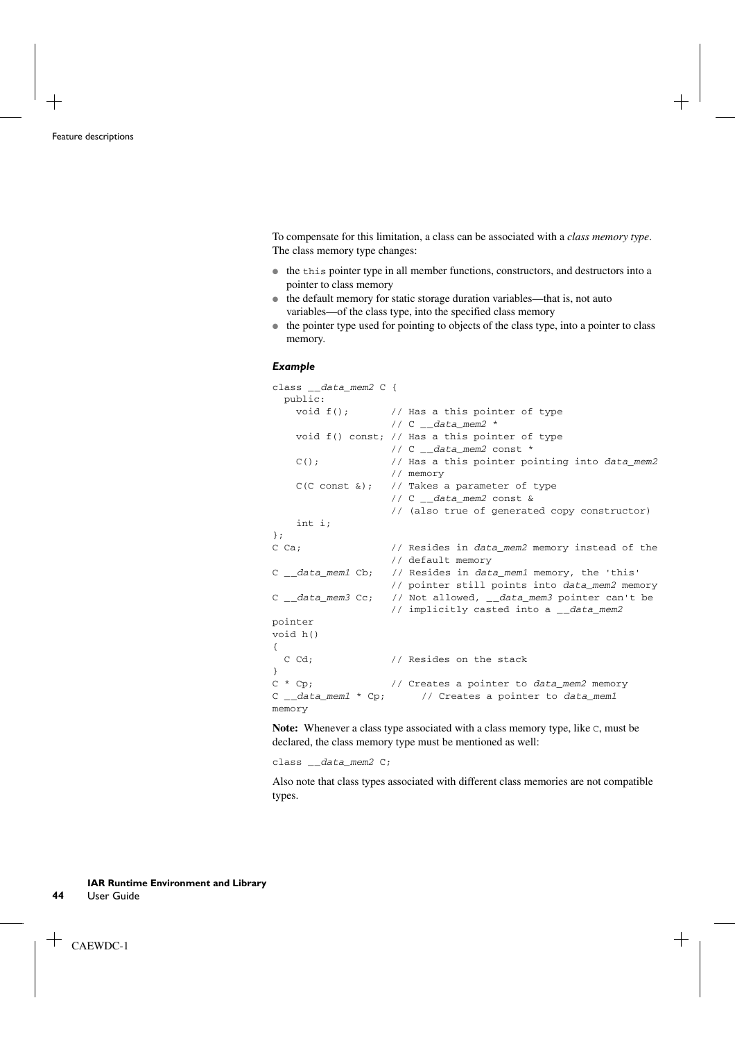To compensate for this limitation, a class can be associated with a *class memory type*. The class memory type changes:

- the `this` pointer type in all member functions, constructors, and destructors into a pointer to class memory
- the default memory for static storage duration variables—that is, not auto variables—of the class type, into the specified class memory
- the pointer type used for pointing to objects of the class type, into a pointer to class memory.

#### *Example*

```
class __data_mem2 C {
  public:
    void f();       // Has a this pointer of type
                    // C __data_mem2 *
    void f() const; // Has a this pointer of type
                    // C __data_mem2 const *
    C();            // Has a this pointer pointing into data_mem2
                    // memory
    C(C const &);   // Takes a parameter of type
                    // C __data_mem2 const &
                    // (also true of generated copy constructor)
    int i;
};
C Ca;               // Resides in data_mem2 memory instead of the
                    // default memory
C __data_mem1 Cb;   // Resides in data_mem1 memory, the 'this'
                    // pointer still points into data_mem2 memory
C __data_mem3 Cc;   // Not allowed, __data_mem3 pointer can't be
                    // implicitly casted into a __data_mem2
pointer
void h()
{
  C Cd;             // Resides on the stack
}
C * Cp;             // Creates a pointer to data_mem2 memory
C __data_mem1 * Cp;      // Creates a pointer to data_mem1
memory
```

**Note:** Whenever a class type associated with a class memory type, like `C`, must be declared, the class memory type must be mentioned as well:

```
class __data_mem2 C;
```

Also note that class types associated with different class memories are not compatible types.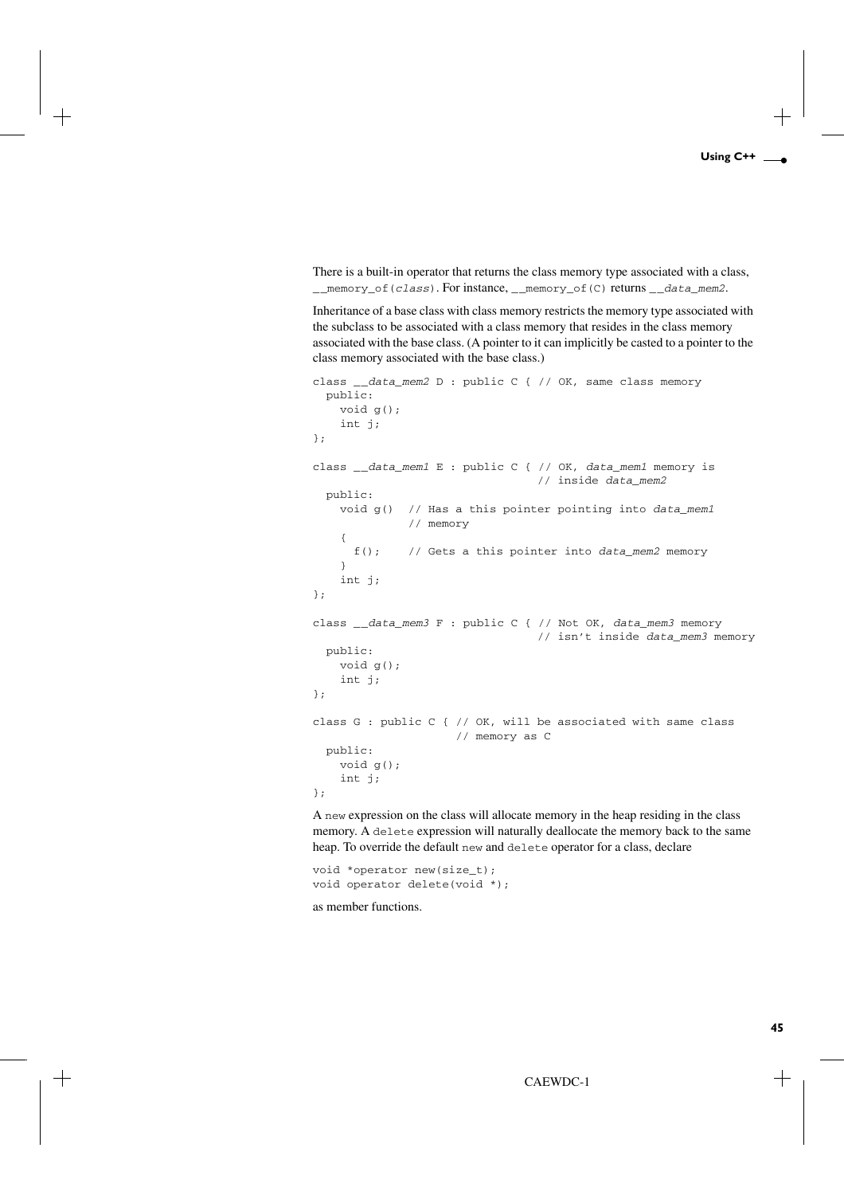There is a built-in operator that returns the class memory type associated with a class, `__memory_of(class)`. For instance, `__memory_of(C)` returns `__data_mem2`.

Inheritance of a base class with class memory restricts the memory type associated with the subclass to be associated with a class memory that resides in the class memory associated with the base class. (A pointer to it can implicitly be casted to a pointer to the class memory associated with the base class.)

```
class __data_mem2 D : public C { // OK, same class memory
  public:
    void g();
    int j;
};

class __data_mem1 E : public C { // OK, data_mem1 memory is
                                 // inside data_mem2
  public:
    void g()  // Has a this pointer pointing into data_mem1
              // memory
    {
      f();    // Gets a this pointer into data_mem2 memory
    }
    int j;
};

class __data_mem3 F : public C { // Not OK, data_mem3 memory
                                 // isn't inside data_mem3 memory
  public:
    void g();
    int j;
};

class G : public C { // OK, will be associated with same class
                     // memory as C
  public:
    void g();
    int j;
};
```

A `new` expression on the class will allocate memory in the heap residing in the class memory. A `delete` expression will naturally deallocate the memory back to the same heap. To override the default `new` and `delete` operator for a class, declare

```
void *operator new(size_t);
void operator delete(void *);
```

as member functions.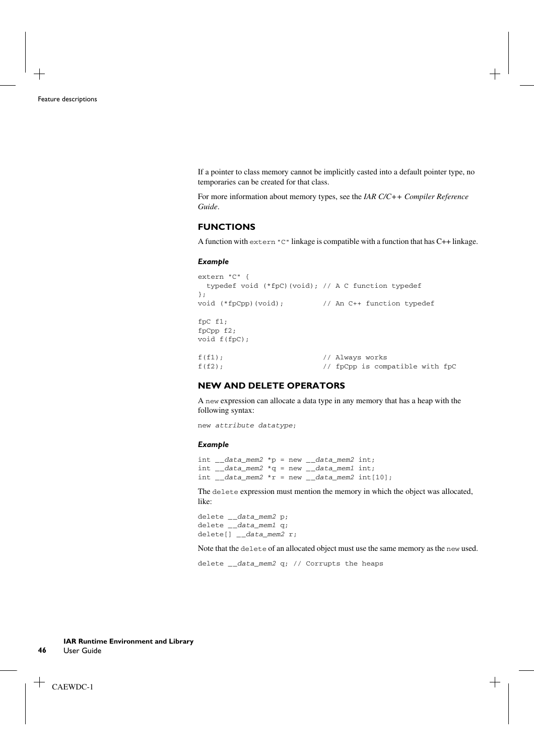If a pointer to class memory cannot be implicitly casted into a default pointer type, no temporaries can be created for that class.

For more information about memory types, see the *IAR C/C++ Compiler Reference Guide*.

## FUNCTIONS

A function with `extern "C"` linkage is compatible with a function that has C++ linkage.

### *Example*

```
extern "C" {
  typedef void (*fpC)(void); // A C function typedef
};
void (*fpCpp)(void);         // An C++ function typedef

fpC f1;
fpCpp f2;
void f(fpC);

f(f1);                       // Always works
f(f2);                       // fpCpp is compatible with fpC
```

## NEW AND DELETE OPERATORS

A `new` expression can allocate a data type in any memory that has a heap with the following syntax:

```
new attribute datatype;
```

### *Example*

```
int __data_mem2 *p = new __data_mem2 int;
int __data_mem2 *q = new __data_mem1 int;
int __data_mem2 *r = new __data_mem2 int[10];
```

The `delete` expression must mention the memory in which the object was allocated, like:

```
delete __data_mem2 p;
delete __data_mem1 q;
delete[] __data_mem2 r;
```

Note that the `delete` of an allocated object must use the same memory as the `new` used.

```
delete __data_mem2 q; // Corrupts the heaps
```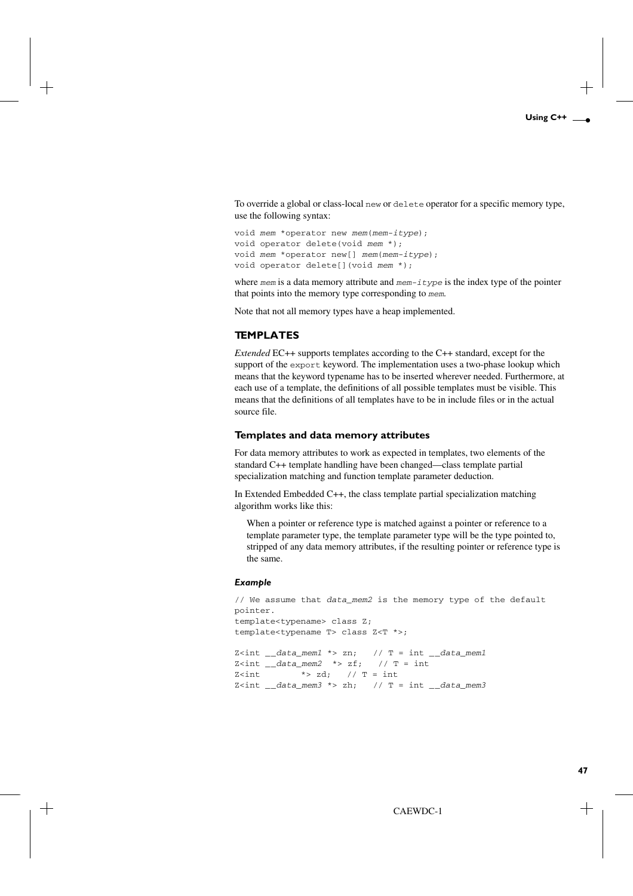To override a global or class-local `new` or `delete` operator for a specific memory type, use the following syntax:

```
void mem *operator new mem(mem-itype);
void operator delete(void mem *);
void mem *operator new[] mem(mem-itype);
void operator delete[](void mem *);
```

where `mem` is a data memory attribute and `mem-itype` is the index type of the pointer that points into the memory type corresponding to `mem`.

Note that not all memory types have a heap implemented.

## TEMPLATES

*Extended* EC++ supports templates according to the C++ standard, except for the support of the `export` keyword. The implementation uses a two-phase lookup which means that the keyword typename has to be inserted wherever needed. Furthermore, at each use of a template, the definitions of all possible templates must be visible. This means that the definitions of all templates have to be in include files or in the actual source file.

### Templates and data memory attributes

For data memory attributes to work as expected in templates, two elements of the standard C++ template handling have been changed—class template partial specialization matching and function template parameter deduction.

In Extended Embedded C++, the class template partial specialization matching algorithm works like this:

> When a pointer or reference type is matched against a pointer or reference to a template parameter type, the template parameter type will be the type pointed to, stripped of any data memory attributes, if the resulting pointer or reference type is the same.

#### *Example*

```
// We assume that data_mem2 is the memory type of the default
pointer.
template<typename> class Z;
template<typename T> class Z<T *>;

Z<int __data_mem1 *> zn;   // T = int __data_mem1
Z<int __data_mem2  *> zf;   // T = int
Z<int        *> zd;   // T = int
Z<int __data_mem3 *> zh;   // T = int __data_mem3
```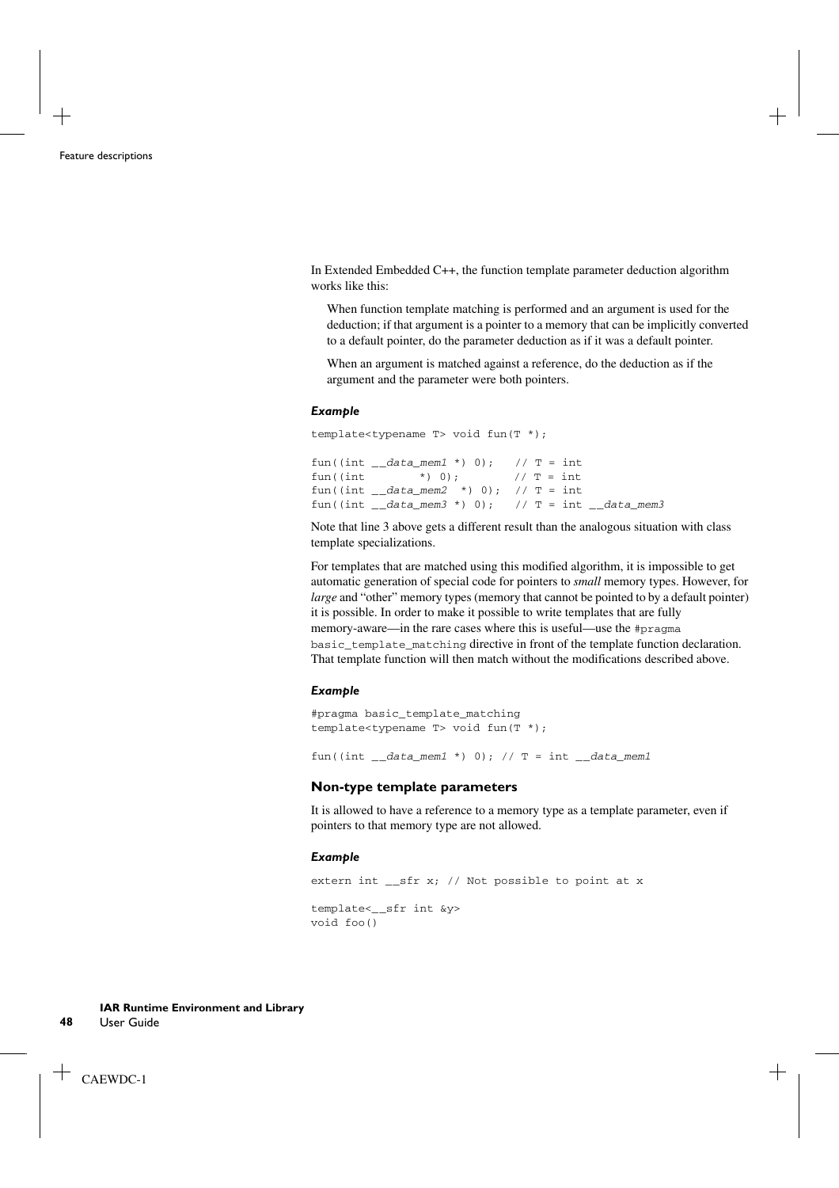In Extended Embedded C++, the function template parameter deduction algorithm works like this:

When function template matching is performed and an argument is used for the deduction; if that argument is a pointer to a memory that can be implicitly converted to a default pointer, do the parameter deduction as if it was a default pointer.

When an argument is matched against a reference, do the deduction as if the argument and the parameter were both pointers.

#### *Example*

```
template<typename T> void fun(T *);

fun((int __data_mem1 *) 0);   // T = int
fun((int        *) 0);        // T = int
fun((int __data_mem2  *) 0);  // T = int
fun((int __data_mem3 *) 0);   // T = int __data_mem3
```

Note that line 3 above gets a different result than the analogous situation with class template specializations.

For templates that are matched using this modified algorithm, it is impossible to get automatic generation of special code for pointers to *small* memory types. However, for *large* and "other" memory types (memory that cannot be pointed to by a default pointer) it is possible. In order to make it possible to write templates that are fully memory-aware—in the rare cases where this is useful—use the `#pragma basic_template_matching` directive in front of the template function declaration. That template function will then match without the modifications described above.

#### *Example*

```
#pragma basic_template_matching
template<typename T> void fun(T *);

fun((int __data_mem1 *) 0); // T = int __data_mem1
```

### Non-type template parameters

It is allowed to have a reference to a memory type as a template parameter, even if pointers to that memory type are not allowed.

#### *Example*

```
extern int __sfr x; // Not possible to point at x

template<__sfr int &y>
void foo()
```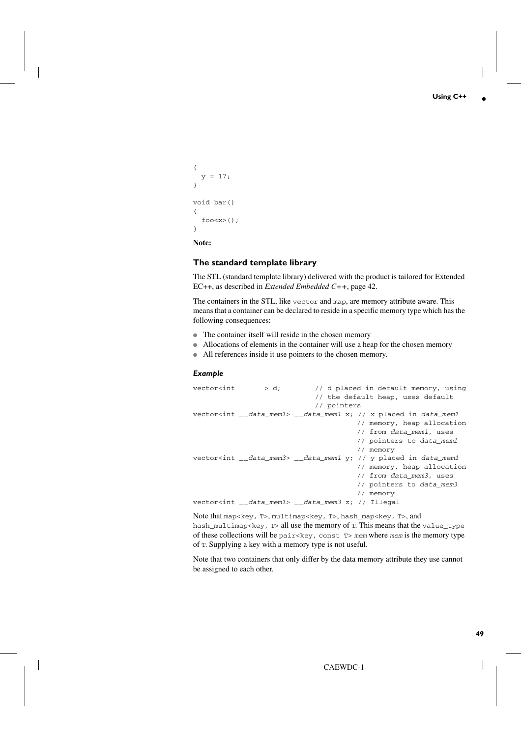```
{
  y = 17;
}

void bar()
{
  foo<x>();
}
```

**Note:**

### The standard template library

The STL (standard template library) delivered with the product is tailored for Extended EC++, as described in *Extended Embedded C++*, page 42.

The containers in the STL, like `vector` and `map`, are memory attribute aware. This means that a container can be declared to reside in a specific memory type which has the following consequences:

- The container itself will reside in the chosen memory
- Allocations of elements in the container will use a heap for the chosen memory
- All references inside it use pointers to the chosen memory.

#### *Example*

```
vector<int       > d;        // d placed in default memory, using
                             // the default heap, uses default
                             // pointers
vector<int __data_mem1> __data_mem1 x; // x placed in data_mem1
                                       // memory, heap allocation
                                       // from data_mem1, uses
                                       // pointers to data_mem1
                                       // memory
vector<int __data_mem3> __data_mem1 y; // y placed in data_mem1
                                       // memory, heap allocation
                                       // from data_mem3, uses
                                       // pointers to data_mem3
                                       // memory
vector<int __data_mem1> __data_mem3 z; // Illegal
```

Note that `map<key, T>`, `multimap<key, T>`, `hash_map<key, T>`, and `hash_multimap<key, T>` all use the memory of `T`. This means that the `value_type` of these collections will be `pair<key, const T> mem` where *mem* is the memory type of `T`. Supplying a key with a memory type is not useful.

Note that two containers that only differ by the data memory attribute they use cannot be assigned to each other.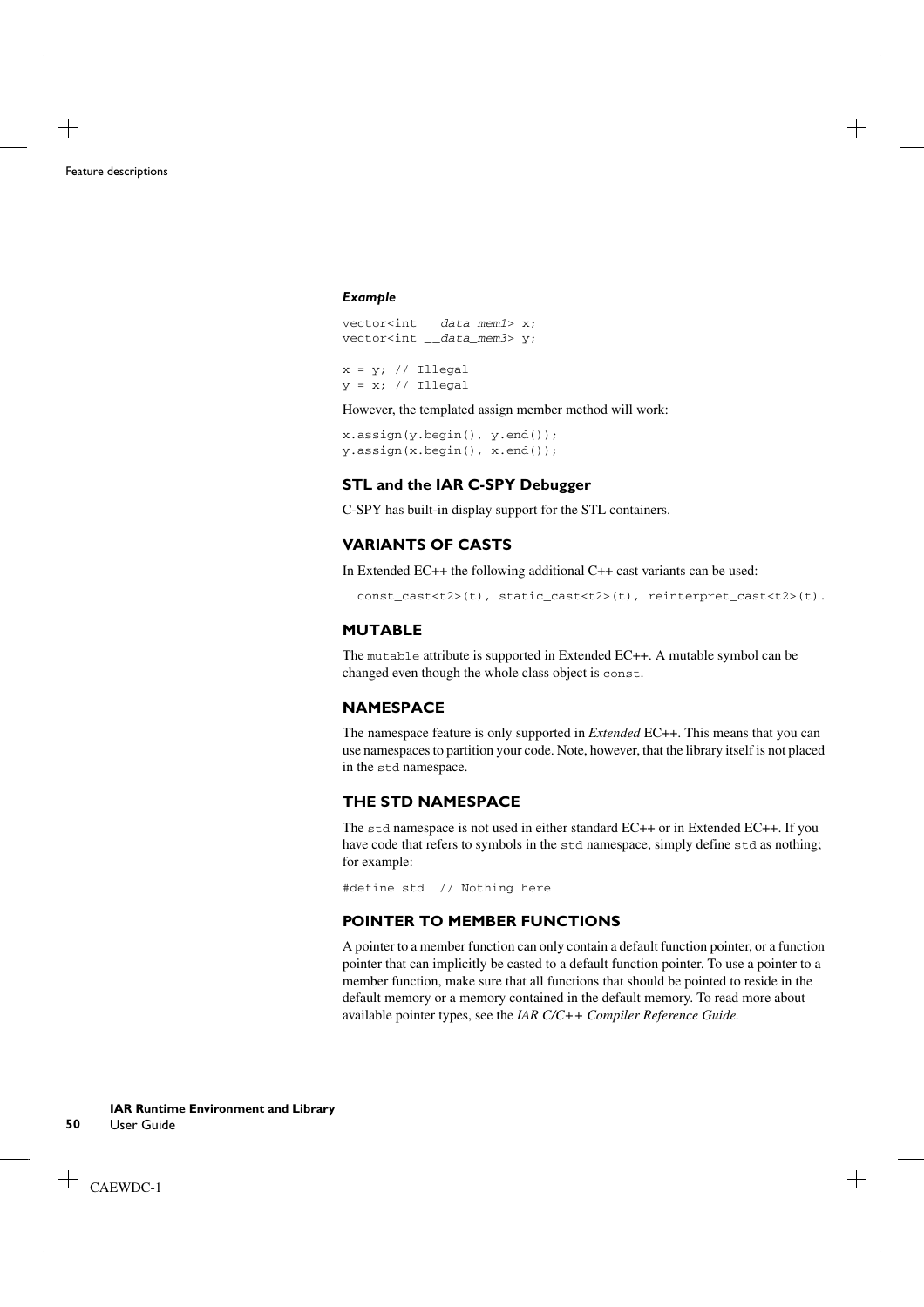#### *Example*

```
vector<int __data_mem1> x;
vector<int __data_mem3> y;

x = y; // Illegal
y = x; // Illegal
```

However, the templated assign member method will work:

```
x.assign(y.begin(), y.end());
y.assign(x.begin(), x.end());
```

### STL and the IAR C-SPY Debugger

C-SPY has built-in display support for the STL containers.

## VARIANTS OF CASTS

In Extended EC++ the following additional C++ cast variants can be used:

```
const_cast<t2>(t), static_cast<t2>(t), reinterpret_cast<t2>(t).
```

## MUTABLE

The `mutable` attribute is supported in Extended EC++. A mutable symbol can be changed even though the whole class object is `const`.

## NAMESPACE

The namespace feature is only supported in *Extended* EC++. This means that you can use namespaces to partition your code. Note, however, that the library itself is not placed in the `std` namespace.

## THE STD NAMESPACE

The `std` namespace is not used in either standard EC++ or in Extended EC++. If you have code that refers to symbols in the `std` namespace, simply define `std` as nothing; for example:

```
#define std  // Nothing here
```

## POINTER TO MEMBER FUNCTIONS

A pointer to a member function can only contain a default function pointer, or a function pointer that can implicitly be casted to a default function pointer. To use a pointer to a member function, make sure that all functions that should be pointed to reside in the default memory or a memory contained in the default memory. To read more about available pointer types, see the *IAR C/C++ Compiler Reference Guide.*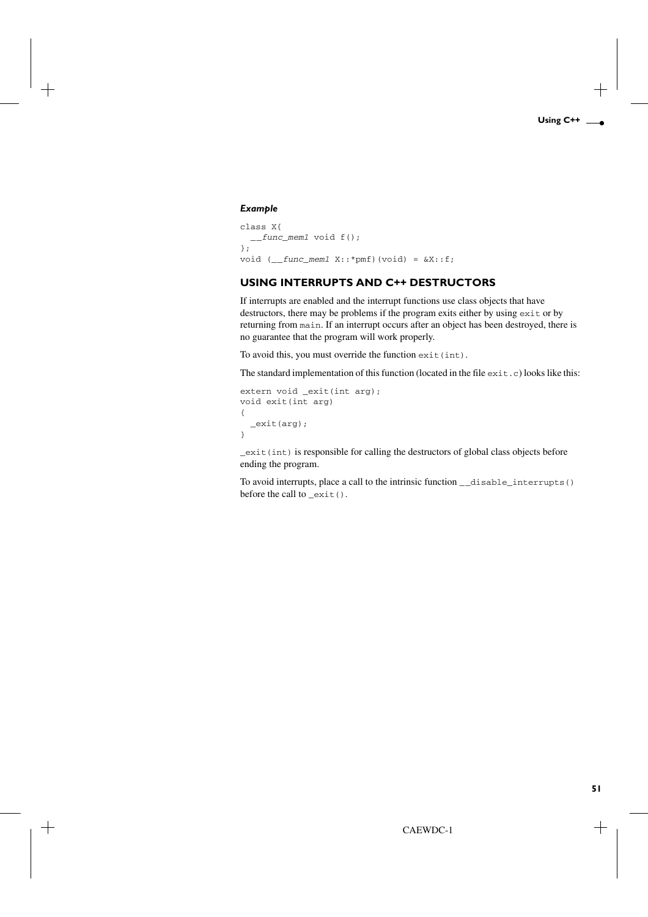#### *Example*

```
class X{
  __func_mem1 void f();
};
void (__func_mem1 X::*pmf)(void) = &X::f;
```

### USING INTERRUPTS AND C++ DESTRUCTORS

If interrupts are enabled and the interrupt functions use class objects that have destructors, there may be problems if the program exits either by using `exit` or by returning from `main`. If an interrupt occurs after an object has been destroyed, there is no guarantee that the program will work properly.

To avoid this, you must override the function `exit(int).`

The standard implementation of this function (located in the file `exit.c`) looks like this:

```
extern void _exit(int arg);
void exit(int arg)
{
  _exit(arg);
}
```

`_exit(int)` is responsible for calling the destructors of global class objects before ending the program.

To avoid interrupts, place a call to the intrinsic function `__disable_interrupts()` before the call to `_exit()`.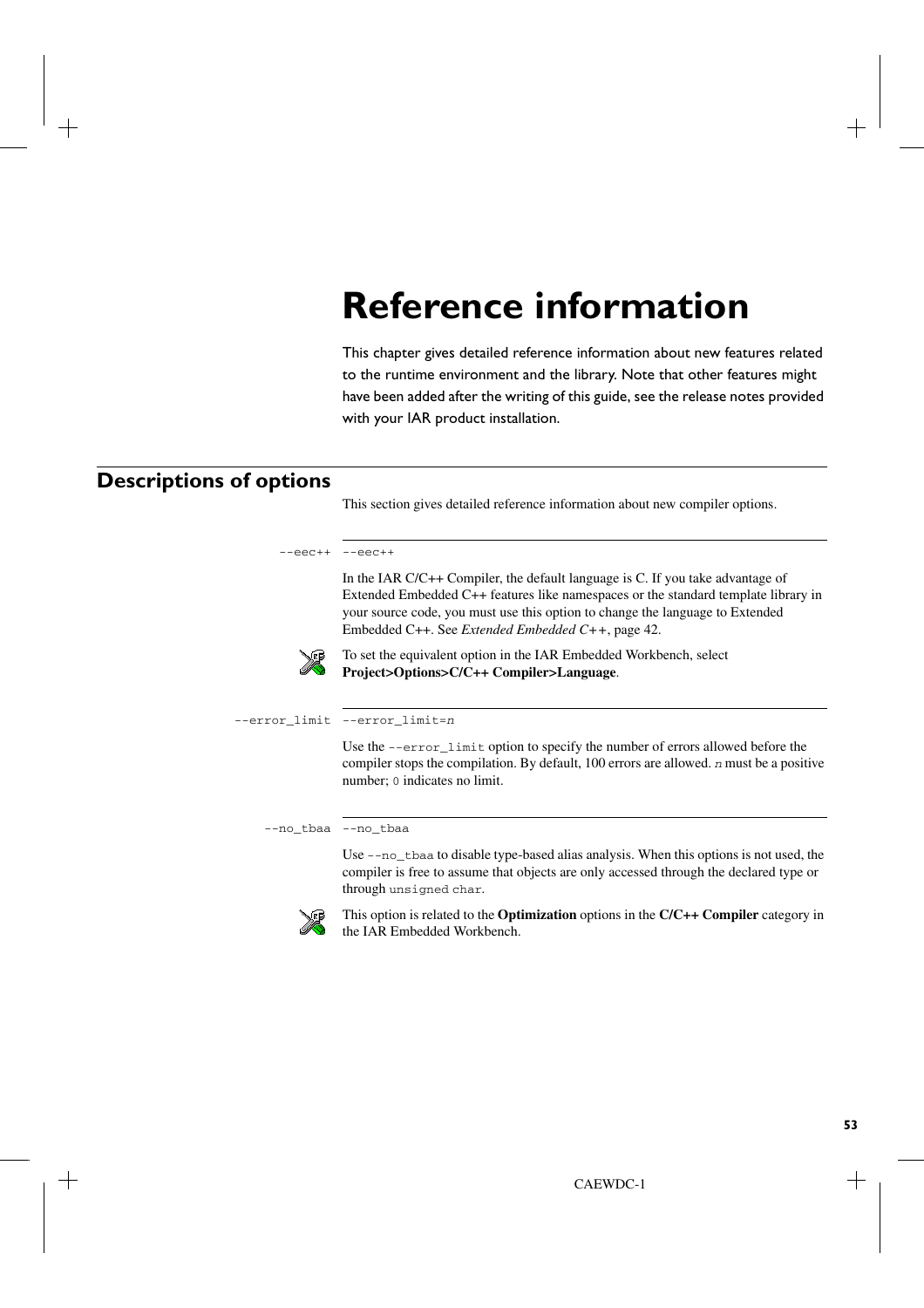# Reference information

This chapter gives detailed reference information about new features related to the runtime environment and the library. Note that other features might have been added after the writing of this guide, see the release notes provided with your IAR product installation.

## Descriptions of options

This section gives detailed reference information about new compiler options.

### --eec++

`--eec++`

In the IAR C/C++ Compiler, the default language is C. If you take advantage of Extended Embedded C++ features like namespaces or the standard template library in your source code, you must use this option to change the language to Extended Embedded C++. See *Extended Embedded C++*, page 42.

To set the equivalent option in the IAR Embedded Workbench, select **Project>Options>C/C++ Compiler>Language**.

### --error_limit

`--error_limit=n`

Use the `--error_limit` option to specify the number of errors allowed before the compiler stops the compilation. By default, 100 errors are allowed. `n` must be a positive number; `0` indicates no limit.

### --no_tbaa

`--no_tbaa`

Use `--no_tbaa` to disable type-based alias analysis. When this options is not used, the compiler is free to assume that objects are only accessed through the declared type or through `unsigned char`.

This option is related to the **Optimization** options in the **C/C++ Compiler** category in the IAR Embedded Workbench.

CAEWDC-1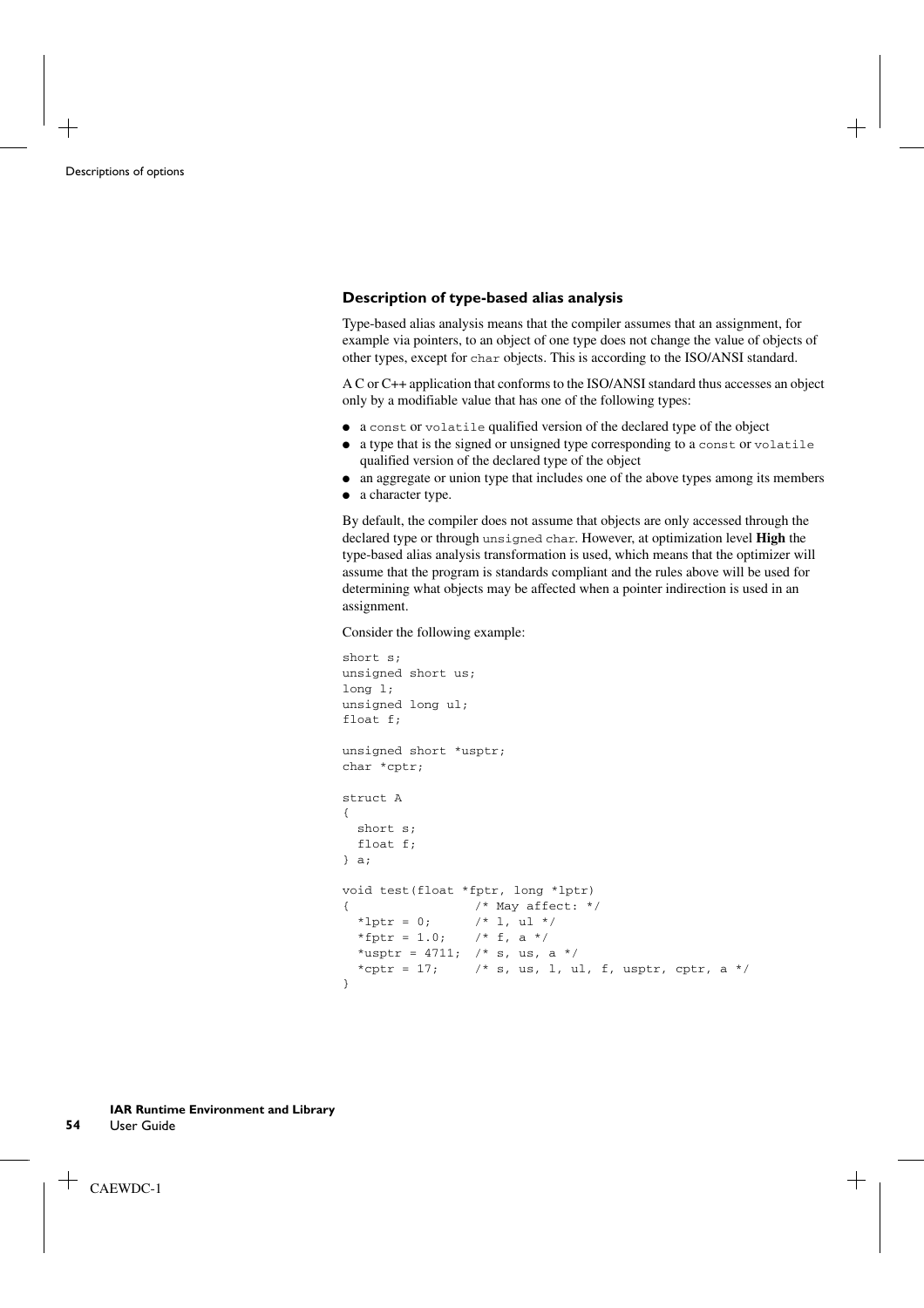### Description of type-based alias analysis

Type-based alias analysis means that the compiler assumes that an assignment, for example via pointers, to an object of one type does not change the value of objects of other types, except for `char` objects. This is according to the ISO/ANSI standard.

A C or C++ application that conforms to the ISO/ANSI standard thus accesses an object only by a modifiable value that has one of the following types:

- a `const` or `volatile` qualified version of the declared type of the object
- a type that is the signed or unsigned type corresponding to a `const` or `volatile` qualified version of the declared type of the object
- an aggregate or union type that includes one of the above types among its members
- a character type.

By default, the compiler does not assume that objects are only accessed through the declared type or through `unsigned char`. However, at optimization level **High** the type-based alias analysis transformation is used, which means that the optimizer will assume that the program is standards compliant and the rules above will be used for determining what objects may be affected when a pointer indirection is used in an assignment.

Consider the following example:

```
short s;
unsigned short us;
long l;
unsigned long ul;
float f;

unsigned short *usptr;
char *cptr;

struct A
{
  short s;
  float f;
} a;

void test(float *fptr, long *lptr)
{                  /* May affect: */
  *lptr = 0;       /* l, ul */
  *fptr = 1.0;     /* f, a */
  *usptr = 4711;   /* s, us, a */
  *cptr = 17;      /* s, us, l, ul, f, usptr, cptr, a */
}
```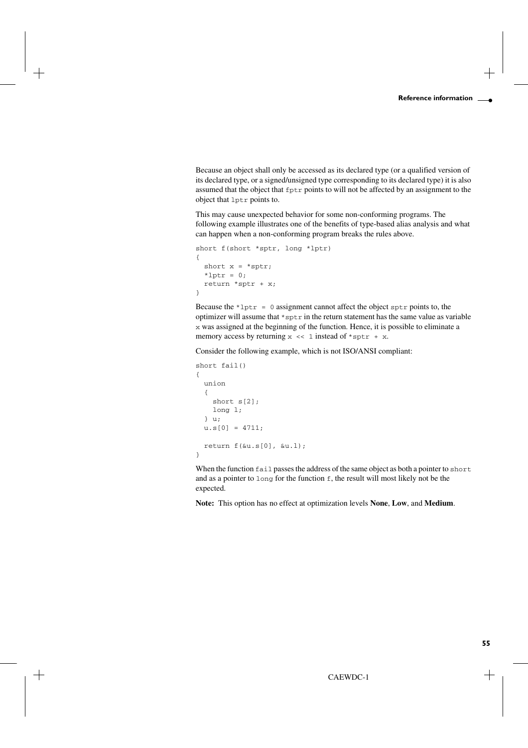Because an object shall only be accessed as its declared type (or a qualified version of its declared type, or a signed/unsigned type corresponding to its declared type) it is also assumed that the object that `fptr` points to will not be affected by an assignment to the object that `lptr` points to.

This may cause unexpected behavior for some non-conforming programs. The following example illustrates one of the benefits of type-based alias analysis and what can happen when a non-conforming program breaks the rules above.

```
short f(short *sptr, long *lptr)
{
  short x = *sptr;
  *lptr = 0;
  return *sptr + x;
}
```

Because the `*lptr = 0` assignment cannot affect the object `sptr` points to, the optimizer will assume that `*sptr` in the return statement has the same value as variable `x` was assigned at the beginning of the function. Hence, it is possible to eliminate a memory access by returning `x << 1` instead of `*sptr + x`.

Consider the following example, which is not ISO/ANSI compliant:

```
short fail()
{
  union
  {
    short s[2];
    long l;
  } u;
  u.s[0] = 4711;

  return f(&u.s[0], &u.l);
}
```

When the function `fail` passes the address of the same object as both a pointer to `short` and as a pointer to `long` for the function `f`, the result will most likely not be the expected.

**Note:** This option has no effect at optimization levels **None**, **Low**, and **Medium**.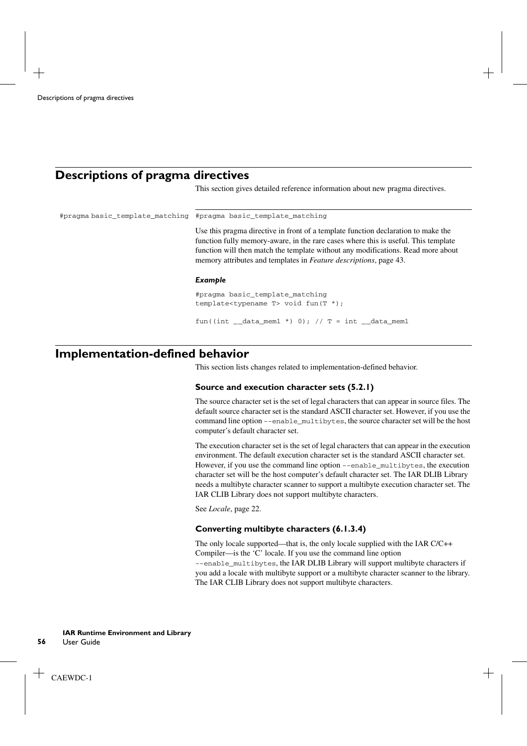## Descriptions of pragma directives

This section gives detailed reference information about new pragma directives.

### #pragma basic_template_matching

`#pragma basic_template_matching`

Use this pragma directive in front of a template function declaration to make the function fully memory-aware, in the rare cases where this is useful. This template function will then match the template without any modifications. Read more about memory attributes and templates in *Feature descriptions*, page 43.

***Example***

```
#pragma basic_template_matching
template<typename T> void fun(T *);

fun((int __data_mem1 *) 0); // T = int __data_mem1
```

## Implementation-defined behavior

This section lists changes related to implementation-defined behavior.

### Source and execution character sets (5.2.1)

The source character set is the set of legal characters that can appear in source files. The default source character set is the standard ASCII character set. However, if you use the command line option `--enable_multibytes`, the source character set will be the host computer's default character set.

The execution character set is the set of legal characters that can appear in the execution environment. The default execution character set is the standard ASCII character set. However, if you use the command line option `--enable_multibytes`, the execution character set will be the host computer's default character set. The IAR DLIB Library needs a multibyte character scanner to support a multibyte execution character set. The IAR CLIB Library does not support multibyte characters.

See *Locale*, page 22.

### Converting multibyte characters (6.1.3.4)

The only locale supported—that is, the only locale supplied with the IAR C/C++ Compiler—is the 'C' locale. If you use the command line option `--enable_multibytes`, the IAR DLIB Library will support multibyte characters if you add a locale with multibyte support or a multibyte character scanner to the library. The IAR CLIB Library does not support multibyte characters.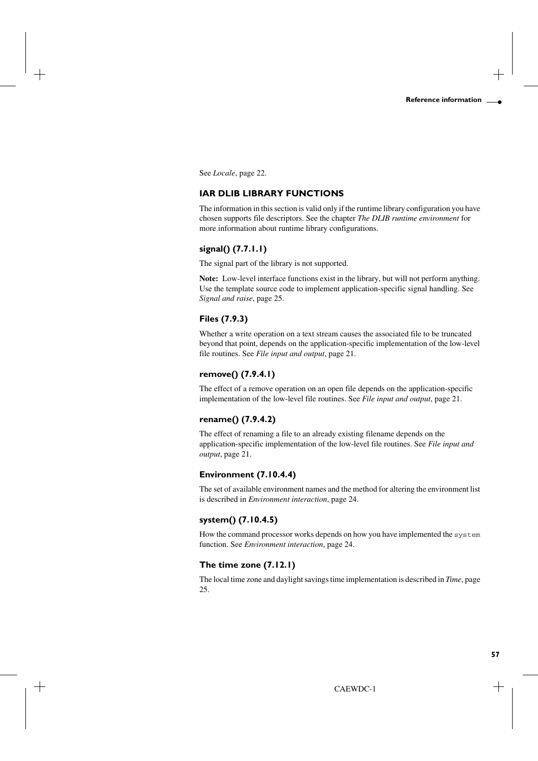See *Locale*, page 22.

## IAR DLIB LIBRARY FUNCTIONS

The information in this section is valid only if the runtime library configuration you have chosen supports file descriptors. See the chapter *The DLIB runtime environment* for more information about runtime library configurations.

### signal() (7.7.1.1)

The signal part of the library is not supported.

**Note:** Low-level interface functions exist in the library, but will not perform anything. Use the template source code to implement application-specific signal handling. See *Signal and raise*, page 25.

### Files (7.9.3)

Whether a write operation on a text stream causes the associated file to be truncated beyond that point, depends on the application-specific implementation of the low-level file routines. See *File input and output*, page 21.

### remove() (7.9.4.1)

The effect of a remove operation on an open file depends on the application-specific implementation of the low-level file routines. See *File input and output*, page 21.

### rename() (7.9.4.2)

The effect of renaming a file to an already existing filename depends on the application-specific implementation of the low-level file routines. See *File input and output*, page 21.

### Environment (7.10.4.4)

The set of available environment names and the method for altering the environment list is described in *Environment interaction*, page 24.

### system() (7.10.4.5)

How the command processor works depends on how you have implemented the `system` function. See *Environment interaction*, page 24.

### The time zone (7.12.1)

The local time zone and daylight savings time implementation is described in *Time*, page 25.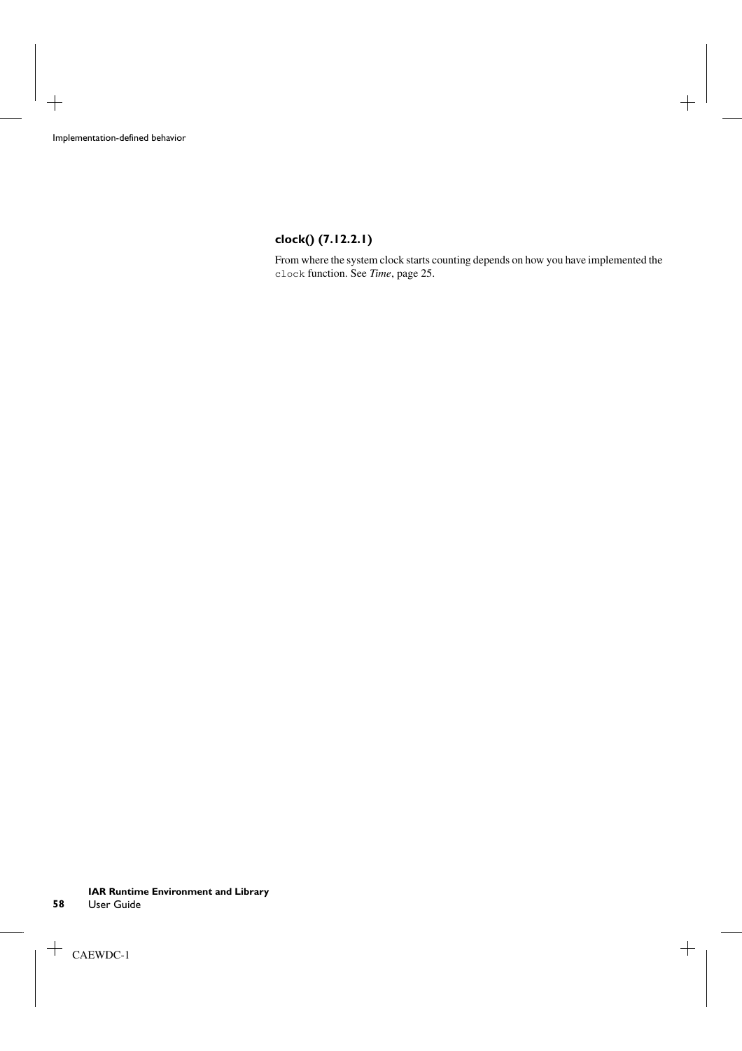### clock() (7.12.2.1)

From where the system clock starts counting depends on how you have implemented the `clock` function. See *Time*, page 25.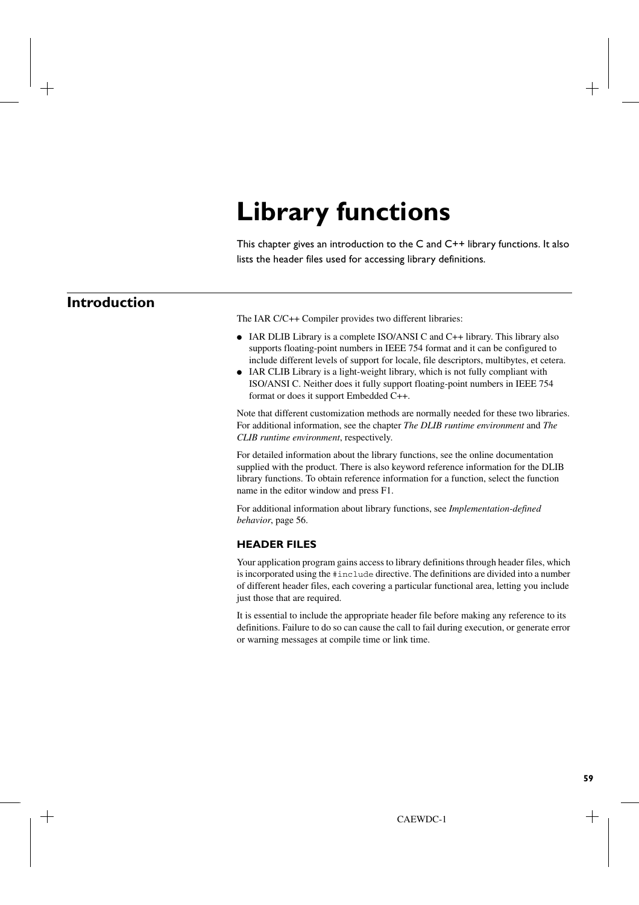# Library functions

This chapter gives an introduction to the C and C++ library functions. It also lists the header files used for accessing library definitions.

## Introduction

The IAR C/C++ Compiler provides two different libraries:

- IAR DLIB Library is a complete ISO/ANSI C and C++ library. This library also supports floating-point numbers in IEEE 754 format and it can be configured to include different levels of support for locale, file descriptors, multibytes, et cetera.
- IAR CLIB Library is a light-weight library, which is not fully compliant with ISO/ANSI C. Neither does it fully support floating-point numbers in IEEE 754 format or does it support Embedded C++.

Note that different customization methods are normally needed for these two libraries. For additional information, see the chapter *The DLIB runtime environment* and *The CLIB runtime environment*, respectively.

For detailed information about the library functions, see the online documentation supplied with the product. There is also keyword reference information for the DLIB library functions. To obtain reference information for a function, select the function name in the editor window and press F1.

For additional information about library functions, see *Implementation-defined behavior*, page 56.

### HEADER FILES

Your application program gains access to library definitions through header files, which is incorporated using the `#include` directive. The definitions are divided into a number of different header files, each covering a particular functional area, letting you include just those that are required.

It is essential to include the appropriate header file before making any reference to its definitions. Failure to do so can cause the call to fail during execution, or generate error or warning messages at compile time or link time.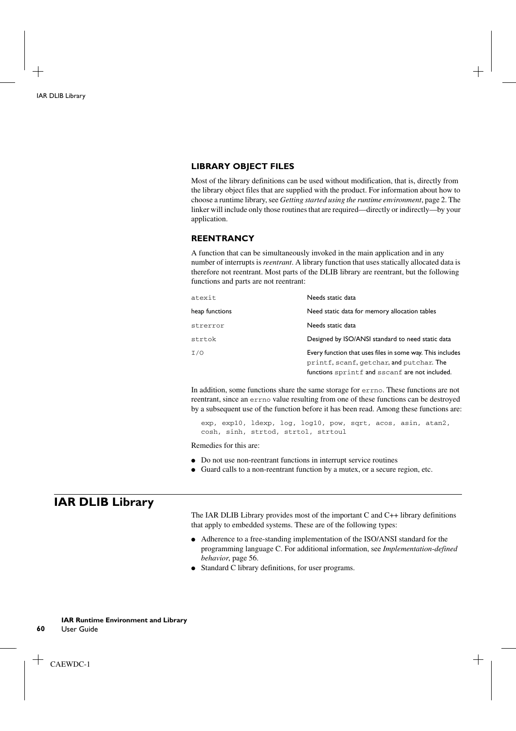### LIBRARY OBJECT FILES

Most of the library definitions can be used without modification, that is, directly from the library object files that are supplied with the product. For information about how to choose a runtime library, see *Getting started using the runtime environment*, page 2. The linker will include only those routines that are required—directly or indirectly—by your application.

### REENTRANCY

A function that can be simultaneously invoked in the main application and in any number of interrupts is *reentrant*. A library function that uses statically allocated data is therefore not reentrant. Most parts of the DLIB library are reentrant, but the following functions and parts are not reentrant:

| | |
|---|---|
| `atexit` | Needs static data |
| heap functions | Need static data for memory allocation tables |
| `strerror` | Needs static data |
| `strtok` | Designed by ISO/ANSI standard to need static data |
| `I/O` | Every function that uses files in some way. This includes `printf`, `scanf`, `getchar`, and `putchar`. The functions `sprintf` and `sscanf` are not included. |

In addition, some functions share the same storage for `errno`. These functions are not reentrant, since an `errno` value resulting from one of these functions can be destroyed by a subsequent use of the function before it has been read. Among these functions are:

```
exp, exp10, ldexp, log, log10, pow, sqrt, acos, asin, atan2,
cosh, sinh, strtod, strtol, strtoul
```

Remedies for this are:

- Do not use non-reentrant functions in interrupt service routines
- Guard calls to a non-reentrant function by a mutex, or a secure region, etc.

## IAR DLIB Library

The IAR DLIB Library provides most of the important C and C++ library definitions that apply to embedded systems. These are of the following types:

- Adherence to a free-standing implementation of the ISO/ANSI standard for the programming language C. For additional information, see *Implementation-defined behavior*, page 56.
- Standard C library definitions, for user programs.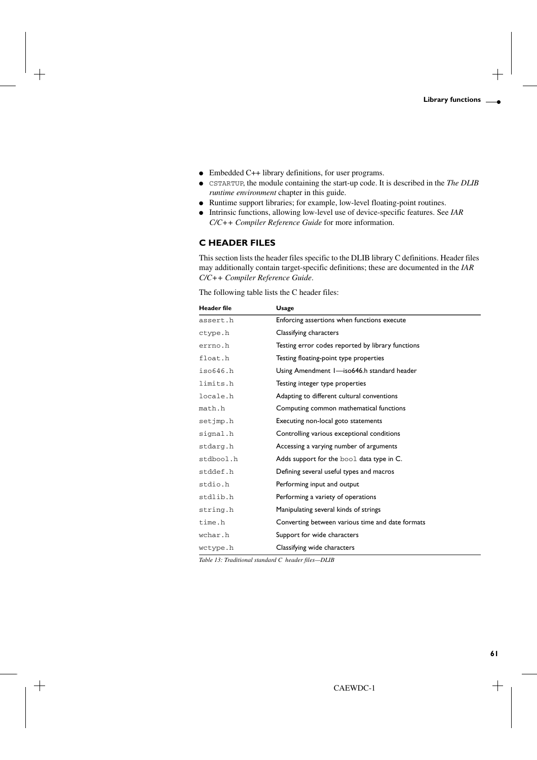- Embedded C++ library definitions, for user programs.
- `CSTARTUP`, the module containing the start-up code. It is described in the *The DLIB runtime environment* chapter in this guide.
- Runtime support libraries; for example, low-level floating-point routines.
- Intrinsic functions, allowing low-level use of device-specific features. See *IAR C/C++ Compiler Reference Guide* for more information.

### C HEADER FILES

This section lists the header files specific to the DLIB library C definitions. Header files may additionally contain target-specific definitions; these are documented in the *IAR C/C++ Compiler Reference Guide*.

The following table lists the C header files:

| Header file | Usage |
|---|---|
| `assert.h` | Enforcing assertions when functions execute |
| `ctype.h` | Classifying characters |
| `errno.h` | Testing error codes reported by library functions |
| `float.h` | Testing floating-point type properties |
| `iso646.h` | Using Amendment 1—iso646.h standard header |
| `limits.h` | Testing integer type properties |
| `locale.h` | Adapting to different cultural conventions |
| `math.h` | Computing common mathematical functions |
| `setjmp.h` | Executing non-local goto statements |
| `signal.h` | Controlling various exceptional conditions |
| `stdarg.h` | Accessing a varying number of arguments |
| `stdbool.h` | Adds support for the `bool` data type in C. |
| `stddef.h` | Defining several useful types and macros |
| `stdio.h` | Performing input and output |
| `stdlib.h` | Performing a variety of operations |
| `string.h` | Manipulating several kinds of strings |
| `time.h` | Converting between various time and date formats |
| `wchar.h` | Support for wide characters |
| `wctype.h` | Classifying wide characters |

*Table 13: Traditional standard C header files—DLIB*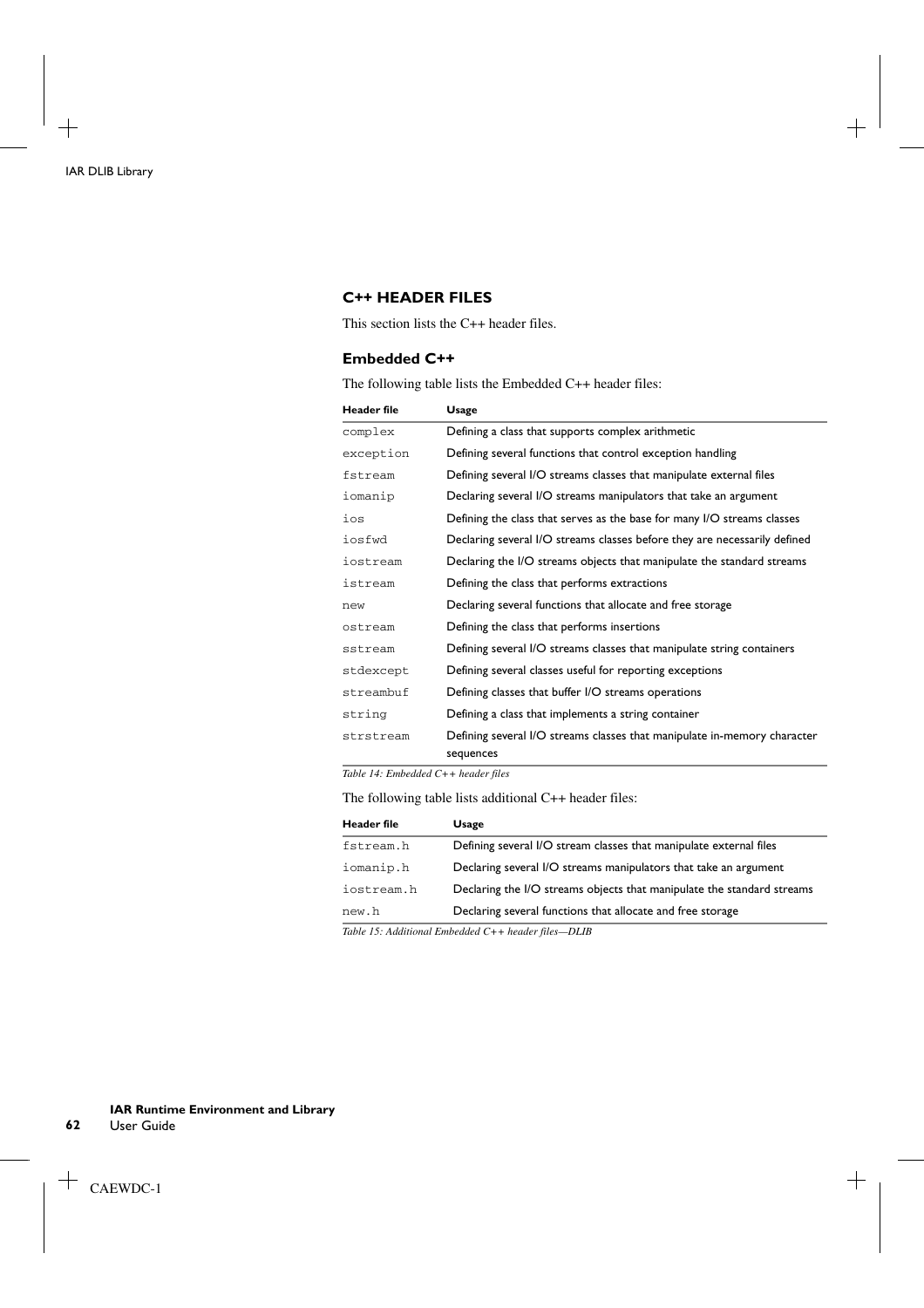## C++ HEADER FILES

This section lists the C++ header files.

### Embedded C++

The following table lists the Embedded C++ header files:

| Header file | Usage |
| --- | --- |
| `complex` | Defining a class that supports complex arithmetic |
| `exception` | Defining several functions that control exception handling |
| `fstream` | Defining several I/O streams classes that manipulate external files |
| `iomanip` | Declaring several I/O streams manipulators that take an argument |
| `ios` | Defining the class that serves as the base for many I/O streams classes |
| `iosfwd` | Declaring several I/O streams classes before they are necessarily defined |
| `iostream` | Declaring the I/O streams objects that manipulate the standard streams |
| `istream` | Defining the class that performs extractions |
| `new` | Declaring several functions that allocate and free storage |
| `ostream` | Defining the class that performs insertions |
| `sstream` | Defining several I/O streams classes that manipulate string containers |
| `stdexcept` | Defining several classes useful for reporting exceptions |
| `streambuf` | Defining classes that buffer I/O streams operations |
| `string` | Defining a class that implements a string container |
| `strstream` | Defining several I/O streams classes that manipulate in-memory character sequences |

*Table 14: Embedded C++ header files*

The following table lists additional C++ header files:

| Header file | Usage |
| --- | --- |
| `fstream.h` | Defining several I/O stream classes that manipulate external files |
| `iomanip.h` | Declaring several I/O streams manipulators that take an argument |
| `iostream.h` | Declaring the I/O streams objects that manipulate the standard streams |
| `new.h` | Declaring several functions that allocate and free storage |

*Table 15: Additional Embedded C++ header files—DLIB*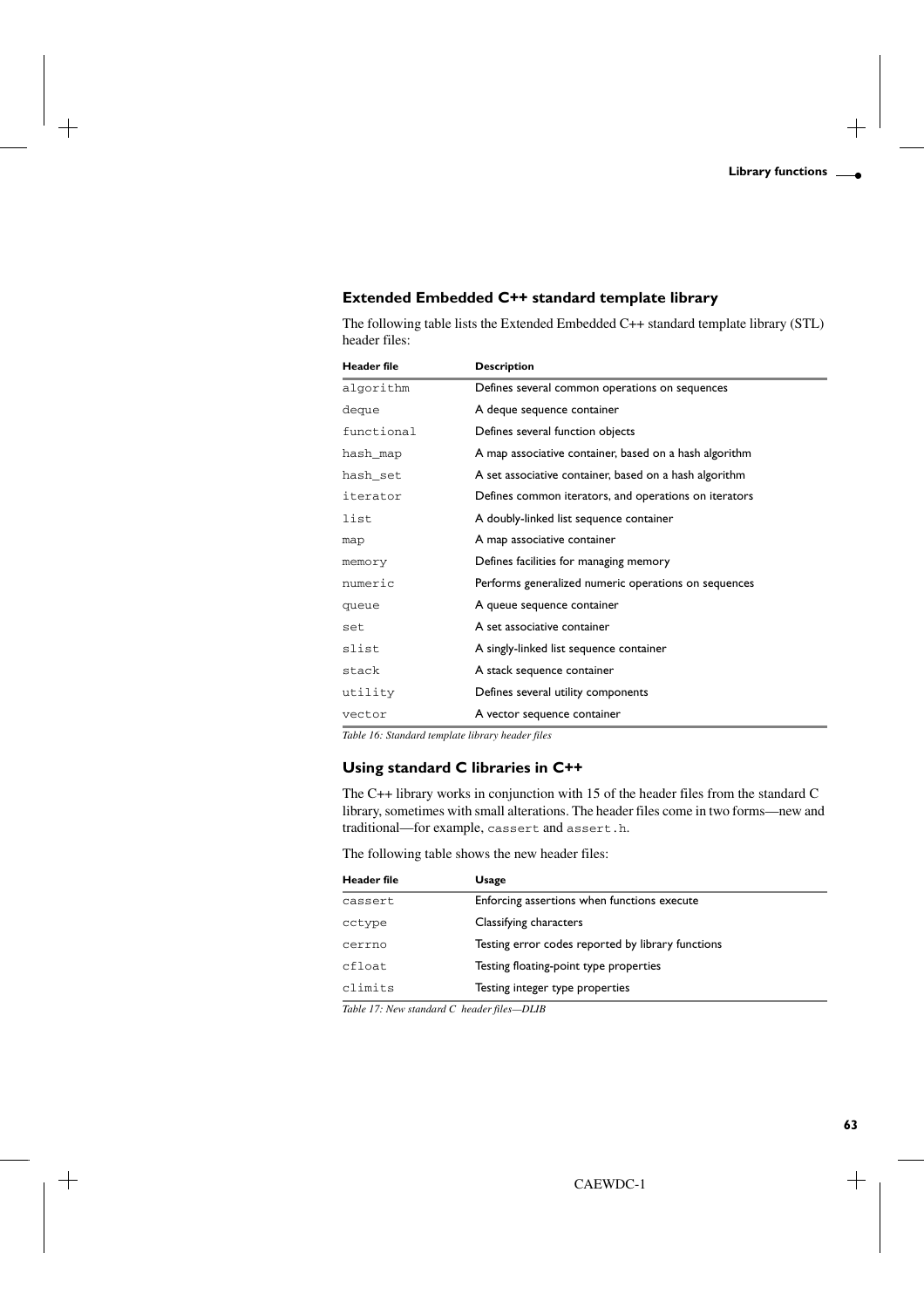### Extended Embedded C++ standard template library

The following table lists the Extended Embedded C++ standard template library (STL) header files:

| Header file | Description |
|---|---|
| `algorithm` | Defines several common operations on sequences |
| `deque` | A deque sequence container |
| `functional` | Defines several function objects |
| `hash_map` | A map associative container, based on a hash algorithm |
| `hash_set` | A set associative container, based on a hash algorithm |
| `iterator` | Defines common iterators, and operations on iterators |
| `list` | A doubly-linked list sequence container |
| `map` | A map associative container |
| `memory` | Defines facilities for managing memory |
| `numeric` | Performs generalized numeric operations on sequences |
| `queue` | A queue sequence container |
| `set` | A set associative container |
| `slist` | A singly-linked list sequence container |
| `stack` | A stack sequence container |
| `utility` | Defines several utility components |
| `vector` | A vector sequence container |

*Table 16: Standard template library header files*

### Using standard C libraries in C++

The C++ library works in conjunction with 15 of the header files from the standard C library, sometimes with small alterations. The header files come in two forms—new and traditional—for example, `cassert` and `assert.h`.

The following table shows the new header files:

| Header file | Usage |
|---|---|
| `cassert` | Enforcing assertions when functions execute |
| `cctype` | Classifying characters |
| `cerrno` | Testing error codes reported by library functions |
| `cfloat` | Testing floating-point type properties |
| `climits` | Testing integer type properties |

*Table 17: New standard C header files—DLIB*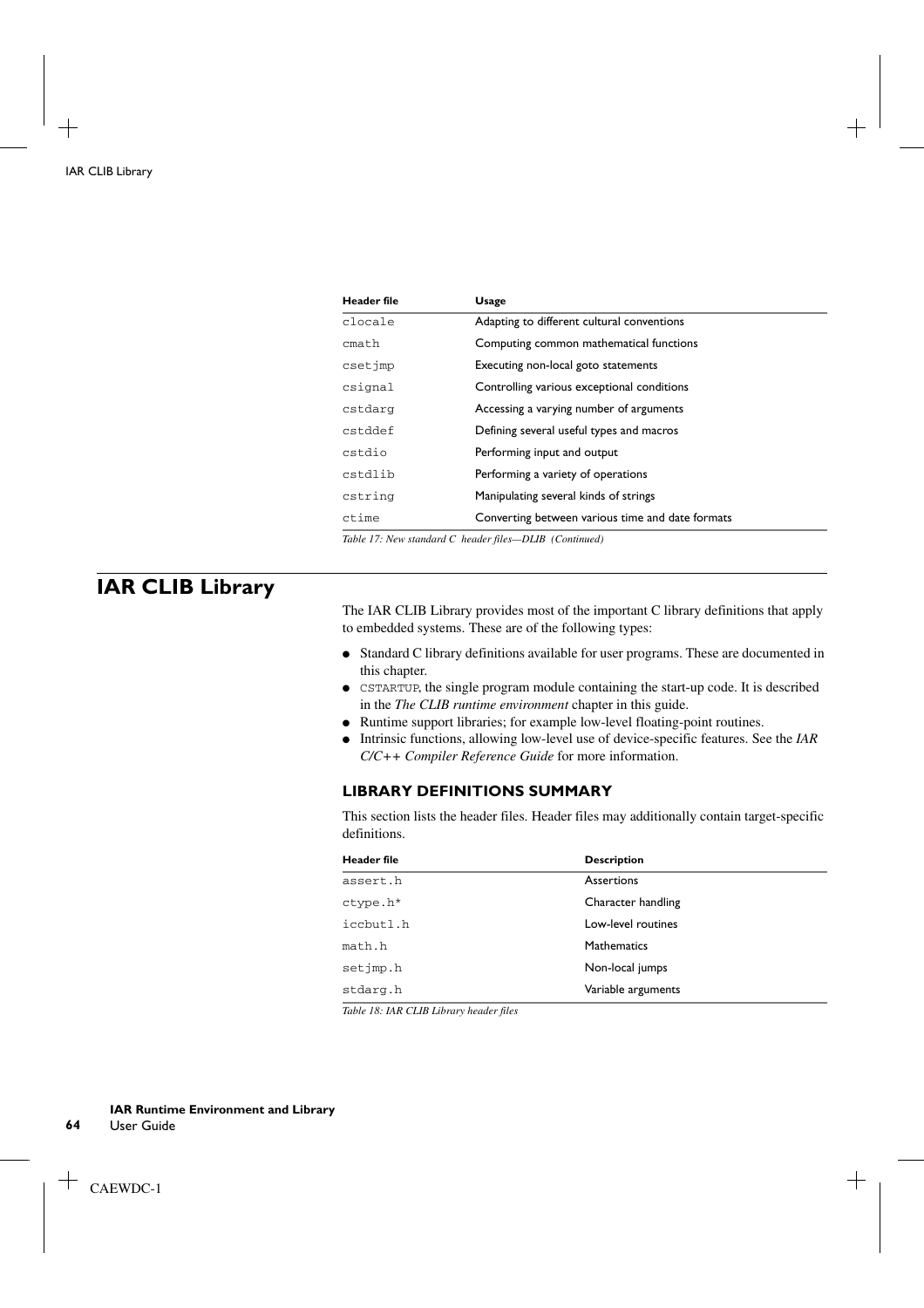| Header file | Usage |
|---|---|
| clocale | Adapting to different cultural conventions |
| cmath | Computing common mathematical functions |
| csetjmp | Executing non-local goto statements |
| csignal | Controlling various exceptional conditions |
| cstdarg | Accessing a varying number of arguments |
| cstddef | Defining several useful types and macros |
| cstdio | Performing input and output |
| cstdlib | Performing a variety of operations |
| cstring | Manipulating several kinds of strings |
| ctime | Converting between various time and date formats |

*Table 17: New standard C header files—DLIB (Continued)*

# IAR CLIB Library

The IAR CLIB Library provides most of the important C library definitions that apply to embedded systems. These are of the following types:

- Standard C library definitions available for user programs. These are documented in this chapter.
- CSTARTUP, the single program module containing the start-up code. It is described in the *The CLIB runtime environment* chapter in this guide.
- Runtime support libraries; for example low-level floating-point routines.
- Intrinsic functions, allowing low-level use of device-specific features. See the *IAR C/C++ Compiler Reference Guide* for more information.

## LIBRARY DEFINITIONS SUMMARY

This section lists the header files. Header files may additionally contain target-specific definitions.

| Header file | Description |
|---|---|
| assert.h | Assertions |
| ctype.h* | Character handling |
| iccbutl.h | Low-level routines |
| math.h | Mathematics |
| setjmp.h | Non-local jumps |
| stdarg.h | Variable arguments |

*Table 18: IAR CLIB Library header files*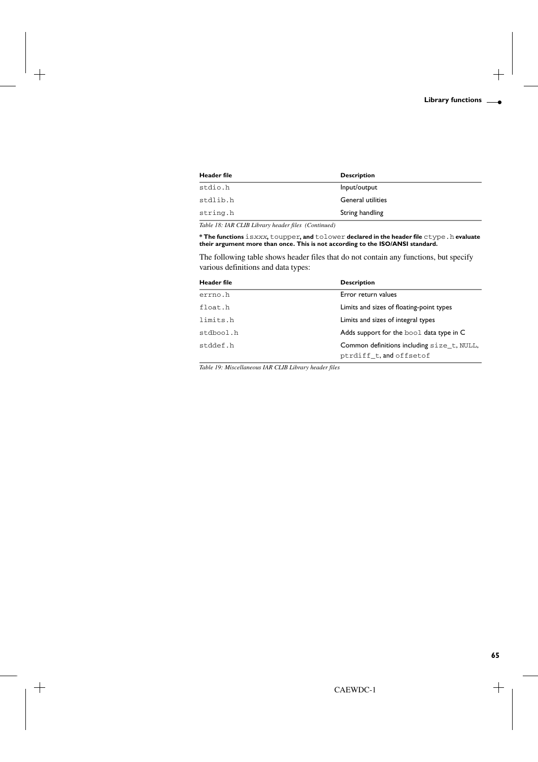| Header file | Description |
| --- | --- |
| stdio.h | Input/output |
| stdlib.h | General utilities |
| string.h | String handling |

*Table 18: IAR CLIB Library header files (Continued)*

*** The functions isxxx, toupper, and tolower declared in the header file ctype.h evaluate their argument more than once. This is not according to the ISO/ANSI standard.**

The following table shows header files that do not contain any functions, but specify various definitions and data types:

| Header file | Description |
| --- | --- |
| errno.h | Error return values |
| float.h | Limits and sizes of floating-point types |
| limits.h | Limits and sizes of integral types |
| stdbool.h | Adds support for the bool data type in C |
| stddef.h | Common definitions including size_t, NULL, ptrdiff_t, and offsetof |

*Table 19: Miscellaneous IAR CLIB Library header files*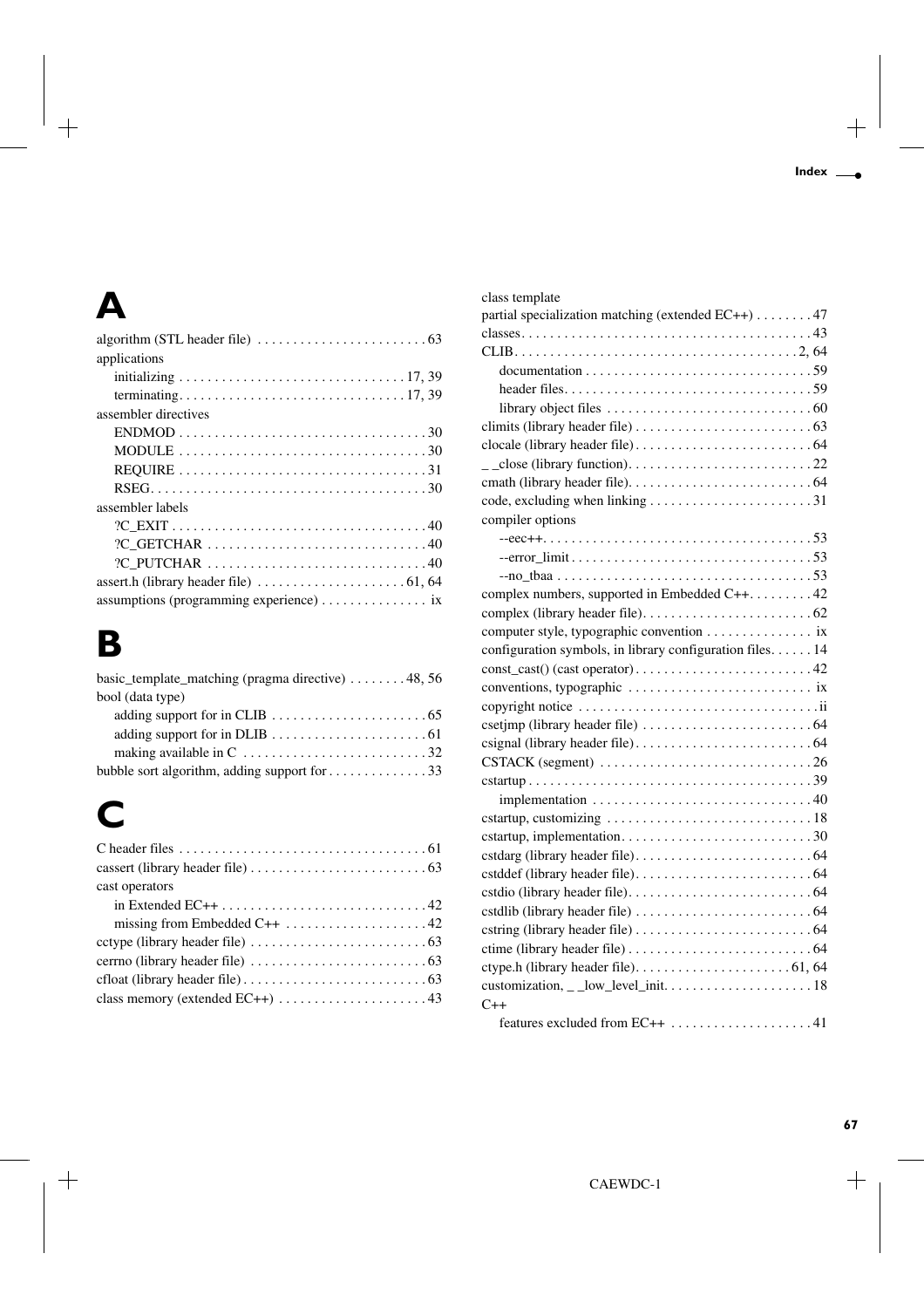# A

algorithm (STL header file) . . . . . . . . . . . . . . . . . . . . . . . . 63

applications

- initializing . . . . . . . . . . . . . . . . . . . . . . . . . . . . . . . 17, 39
- terminating. . . . . . . . . . . . . . . . . . . . . . . . . . . . . . . . 17, 39

assembler directives

- ENDMOD . . . . . . . . . . . . . . . . . . . . . . . . . . . . . . . . . . 30
- MODULE . . . . . . . . . . . . . . . . . . . . . . . . . . . . . . . . . . 30
- REQUIRE . . . . . . . . . . . . . . . . . . . . . . . . . . . . . . . . . . 31
- RSEG. . . . . . . . . . . . . . . . . . . . . . . . . . . . . . . . . . . . . . 30

assembler labels

- ?C_EXIT . . . . . . . . . . . . . . . . . . . . . . . . . . . . . . . . . . . 40
- ?C_GETCHAR . . . . . . . . . . . . . . . . . . . . . . . . . . . . . . 40
- ?C_PUTCHAR . . . . . . . . . . . . . . . . . . . . . . . . . . . . . . 40

assert.h (library header file) . . . . . . . . . . . . . . . . . . . . . 61, 64

assumptions (programming experience) . . . . . . . . . . . . . . . ix

# B

basic_template_matching (pragma directive) . . . . . . . . 48, 56

bool (data type)

- adding support for in CLIB . . . . . . . . . . . . . . . . . . . . . 65
- adding support for in DLIB . . . . . . . . . . . . . . . . . . . . . 61
- making available in C . . . . . . . . . . . . . . . . . . . . . . . . . 32

bubble sort algorithm, adding support for . . . . . . . . . . . . . 33

# C

C header files . . . . . . . . . . . . . . . . . . . . . . . . . . . . . . . . . . 61

cassert (library header file) . . . . . . . . . . . . . . . . . . . . . . . . 63

cast operators

- in Extended EC++ . . . . . . . . . . . . . . . . . . . . . . . . . . . . 42
- missing from Embedded C++ . . . . . . . . . . . . . . . . . . . 42

cctype (library header file) . . . . . . . . . . . . . . . . . . . . . . . . 63

cerrno (library header file) . . . . . . . . . . . . . . . . . . . . . . . . 63

cfloat (library header file) . . . . . . . . . . . . . . . . . . . . . . . . . 63

class memory (extended EC++) . . . . . . . . . . . . . . . . . . . . 43

class template

partial specialization matching (extended EC++) . . . . . . . . 47

classes. . . . . . . . . . . . . . . . . . . . . . . . . . . . . . . . . . . . . . . . 43

CLIB. . . . . . . . . . . . . . . . . . . . . . . . . . . . . . . . . . . . . . . 2, 64

- documentation . . . . . . . . . . . . . . . . . . . . . . . . . . . . . . . 59
- header files. . . . . . . . . . . . . . . . . . . . . . . . . . . . . . . . . . 59
- library object files . . . . . . . . . . . . . . . . . . . . . . . . . . . . 60

climits (library header file) . . . . . . . . . . . . . . . . . . . . . . . . 63

clocale (library header file) . . . . . . . . . . . . . . . . . . . . . . . . 64

_ _close (library function). . . . . . . . . . . . . . . . . . . . . . . . . 22

cmath (library header file). . . . . . . . . . . . . . . . . . . . . . . . . 64

code, excluding when linking . . . . . . . . . . . . . . . . . . . . . . 31

compiler options

- --eec++. . . . . . . . . . . . . . . . . . . . . . . . . . . . . . . . . . . . . 53
- --error_limit . . . . . . . . . . . . . . . . . . . . . . . . . . . . . . . . . 53
- --no_tbaa . . . . . . . . . . . . . . . . . . . . . . . . . . . . . . . . . . . 53

complex numbers, supported in Embedded C++. . . . . . . . . 42

complex (library header file). . . . . . . . . . . . . . . . . . . . . . . 62

computer style, typographic convention . . . . . . . . . . . . . . . ix

configuration symbols, in library configuration files. . . . . . 14

const_cast() (cast operator) . . . . . . . . . . . . . . . . . . . . . . . . 42

conventions, typographic . . . . . . . . . . . . . . . . . . . . . . . . . ix

copyright notice . . . . . . . . . . . . . . . . . . . . . . . . . . . . . . . . .ii

csetjmp (library header file) . . . . . . . . . . . . . . . . . . . . . . . 64

csignal (library header file). . . . . . . . . . . . . . . . . . . . . . . . 64

CSTACK (segment) . . . . . . . . . . . . . . . . . . . . . . . . . . . . . 26

cstartup . . . . . . . . . . . . . . . . . . . . . . . . . . . . . . . . . . . . . . 39

- implementation . . . . . . . . . . . . . . . . . . . . . . . . . . . . . . 40

cstartup, customizing . . . . . . . . . . . . . . . . . . . . . . . . . . . . 18

cstartup, implementation. . . . . . . . . . . . . . . . . . . . . . . . . . 30

cstdarg (library header file). . . . . . . . . . . . . . . . . . . . . . . . 64

cstddef (library header file). . . . . . . . . . . . . . . . . . . . . . . . 64

cstdio (library header file). . . . . . . . . . . . . . . . . . . . . . . . . 64

cstdlib (library header file) . . . . . . . . . . . . . . . . . . . . . . . . 64

cstring (library header file) . . . . . . . . . . . . . . . . . . . . . . . . 64

ctime (library header file) . . . . . . . . . . . . . . . . . . . . . . . . . 64

ctype.h (library header file). . . . . . . . . . . . . . . . . . . . . 61, 64

customization, _ _low_level_init. . . . . . . . . . . . . . . . . . . . 18

C++

- features excluded from EC++ . . . . . . . . . . . . . . . . . . . 41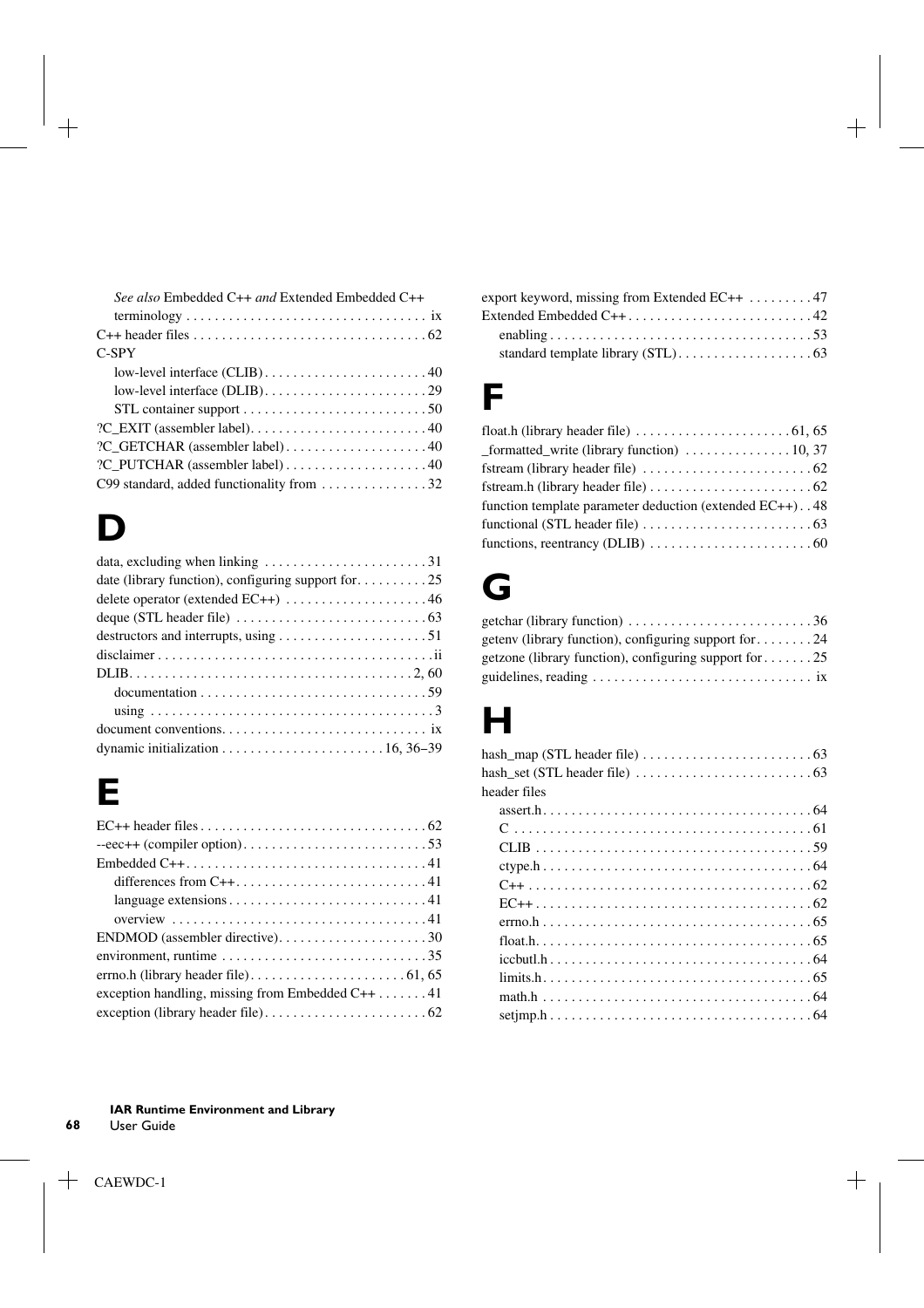*See also* Embedded C++ *and* Extended Embedded C++
terminology . . . . . . . . . . . . . . . . . . . . . . . . . . . . . . . . . ix
C++ header files . . . . . . . . . . . . . . . . . . . . . . . . . . . . . . . . 62
C-SPY
low-level interface (CLIB) . . . . . . . . . . . . . . . . . . . . . . . 40
low-level interface (DLIB) . . . . . . . . . . . . . . . . . . . . . . . 29
STL container support . . . . . . . . . . . . . . . . . . . . . . . . . . 50
?C_EXIT (assembler label) . . . . . . . . . . . . . . . . . . . . . . . . 40
?C_GETCHAR (assembler label) . . . . . . . . . . . . . . . . . . . 40
?C_PUTCHAR (assembler label) . . . . . . . . . . . . . . . . . . . 40
C99 standard, added functionality from . . . . . . . . . . . . . . 32

# D

data, excluding when linking . . . . . . . . . . . . . . . . . . . . . . 31
date (library function), configuring support for . . . . . . . . . 25
delete operator (extended EC++) . . . . . . . . . . . . . . . . . . . 46
deque (STL header file) . . . . . . . . . . . . . . . . . . . . . . . . . . 63
destructors and interrupts, using . . . . . . . . . . . . . . . . . . . . 51
disclaimer . . . . . . . . . . . . . . . . . . . . . . . . . . . . . . . . . . . . . . ii
DLIB . . . . . . . . . . . . . . . . . . . . . . . . . . . . . . . . . . . . . . . 2, 60
documentation . . . . . . . . . . . . . . . . . . . . . . . . . . . . . . . 59
using . . . . . . . . . . . . . . . . . . . . . . . . . . . . . . . . . . . . . . . 3
document conventions . . . . . . . . . . . . . . . . . . . . . . . . . . . . ix
dynamic initialization . . . . . . . . . . . . . . . . . . . . . . . 16, 36–39

# E

EC++ header files . . . . . . . . . . . . . . . . . . . . . . . . . . . . . . . 62
--eec++ (compiler option) . . . . . . . . . . . . . . . . . . . . . . . . . 53
Embedded C++ . . . . . . . . . . . . . . . . . . . . . . . . . . . . . . . . . 41
differences from C++ . . . . . . . . . . . . . . . . . . . . . . . . . . . 41
language extensions . . . . . . . . . . . . . . . . . . . . . . . . . . . 41
overview . . . . . . . . . . . . . . . . . . . . . . . . . . . . . . . . . . . . 41
ENDMOD (assembler directive) . . . . . . . . . . . . . . . . . . . . . 30
environment, runtime . . . . . . . . . . . . . . . . . . . . . . . . . . . . 35
errno.h (library header file) . . . . . . . . . . . . . . . . . . . . . 61, 65
exception handling, missing from Embedded C++ . . . . . . . 41
exception (library header file) . . . . . . . . . . . . . . . . . . . . . . 62
export keyword, missing from Extended EC++ . . . . . . . . . 47
Extended Embedded C++ . . . . . . . . . . . . . . . . . . . . . . . . . 42
enabling . . . . . . . . . . . . . . . . . . . . . . . . . . . . . . . . . . . . . 53
standard template library (STL) . . . . . . . . . . . . . . . . . . . 63

# F

float.h (library header file) . . . . . . . . . . . . . . . . . . . . . 61, 65
_formatted_write (library function) . . . . . . . . . . . . . . . 10, 37
fstream (library header file) . . . . . . . . . . . . . . . . . . . . . . . . 62
fstream.h (library header file) . . . . . . . . . . . . . . . . . . . . . . . 62
function template parameter deduction (extended EC++) . . 48
functional (STL header file) . . . . . . . . . . . . . . . . . . . . . . . . 63
functions, reentrancy (DLIB) . . . . . . . . . . . . . . . . . . . . . . . 60

# G

getchar (library function) . . . . . . . . . . . . . . . . . . . . . . . . . . 36
getenv (library function), configuring support for . . . . . . . . 24
getzone (library function), configuring support for . . . . . . . 25
guidelines, reading . . . . . . . . . . . . . . . . . . . . . . . . . . . . . . . ix

# H

hash_map (STL header file) . . . . . . . . . . . . . . . . . . . . . . . . 63
hash_set (STL header file) . . . . . . . . . . . . . . . . . . . . . . . . . 63
header files
assert.h . . . . . . . . . . . . . . . . . . . . . . . . . . . . . . . . . . . . . . 64
C . . . . . . . . . . . . . . . . . . . . . . . . . . . . . . . . . . . . . . . . . . 61
CLIB . . . . . . . . . . . . . . . . . . . . . . . . . . . . . . . . . . . . . . . 59
ctype.h . . . . . . . . . . . . . . . . . . . . . . . . . . . . . . . . . . . . . . 64
C++ . . . . . . . . . . . . . . . . . . . . . . . . . . . . . . . . . . . . . . . . 62
EC++ . . . . . . . . . . . . . . . . . . . . . . . . . . . . . . . . . . . . . . . 62
errno.h . . . . . . . . . . . . . . . . . . . . . . . . . . . . . . . . . . . . . . 65
float.h . . . . . . . . . . . . . . . . . . . . . . . . . . . . . . . . . . . . . . . 65
iccbutl.h . . . . . . . . . . . . . . . . . . . . . . . . . . . . . . . . . . . . . 64
limits.h . . . . . . . . . . . . . . . . . . . . . . . . . . . . . . . . . . . . . . 65
math.h . . . . . . . . . . . . . . . . . . . . . . . . . . . . . . . . . . . . . . 64
setjmp.h . . . . . . . . . . . . . . . . . . . . . . . . . . . . . . . . . . . . . 64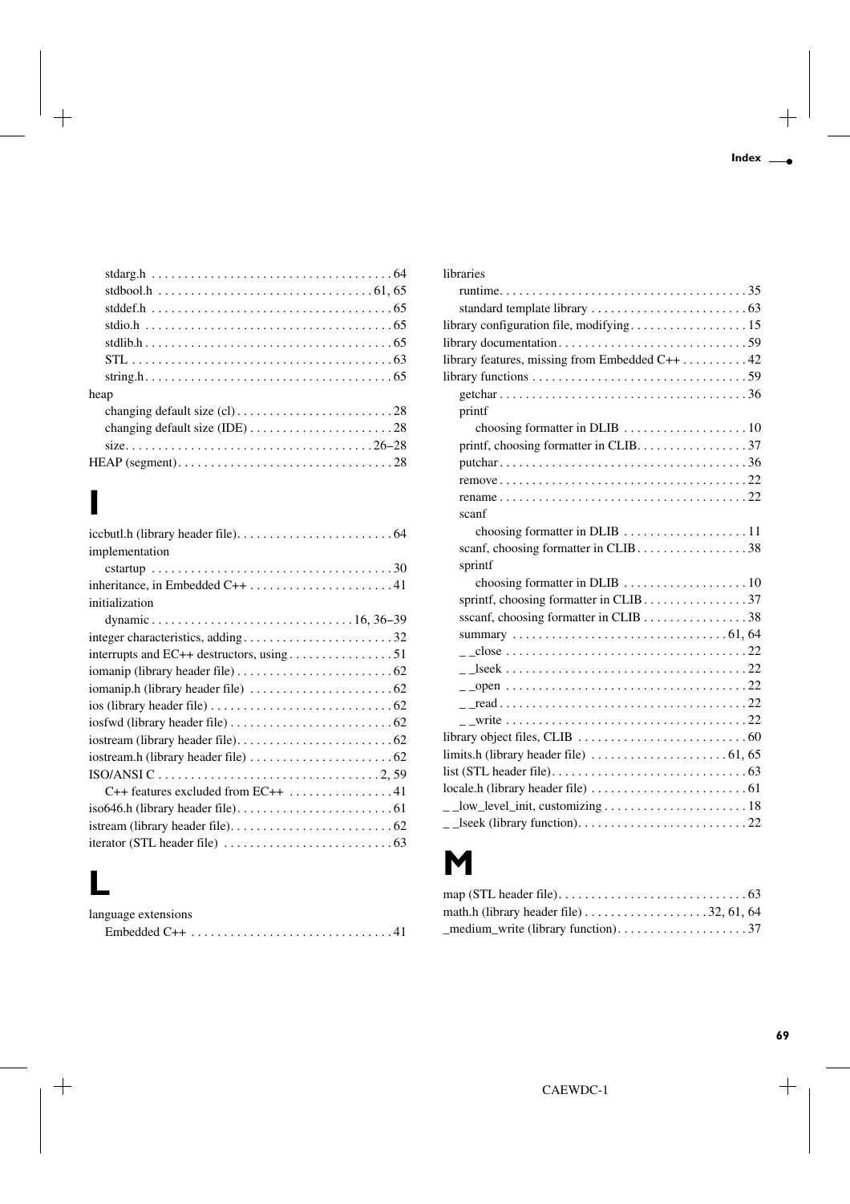stdarg.h . . . . . . . . . . . . . . . . . . . . . . . . . . . . . . . . . . . . 64
stdbool.h . . . . . . . . . . . . . . . . . . . . . . . . . . . . . . . . 61, 65
stddef.h . . . . . . . . . . . . . . . . . . . . . . . . . . . . . . . . . . . . 65
stdio.h . . . . . . . . . . . . . . . . . . . . . . . . . . . . . . . . . . . . . 65
stdlib.h . . . . . . . . . . . . . . . . . . . . . . . . . . . . . . . . . . . . . 65
STL . . . . . . . . . . . . . . . . . . . . . . . . . . . . . . . . . . . . . . . 63
string.h . . . . . . . . . . . . . . . . . . . . . . . . . . . . . . . . . . . . . 65

heap
changing default size (cl) . . . . . . . . . . . . . . . . . . . . . . . . 28
changing default size (IDE) . . . . . . . . . . . . . . . . . . . . . . 28
size . . . . . . . . . . . . . . . . . . . . . . . . . . . . . . . . . . . . . 26–28

HEAP (segment) . . . . . . . . . . . . . . . . . . . . . . . . . . . . . . . . 28

# I

iccbutl.h (library header file) . . . . . . . . . . . . . . . . . . . . . . . . 64

implementation
cstartup . . . . . . . . . . . . . . . . . . . . . . . . . . . . . . . . . . . . 30

inheritance, in Embedded C++ . . . . . . . . . . . . . . . . . . . . . . 41

initialization
dynamic . . . . . . . . . . . . . . . . . . . . . . . . . . . . . . 16, 36–39

integer characteristics, adding . . . . . . . . . . . . . . . . . . . . . . . 32
interrupts and EC++ destructors, using . . . . . . . . . . . . . . . . 51
iomanip (library header file) . . . . . . . . . . . . . . . . . . . . . . . . 62
iomanip.h (library header file) . . . . . . . . . . . . . . . . . . . . . . 62
ios (library header file) . . . . . . . . . . . . . . . . . . . . . . . . . . . . 62
iosfwd (library header file) . . . . . . . . . . . . . . . . . . . . . . . . . 62
iostream (library header file) . . . . . . . . . . . . . . . . . . . . . . . . 62
iostream.h (library header file) . . . . . . . . . . . . . . . . . . . . . . 62
ISO/ANSI C . . . . . . . . . . . . . . . . . . . . . . . . . . . . . . . . . . 2, 59
C++ features excluded from EC++ . . . . . . . . . . . . . . . . 41
iso646.h (library header file) . . . . . . . . . . . . . . . . . . . . . . . . 61
istream (library header file) . . . . . . . . . . . . . . . . . . . . . . . . . 62
iterator (STL header file) . . . . . . . . . . . . . . . . . . . . . . . . . . 63

# L

language extensions
Embedded C++ . . . . . . . . . . . . . . . . . . . . . . . . . . . . . . . 41

libraries
runtime . . . . . . . . . . . . . . . . . . . . . . . . . . . . . . . . . . . . . 35
standard template library . . . . . . . . . . . . . . . . . . . . . . . . 63

library configuration file, modifying . . . . . . . . . . . . . . . . . . 15
library documentation . . . . . . . . . . . . . . . . . . . . . . . . . . . . 59
library features, missing from Embedded C++ . . . . . . . . . . 42
library functions . . . . . . . . . . . . . . . . . . . . . . . . . . . . . . . . 59
getchar . . . . . . . . . . . . . . . . . . . . . . . . . . . . . . . . . . . . . 36
printf
choosing formatter in DLIB . . . . . . . . . . . . . . . . . . . 10
printf, choosing formatter in CLIB . . . . . . . . . . . . . . . . . 37
putchar . . . . . . . . . . . . . . . . . . . . . . . . . . . . . . . . . . . . . 36
remove . . . . . . . . . . . . . . . . . . . . . . . . . . . . . . . . . . . . . 22
rename . . . . . . . . . . . . . . . . . . . . . . . . . . . . . . . . . . . . . 22
scanf
choosing formatter in DLIB . . . . . . . . . . . . . . . . . . . 11
scanf, choosing formatter in CLIB . . . . . . . . . . . . . . . . . 38
sprintf
choosing formatter in DLIB . . . . . . . . . . . . . . . . . . . 10
sprintf, choosing formatter in CLIB . . . . . . . . . . . . . . . . 37
sscanf, choosing formatter in CLIB . . . . . . . . . . . . . . . . 38
summary . . . . . . . . . . . . . . . . . . . . . . . . . . . . . . . . 61, 64
_ _close . . . . . . . . . . . . . . . . . . . . . . . . . . . . . . . . . . . . 22
_ _lseek . . . . . . . . . . . . . . . . . . . . . . . . . . . . . . . . . . . . 22
_ _open . . . . . . . . . . . . . . . . . . . . . . . . . . . . . . . . . . . . 22
_ _read . . . . . . . . . . . . . . . . . . . . . . . . . . . . . . . . . . . . . 22
_ _write . . . . . . . . . . . . . . . . . . . . . . . . . . . . . . . . . . . . 22

library object files, CLIB . . . . . . . . . . . . . . . . . . . . . . . . . . 60
limits.h (library header file) . . . . . . . . . . . . . . . . . . . . . 61, 65
list (STL header file) . . . . . . . . . . . . . . . . . . . . . . . . . . . . . . 63
locale.h (library header file) . . . . . . . . . . . . . . . . . . . . . . . . 61
_ _low_level_init, customizing . . . . . . . . . . . . . . . . . . . . . . 18
_ _lseek (library function) . . . . . . . . . . . . . . . . . . . . . . . . . . 22

# M

map (STL header file) . . . . . . . . . . . . . . . . . . . . . . . . . . . . 63
math.h (library header file) . . . . . . . . . . . . . . . . . . . 32, 61, 64
_medium_write (library function) . . . . . . . . . . . . . . . . . . . . 37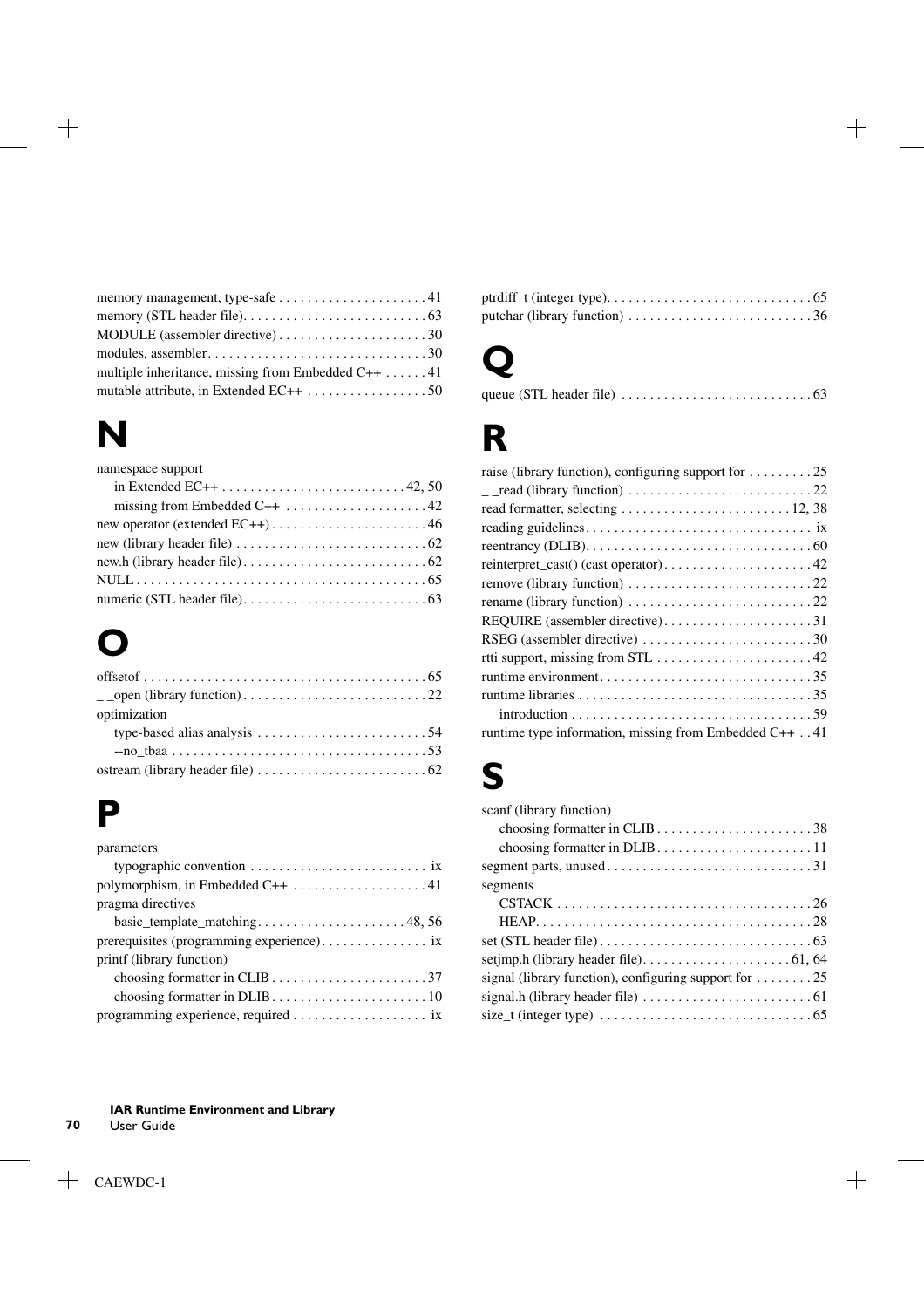memory management, type-safe . . . . . . . . . . . . . . . . . . . . 41
memory (STL header file). . . . . . . . . . . . . . . . . . . . . . . . . 63
MODULE (assembler directive) . . . . . . . . . . . . . . . . . . . . 30
modules, assembler. . . . . . . . . . . . . . . . . . . . . . . . . . . . . . 30
multiple inheritance, missing from Embedded C++ . . . . . . 41
mutable attribute, in Extended EC++ . . . . . . . . . . . . . . . . 50

# N

namespace support
  in Extended EC++ . . . . . . . . . . . . . . . . . . . . . . . . . 42, 50
  missing from Embedded C++ . . . . . . . . . . . . . . . . . . . 42
new operator (extended EC++) . . . . . . . . . . . . . . . . . . . . . 46
new (library header file) . . . . . . . . . . . . . . . . . . . . . . . . . . 62
new.h (library header file) . . . . . . . . . . . . . . . . . . . . . . . . . 62
NULL . . . . . . . . . . . . . . . . . . . . . . . . . . . . . . . . . . . . . . . . 65
numeric (STL header file). . . . . . . . . . . . . . . . . . . . . . . . . 63

# O

offsetof . . . . . . . . . . . . . . . . . . . . . . . . . . . . . . . . . . . . . . . 65
_ _open (library function) . . . . . . . . . . . . . . . . . . . . . . . . . 22
optimization
  type-based alias analysis . . . . . . . . . . . . . . . . . . . . . . . 54
  --no_tbaa . . . . . . . . . . . . . . . . . . . . . . . . . . . . . . . . . . . 53
ostream (library header file) . . . . . . . . . . . . . . . . . . . . . . . 62

# P

parameters
  typographic convention . . . . . . . . . . . . . . . . . . . . . . . . ix
polymorphism, in Embedded C++ . . . . . . . . . . . . . . . . . . 41
pragma directives
  basic_template_matching . . . . . . . . . . . . . . . . . . . . 48, 56
prerequisites (programming experience) . . . . . . . . . . . . . . ix
printf (library function)
  choosing formatter in CLIB . . . . . . . . . . . . . . . . . . . . . 37
  choosing formatter in DLIB . . . . . . . . . . . . . . . . . . . . . 10
programming experience, required . . . . . . . . . . . . . . . . . . ix

ptrdiff_t (integer type). . . . . . . . . . . . . . . . . . . . . . . . . . . 65
putchar (library function) . . . . . . . . . . . . . . . . . . . . . . . . . 36

# Q

queue (STL header file) . . . . . . . . . . . . . . . . . . . . . . . . . . 63

# R

raise (library function), configuring support for . . . . . . . . . 25
_ _read (library function) . . . . . . . . . . . . . . . . . . . . . . . . . 22
read formatter, selecting . . . . . . . . . . . . . . . . . . . . . . . 12, 38
reading guidelines . . . . . . . . . . . . . . . . . . . . . . . . . . . . . . . ix
reentrancy (DLIB). . . . . . . . . . . . . . . . . . . . . . . . . . . . . . . 60
reinterpret_cast() (cast operator) . . . . . . . . . . . . . . . . . . . . 42
remove (library function) . . . . . . . . . . . . . . . . . . . . . . . . . 22
rename (library function) . . . . . . . . . . . . . . . . . . . . . . . . . 22
REQUIRE (assembler directive) . . . . . . . . . . . . . . . . . . . . 31
RSEG (assembler directive) . . . . . . . . . . . . . . . . . . . . . . . 30
rtti support, missing from STL . . . . . . . . . . . . . . . . . . . . . 42
runtime environment. . . . . . . . . . . . . . . . . . . . . . . . . . . . . 35
runtime libraries . . . . . . . . . . . . . . . . . . . . . . . . . . . . . . . . 35
  introduction . . . . . . . . . . . . . . . . . . . . . . . . . . . . . . . . . 59
runtime type information, missing from Embedded C++ . . 41

# S

scanf (library function)
  choosing formatter in CLIB . . . . . . . . . . . . . . . . . . . . . 38
  choosing formatter in DLIB . . . . . . . . . . . . . . . . . . . . . 11
segment parts, unused . . . . . . . . . . . . . . . . . . . . . . . . . . . 31
segments
  CSTACK . . . . . . . . . . . . . . . . . . . . . . . . . . . . . . . . . . . 26
  HEAP. . . . . . . . . . . . . . . . . . . . . . . . . . . . . . . . . . . . . . 28
set (STL header file) . . . . . . . . . . . . . . . . . . . . . . . . . . . . . 63
setjmp.h (library header file). . . . . . . . . . . . . . . . . . . . 61, 64
signal (library function), configuring support for . . . . . . . . 25
signal.h (library header file) . . . . . . . . . . . . . . . . . . . . . . . 61
size_t (integer type) . . . . . . . . . . . . . . . . . . . . . . . . . . . . . 65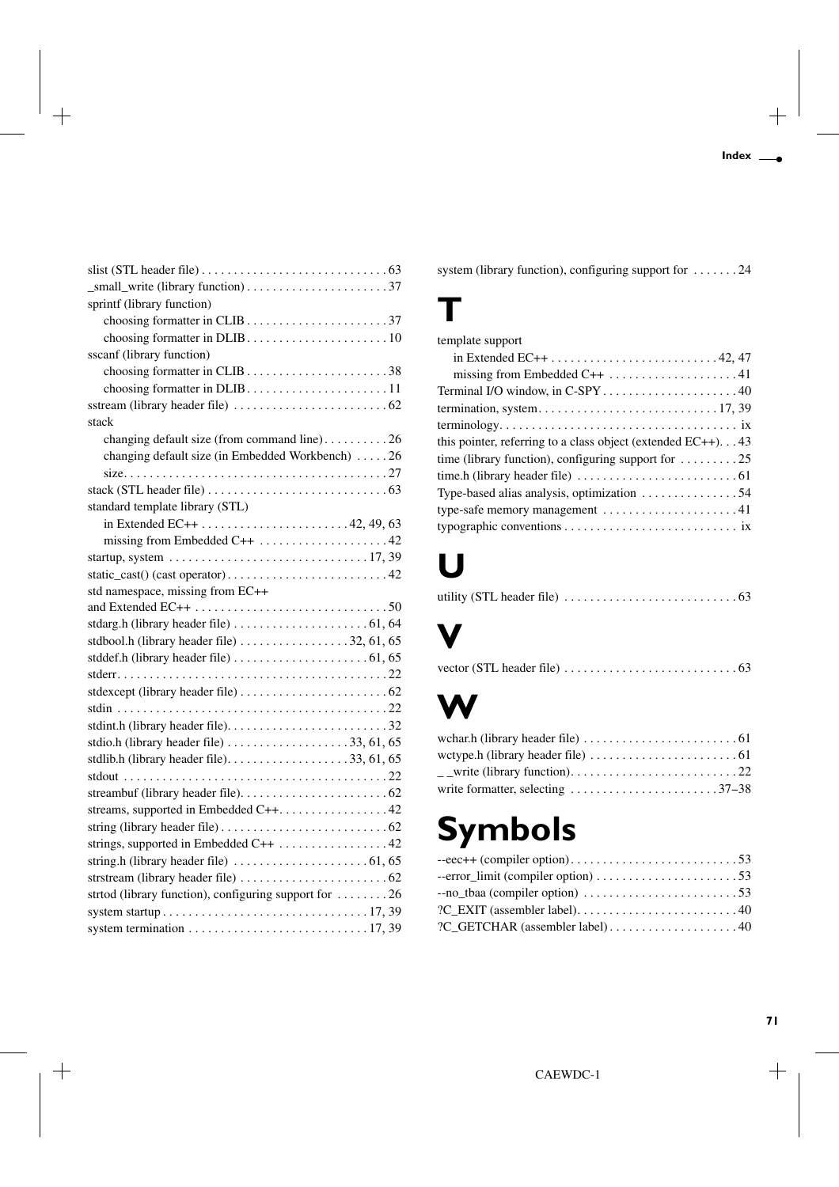slist (STL header file) . . . . . . . . . . . . . . . . . . . . . . . . . . . . . 63
_small_write (library function) . . . . . . . . . . . . . . . . . . . . . . 37
sprintf (library function)
  choosing formatter in CLIB . . . . . . . . . . . . . . . . . . . . . . 37
  choosing formatter in DLIB . . . . . . . . . . . . . . . . . . . . . . 10
sscanf (library function)
  choosing formatter in CLIB . . . . . . . . . . . . . . . . . . . . . . 38
  choosing formatter in DLIB . . . . . . . . . . . . . . . . . . . . . . 11
sstream (library header file) . . . . . . . . . . . . . . . . . . . . . . . . 62
stack
  changing default size (from command line) . . . . . . . . . . 26
  changing default size (in Embedded Workbench) . . . . . 26
  size. . . . . . . . . . . . . . . . . . . . . . . . . . . . . . . . . . . . . . . . . . 27
stack (STL header file) . . . . . . . . . . . . . . . . . . . . . . . . . . . . 63
standard template library (STL)
  in Extended EC++ . . . . . . . . . . . . . . . . . . . . . . . 42, 49, 63
  missing from Embedded C++ . . . . . . . . . . . . . . . . . . . . 42
startup, system . . . . . . . . . . . . . . . . . . . . . . . . . . . . . . . 17, 39
static_cast() (cast operator) . . . . . . . . . . . . . . . . . . . . . . . . . 42
std namespace, missing from EC++
and Extended EC++ . . . . . . . . . . . . . . . . . . . . . . . . . . . . . . 50
stdarg.h (library header file) . . . . . . . . . . . . . . . . . . . . . 61, 64
stdbool.h (library header file) . . . . . . . . . . . . . . . . . 32, 61, 65
stddef.h (library header file) . . . . . . . . . . . . . . . . . . . . . 61, 65
stderr. . . . . . . . . . . . . . . . . . . . . . . . . . . . . . . . . . . . . . . . . . . 22
stdexcept (library header file) . . . . . . . . . . . . . . . . . . . . . . . 62
stdin . . . . . . . . . . . . . . . . . . . . . . . . . . . . . . . . . . . . . . . . . . 22
stdint.h (library header file). . . . . . . . . . . . . . . . . . . . . . . . . 32
stdio.h (library header file) . . . . . . . . . . . . . . . . . . . 33, 61, 65
stdlib.h (library header file). . . . . . . . . . . . . . . . . . . . 33, 61, 65
stdout . . . . . . . . . . . . . . . . . . . . . . . . . . . . . . . . . . . . . . . . . 22
streambuf (library header file). . . . . . . . . . . . . . . . . . . . . . . 62
streams, supported in Embedded C++. . . . . . . . . . . . . . . . . 42
string (library header file) . . . . . . . . . . . . . . . . . . . . . . . . . . 62
strings, supported in Embedded C++ . . . . . . . . . . . . . . . . . 42
string.h (library header file) . . . . . . . . . . . . . . . . . . . . . 61, 65
strstream (library header file) . . . . . . . . . . . . . . . . . . . . . . . 62
strtod (library function), configuring support for . . . . . . . . 26
system startup . . . . . . . . . . . . . . . . . . . . . . . . . . . . . . . . 17, 39
system termination . . . . . . . . . . . . . . . . . . . . . . . . . . . . 17, 39
system (library function), configuring support for . . . . . . . 24

# T

template support
  in Extended EC++ . . . . . . . . . . . . . . . . . . . . . . . . . . 42, 47
  missing from Embedded C++ . . . . . . . . . . . . . . . . . . . . 41
Terminal I/O window, in C-SPY . . . . . . . . . . . . . . . . . . . . . 40
termination, system. . . . . . . . . . . . . . . . . . . . . . . . . . . . 17, 39
terminology. . . . . . . . . . . . . . . . . . . . . . . . . . . . . . . . . . . . . ix
this pointer, referring to a class object (extended EC++). . . 43
time (library function), configuring support for . . . . . . . . . 25
time.h (library header file) . . . . . . . . . . . . . . . . . . . . . . . . . 61
Type-based alias analysis, optimization . . . . . . . . . . . . . . . 54
type-safe memory management . . . . . . . . . . . . . . . . . . . . . 41
typographic conventions . . . . . . . . . . . . . . . . . . . . . . . . . . . ix

# U

utility (STL header file) . . . . . . . . . . . . . . . . . . . . . . . . . . . 63

# V

vector (STL header file) . . . . . . . . . . . . . . . . . . . . . . . . . . . 63

# W

wchar.h (library header file) . . . . . . . . . . . . . . . . . . . . . . . . 61
wctype.h (library header file) . . . . . . . . . . . . . . . . . . . . . . . 61
_ _write (library function). . . . . . . . . . . . . . . . . . . . . . . . . . 22
write formatter, selecting . . . . . . . . . . . . . . . . . . . . . . . 37–38

# Symbols

--eec++ (compiler option). . . . . . . . . . . . . . . . . . . . . . . . . . 53
--error_limit (compiler option) . . . . . . . . . . . . . . . . . . . . . . 53
--no_tbaa (compiler option) . . . . . . . . . . . . . . . . . . . . . . . . 53
?C_EXIT (assembler label). . . . . . . . . . . . . . . . . . . . . . . . . 40
?C_GETCHAR (assembler label) . . . . . . . . . . . . . . . . . . . . 40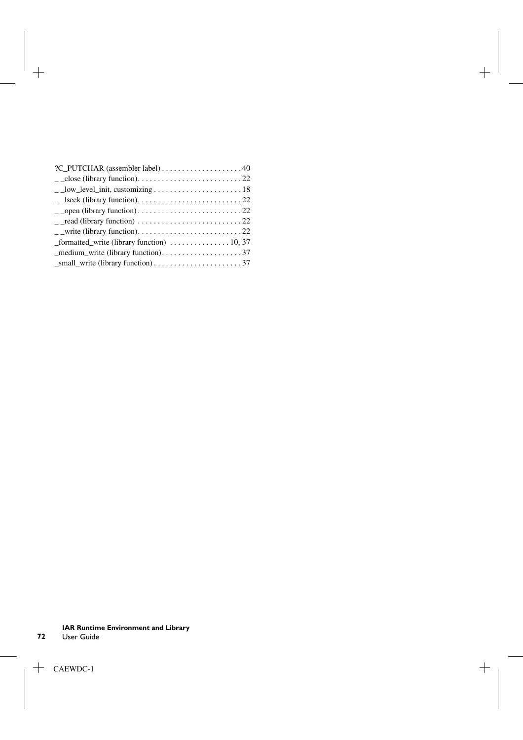?C_PUTCHAR (assembler label) . . . . . . . . . . . . . . . . . . . 40
_ _close (library function). . . . . . . . . . . . . . . . . . . . . . . . . 22
_ _low_level_init, customizing . . . . . . . . . . . . . . . . . . . . . 18
_ _lseek (library function). . . . . . . . . . . . . . . . . . . . . . . . . 22
_ _open (library function) . . . . . . . . . . . . . . . . . . . . . . . . . 22
_ _read (library function) . . . . . . . . . . . . . . . . . . . . . . . . . 22
_ _write (library function). . . . . . . . . . . . . . . . . . . . . . . . . 22
_formatted_write (library function) . . . . . . . . . . . . . . . 10, 37
_medium_write (library function). . . . . . . . . . . . . . . . . . . . 37
_small_write (library function) . . . . . . . . . . . . . . . . . . . . . 37